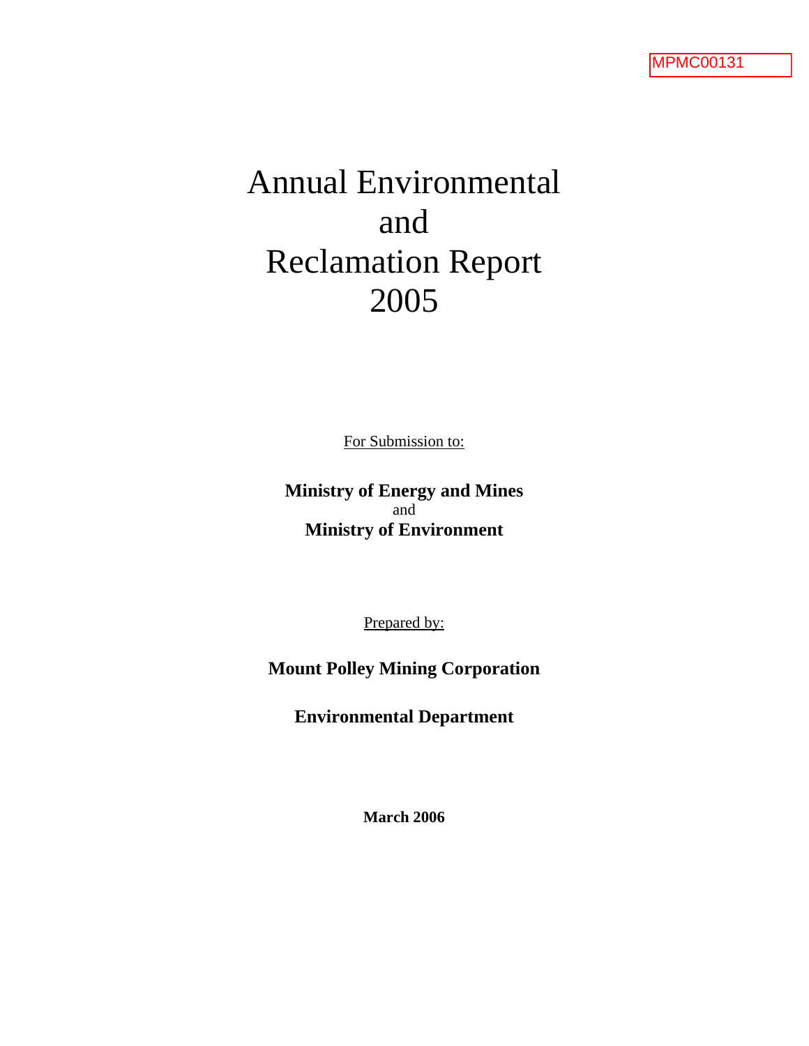MPMC00131

# Annual Environmental and Reclamation Report 2005

For Submission to:

**Ministry of Energy and Mines**
and
**Ministry of Environment**

Prepared by:

**Mount Polley Mining Corporation**

**Environmental Department**

**March 2006**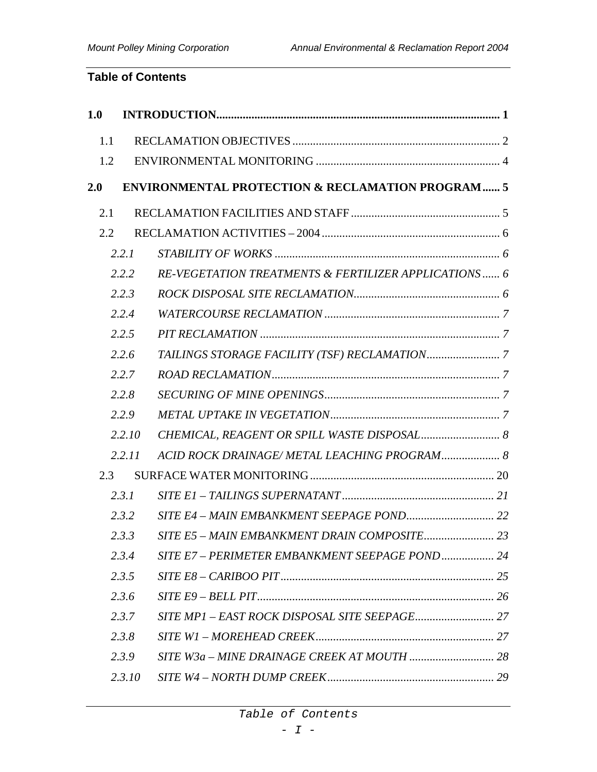## Table of Contents

**1.0 INTRODUCTION** ..... **1**

1.1 RECLAMATION OBJECTIVES ..... 2

1.2 ENVIRONMENTAL MONITORING ..... 4

**2.0 ENVIRONMENTAL PROTECTION & RECLAMATION PROGRAM** ..... **5**

2.1 RECLAMATION FACILITIES AND STAFF ..... 5

2.2 RECLAMATION ACTIVITIES – 2004 ..... 6

*2.2.1 STABILITY OF WORKS* ..... *6*

*2.2.2 RE-VEGETATION TREATMENTS & FERTILIZER APPLICATIONS* ..... *6*

*2.2.3 ROCK DISPOSAL SITE RECLAMATION* ..... *6*

*2.2.4 WATERCOURSE RECLAMATION* ..... *7*

*2.2.5 PIT RECLAMATION* ..... *7*

*2.2.6 TAILINGS STORAGE FACILITY (TSF) RECLAMATION* ..... *7*

*2.2.7 ROAD RECLAMATION* ..... *7*

*2.2.8 SECURING OF MINE OPENINGS* ..... *7*

*2.2.9 METAL UPTAKE IN VEGETATION* ..... *7*

*2.2.10 CHEMICAL, REAGENT OR SPILL WASTE DISPOSAL* ..... *8*

*2.2.11 ACID ROCK DRAINAGE/ METAL LEACHING PROGRAM* ..... *8*

2.3 SURFACE WATER MONITORING ..... 20

*2.3.1 SITE E1 – TAILINGS SUPERNATANT* ..... *21*

*2.3.2 SITE E4 – MAIN EMBANKMENT SEEPAGE POND* ..... *22*

*2.3.3 SITE E5 – MAIN EMBANKMENT DRAIN COMPOSITE* ..... *23*

*2.3.4 SITE E7 – PERIMETER EMBANKMENT SEEPAGE POND* ..... *24*

*2.3.5 SITE E8 – CARIBOO PIT* ..... *25*

*2.3.6 SITE E9 – BELL PIT* ..... *26*

*2.3.7 SITE MP1 – EAST ROCK DISPOSAL SITE SEEPAGE* ..... *27*

*2.3.8 SITE W1 – MOREHEAD CREEK* ..... *27*

*2.3.9 SITE W3a – MINE DRAINAGE CREEK AT MOUTH* ..... *28*

*2.3.10 SITE W4 – NORTH DUMP CREEK* ..... *29*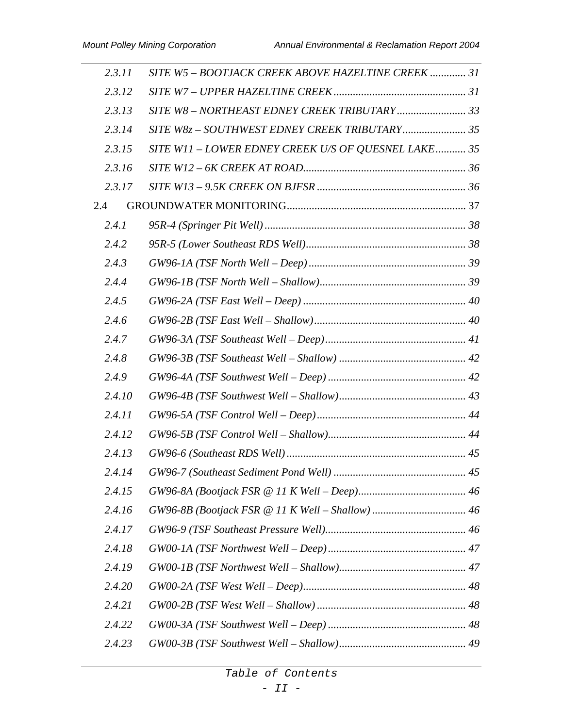| | | |
|---|---|---|
| *2.3.11* | *SITE W5 – BOOTJACK CREEK ABOVE HAZELTINE CREEK* | *31* |
| *2.3.12* | *SITE W7 – UPPER HAZELTINE CREEK* | *31* |
| *2.3.13* | *SITE W8 – NORTHEAST EDNEY CREEK TRIBUTARY* | *33* |
| *2.3.14* | *SITE W8z – SOUTHWEST EDNEY CREEK TRIBUTARY* | *35* |
| *2.3.15* | *SITE W11 – LOWER EDNEY CREEK U/S OF QUESNEL LAKE* | *35* |
| *2.3.16* | *SITE W12 – 6K CREEK AT ROAD* | *36* |
| *2.3.17* | *SITE W13 – 9.5K CREEK ON BJFSR* | *36* |
| 2.4 | GROUNDWATER MONITORING | 37 |
| *2.4.1* | *95R-4 (Springer Pit Well)* | *38* |
| *2.4.2* | *95R-5 (Lower Southeast RDS Well)* | *38* |
| *2.4.3* | *GW96-1A (TSF North Well – Deep)* | *39* |
| *2.4.4* | *GW96-1B (TSF North Well – Shallow)* | *39* |
| *2.4.5* | *GW96-2A (TSF East Well – Deep)* | *40* |
| *2.4.6* | *GW96-2B (TSF East Well – Shallow)* | *40* |
| *2.4.7* | *GW96-3A (TSF Southeast Well – Deep)* | *41* |
| *2.4.8* | *GW96-3B (TSF Southeast Well – Shallow)* | *42* |
| *2.4.9* | *GW96-4A (TSF Southwest Well – Deep)* | *42* |
| *2.4.10* | *GW96-4B (TSF Southwest Well – Shallow)* | *43* |
| *2.4.11* | *GW96-5A (TSF Control Well – Deep)* | *44* |
| *2.4.12* | *GW96-5B (TSF Control Well – Shallow)* | *44* |
| *2.4.13* | *GW96-6 (Southeast RDS Well)* | *45* |
| *2.4.14* | *GW96-7 (Southeast Sediment Pond Well)* | *45* |
| *2.4.15* | *GW96-8A (Bootjack FSR @ 11 K Well – Deep)* | *46* |
| *2.4.16* | *GW96-8B (Bootjack FSR @ 11 K Well – Shallow)* | *46* |
| *2.4.17* | *GW96-9 (TSF Southeast Pressure Well)* | *46* |
| *2.4.18* | *GW00-1A (TSF Northwest Well – Deep)* | *47* |
| *2.4.19* | *GW00-1B (TSF Northwest Well – Shallow)* | *47* |
| *2.4.20* | *GW00-2A (TSF West Well – Deep)* | *48* |
| *2.4.21* | *GW00-2B (TSF West Well – Shallow)* | *48* |
| *2.4.22* | *GW00-3A (TSF Southwest Well – Deep)* | *48* |
| *2.4.23* | *GW00-3B (TSF Southwest Well – Shallow)* | *49* |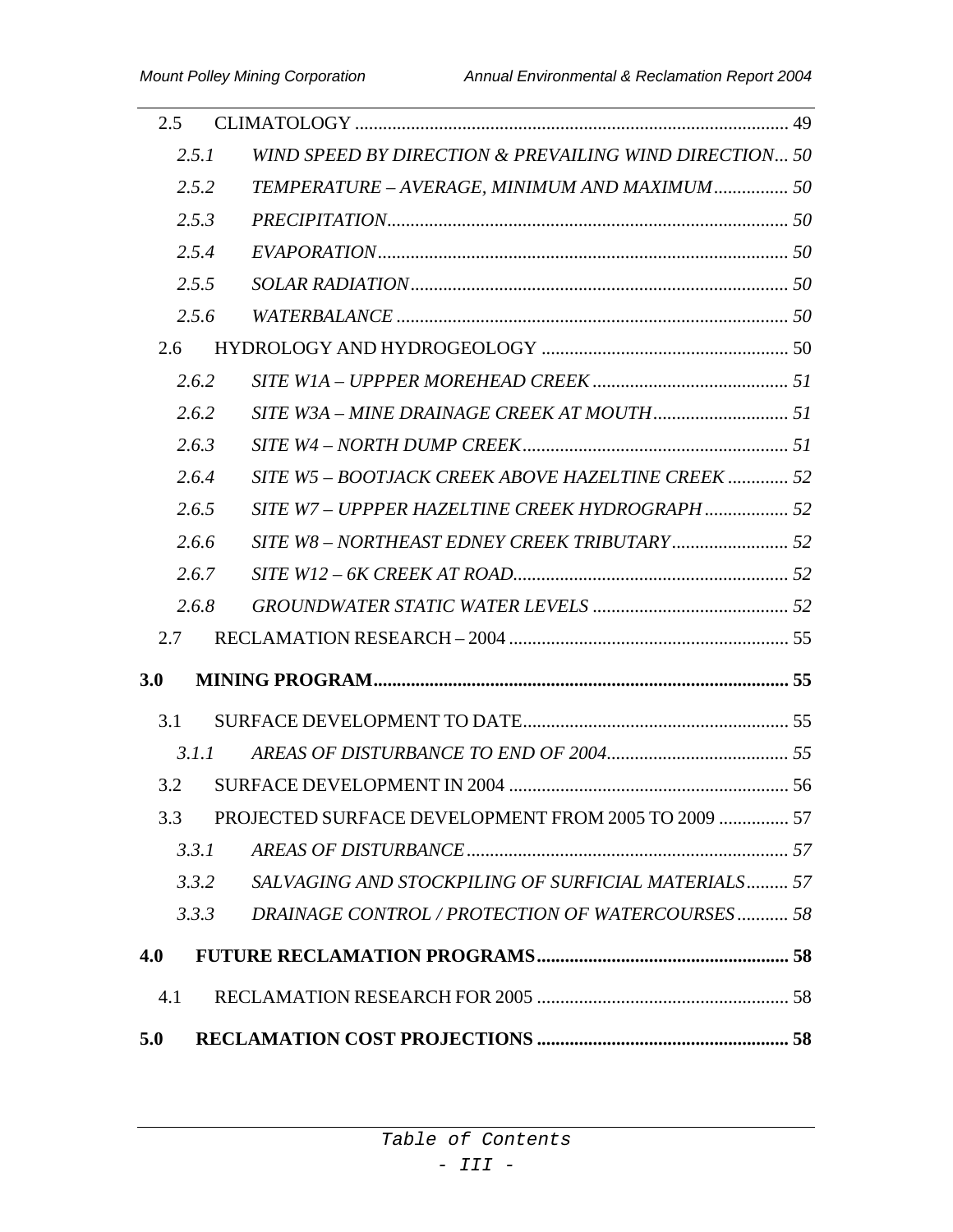2.5 CLIMATOLOGY ............................................................................................ 49

*2.5.1 WIND SPEED BY DIRECTION & PREVAILING WIND DIRECTION... 50*

*2.5.2 TEMPERATURE – AVERAGE, MINIMUM AND MAXIMUM................ 50*

*2.5.3 PRECIPITATION..................................................................................... 50*

*2.5.4 EVAPORATION....................................................................................... 50*

*2.5.5 SOLAR RADIATION................................................................................ 50*

*2.5.6 WATERBALANCE ................................................................................... 50*

2.6 HYDROLOGY AND HYDROGEOLOGY .................................................... 50

*2.6.2 SITE W1A – UPPPER MOREHEAD CREEK .......................................... 51*

*2.6.2 SITE W3A – MINE DRAINAGE CREEK AT MOUTH............................. 51*

*2.6.3 SITE W4 – NORTH DUMP CREEK......................................................... 51*

*2.6.4 SITE W5 – BOOTJACK CREEK ABOVE HAZELTINE CREEK ............. 52*

*2.6.5 SITE W7 – UPPPER HAZELTINE CREEK HYDROGRAPH .................. 52*

*2.6.6 SITE W8 – NORTHEAST EDNEY CREEK TRIBUTARY......................... 52*

*2.6.7 SITE W12 – 6K CREEK AT ROAD........................................................... 52*

*2.6.8 GROUNDWATER STATIC WATER LEVELS .......................................... 52*

2.7 RECLAMATION RESEARCH – 2004 ............................................................ 55

**3.0 MINING PROGRAM....................................................................................... 55**

3.1 SURFACE DEVELOPMENT TO DATE......................................................... 55

*3.1.1 AREAS OF DISTURBANCE TO END OF 2004....................................... 55*

3.2 SURFACE DEVELOPMENT IN 2004 ............................................................ 56

3.3 PROJECTED SURFACE DEVELOPMENT FROM 2005 TO 2009 ............... 57

*3.3.1 AREAS OF DISTURBANCE..................................................................... 57*

*3.3.2 SALVAGING AND STOCKPILING OF SURFICIAL MATERIALS......... 57*

*3.3.3 DRAINAGE CONTROL / PROTECTION OF WATERCOURSES........... 58*

**4.0 FUTURE RECLAMATION PROGRAMS..................................................... 58**

4.1 RECLAMATION RESEARCH FOR 2005 ...................................................... 58

**5.0 RECLAMATION COST PROJECTIONS ..................................................... 58**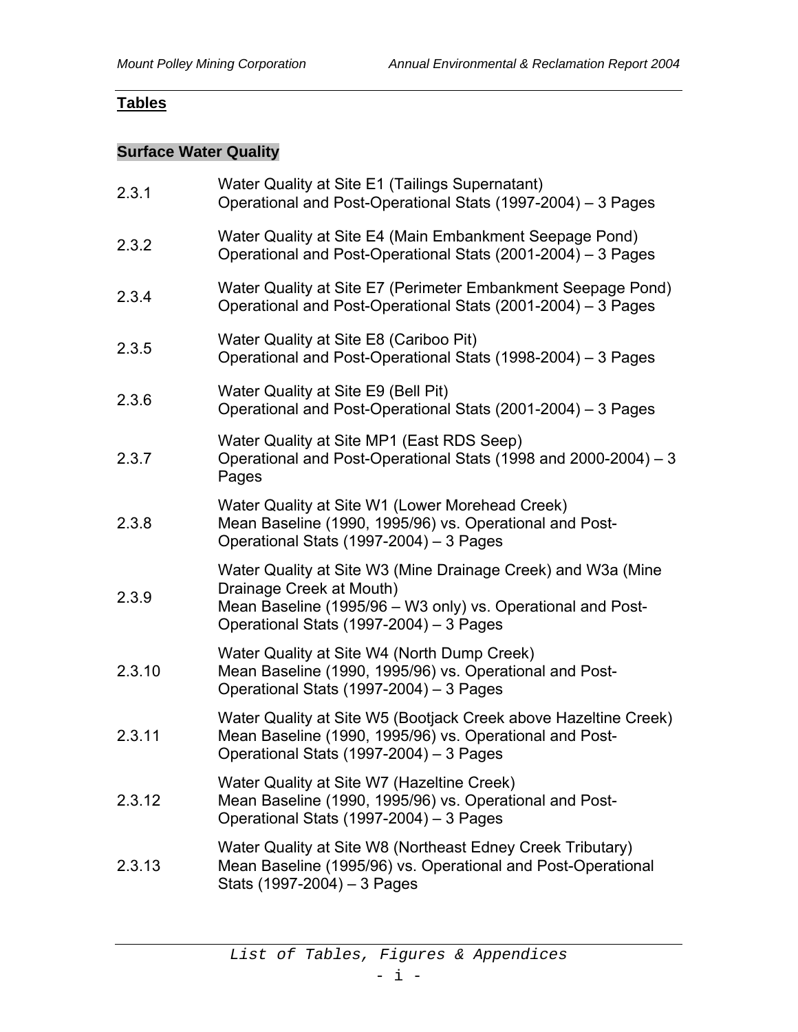**Tables**

**Surface Water Quality**

| | |
|---|---|
| 2.3.1 | Water Quality at Site E1 (Tailings Supernatant)<br>Operational and Post-Operational Stats (1997-2004) – 3 Pages |
| 2.3.2 | Water Quality at Site E4 (Main Embankment Seepage Pond)<br>Operational and Post-Operational Stats (2001-2004) – 3 Pages |
| 2.3.4 | Water Quality at Site E7 (Perimeter Embankment Seepage Pond)<br>Operational and Post-Operational Stats (2001-2004) – 3 Pages |
| 2.3.5 | Water Quality at Site E8 (Cariboo Pit)<br>Operational and Post-Operational Stats (1998-2004) – 3 Pages |
| 2.3.6 | Water Quality at Site E9 (Bell Pit)<br>Operational and Post-Operational Stats (2001-2004) – 3 Pages |
| 2.3.7 | Water Quality at Site MP1 (East RDS Seep)<br>Operational and Post-Operational Stats (1998 and 2000-2004) – 3 Pages |
| 2.3.8 | Water Quality at Site W1 (Lower Morehead Creek)<br>Mean Baseline (1990, 1995/96) vs. Operational and Post-Operational Stats (1997-2004) – 3 Pages |
| 2.3.9 | Water Quality at Site W3 (Mine Drainage Creek) and W3a (Mine Drainage Creek at Mouth)<br>Mean Baseline (1995/96 – W3 only) vs. Operational and Post-Operational Stats (1997-2004) – 3 Pages |
| 2.3.10 | Water Quality at Site W4 (North Dump Creek)<br>Mean Baseline (1990, 1995/96) vs. Operational and Post-Operational Stats (1997-2004) – 3 Pages |
| 2.3.11 | Water Quality at Site W5 (Bootjack Creek above Hazeltine Creek)<br>Mean Baseline (1990, 1995/96) vs. Operational and Post-Operational Stats (1997-2004) – 3 Pages |
| 2.3.12 | Water Quality at Site W7 (Hazeltine Creek)<br>Mean Baseline (1990, 1995/96) vs. Operational and Post-Operational Stats (1997-2004) – 3 Pages |
| 2.3.13 | Water Quality at Site W8 (Northeast Edney Creek Tributary)<br>Mean Baseline (1995/96) vs. Operational and Post-Operational Stats (1997-2004) – 3 Pages |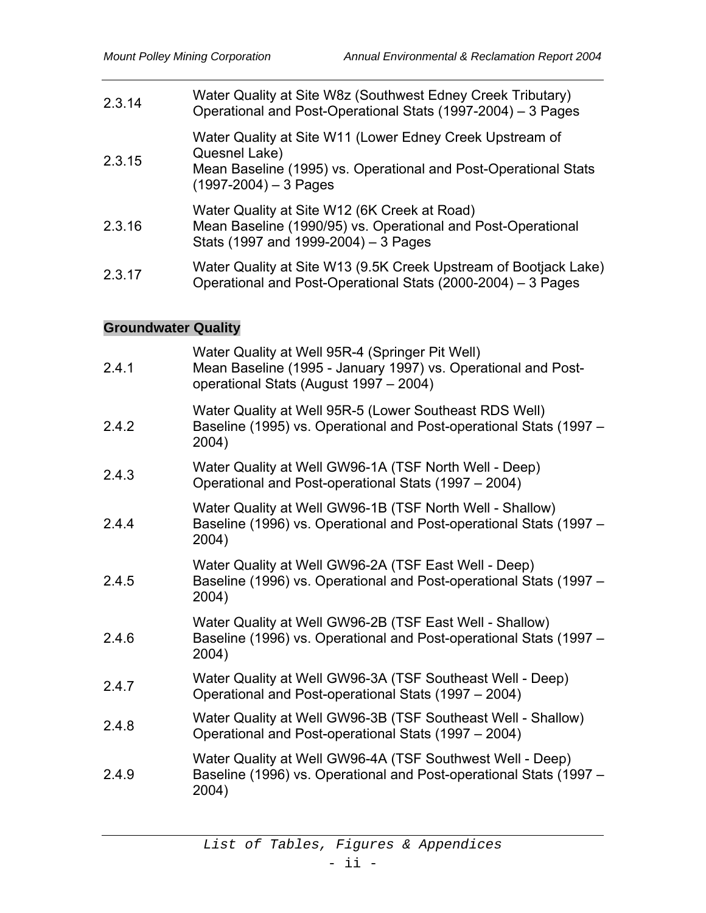| | |
|---|---|
| 2.3.14 | Water Quality at Site W8z (Southwest Edney Creek Tributary)<br>Operational and Post-Operational Stats (1997-2004) – 3 Pages |
| 2.3.15 | Water Quality at Site W11 (Lower Edney Creek Upstream of Quesnel Lake)<br>Mean Baseline (1995) vs. Operational and Post-Operational Stats (1997-2004) – 3 Pages |
| 2.3.16 | Water Quality at Site W12 (6K Creek at Road)<br>Mean Baseline (1990/95) vs. Operational and Post-Operational Stats (1997 and 1999-2004) – 3 Pages |
| 2.3.17 | Water Quality at Site W13 (9.5K Creek Upstream of Bootjack Lake)<br>Operational and Post-Operational Stats (2000-2004) – 3 Pages |

**Groundwater Quality**

| | |
|---|---|
| 2.4.1 | Water Quality at Well 95R-4 (Springer Pit Well)<br>Mean Baseline (1995 - January 1997) vs. Operational and Post-operational Stats (August 1997 – 2004) |
| 2.4.2 | Water Quality at Well 95R-5 (Lower Southeast RDS Well)<br>Baseline (1995) vs. Operational and Post-operational Stats (1997 – 2004) |
| 2.4.3 | Water Quality at Well GW96-1A (TSF North Well - Deep)<br>Operational and Post-operational Stats (1997 – 2004) |
| 2.4.4 | Water Quality at Well GW96-1B (TSF North Well - Shallow)<br>Baseline (1996) vs. Operational and Post-operational Stats (1997 – 2004) |
| 2.4.5 | Water Quality at Well GW96-2A (TSF East Well - Deep)<br>Baseline (1996) vs. Operational and Post-operational Stats (1997 – 2004) |
| 2.4.6 | Water Quality at Well GW96-2B (TSF East Well - Shallow)<br>Baseline (1996) vs. Operational and Post-operational Stats (1997 – 2004) |
| 2.4.7 | Water Quality at Well GW96-3A (TSF Southeast Well - Deep)<br>Operational and Post-operational Stats (1997 – 2004) |
| 2.4.8 | Water Quality at Well GW96-3B (TSF Southeast Well - Shallow)<br>Operational and Post-operational Stats (1997 – 2004) |
| 2.4.9 | Water Quality at Well GW96-4A (TSF Southwest Well - Deep)<br>Baseline (1996) vs. Operational and Post-operational Stats (1997 – 2004) |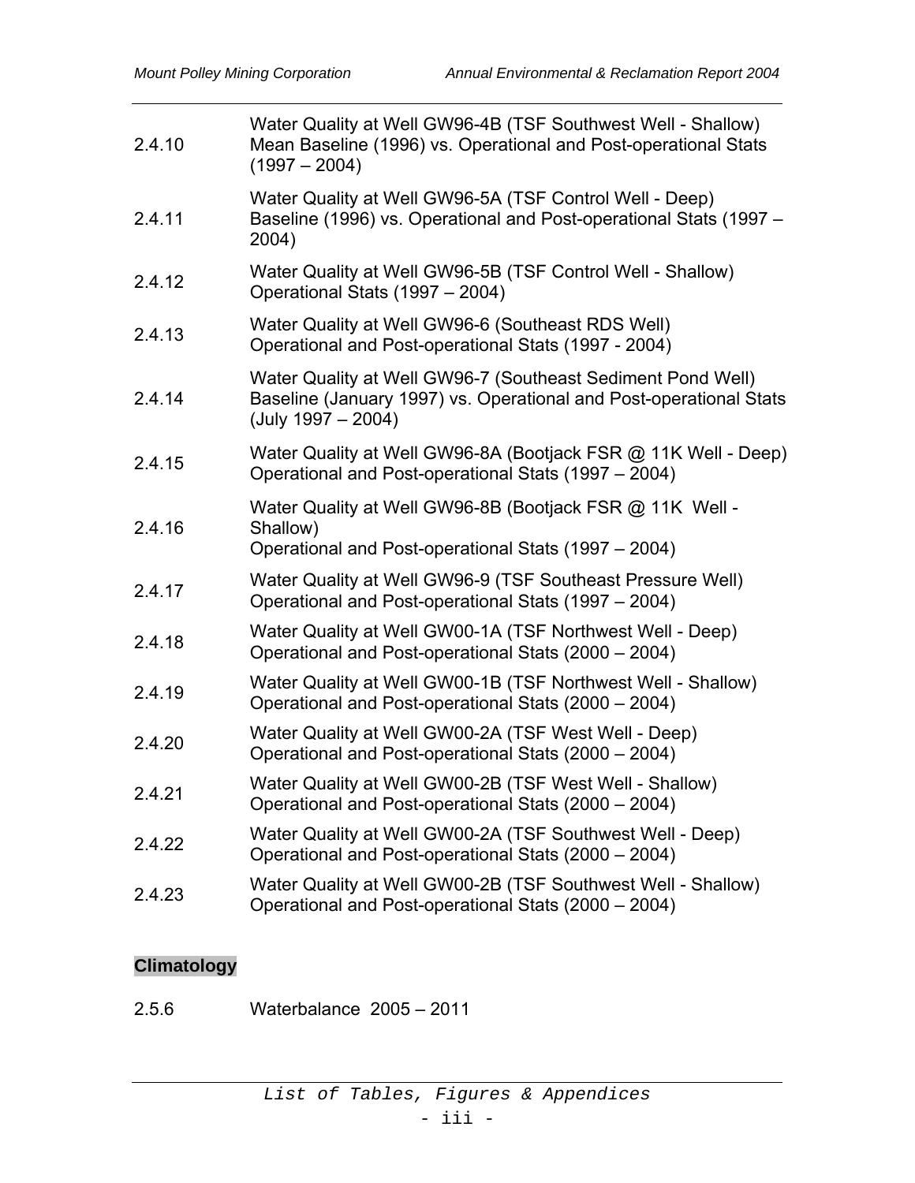| | |
|---|---|
| 2.4.10 | Water Quality at Well GW96-4B (TSF Southwest Well - Shallow) Mean Baseline (1996) vs. Operational and Post-operational Stats (1997 – 2004) |
| 2.4.11 | Water Quality at Well GW96-5A (TSF Control Well - Deep) Baseline (1996) vs. Operational and Post-operational Stats (1997 – 2004) |
| 2.4.12 | Water Quality at Well GW96-5B (TSF Control Well - Shallow) Operational Stats (1997 – 2004) |
| 2.4.13 | Water Quality at Well GW96-6 (Southeast RDS Well) Operational and Post-operational Stats (1997 - 2004) |
| 2.4.14 | Water Quality at Well GW96-7 (Southeast Sediment Pond Well) Baseline (January 1997) vs. Operational and Post-operational Stats (July 1997 – 2004) |
| 2.4.15 | Water Quality at Well GW96-8A (Bootjack FSR @ 11K Well - Deep) Operational and Post-operational Stats (1997 – 2004) |
| 2.4.16 | Water Quality at Well GW96-8B (Bootjack FSR @ 11K Well - Shallow) Operational and Post-operational Stats (1997 – 2004) |
| 2.4.17 | Water Quality at Well GW96-9 (TSF Southeast Pressure Well) Operational and Post-operational Stats (1997 – 2004) |
| 2.4.18 | Water Quality at Well GW00-1A (TSF Northwest Well - Deep) Operational and Post-operational Stats (2000 – 2004) |
| 2.4.19 | Water Quality at Well GW00-1B (TSF Northwest Well - Shallow) Operational and Post-operational Stats (2000 – 2004) |
| 2.4.20 | Water Quality at Well GW00-2A (TSF West Well - Deep) Operational and Post-operational Stats (2000 – 2004) |
| 2.4.21 | Water Quality at Well GW00-2B (TSF West Well - Shallow) Operational and Post-operational Stats (2000 – 2004) |
| 2.4.22 | Water Quality at Well GW00-2A (TSF Southwest Well - Deep) Operational and Post-operational Stats (2000 – 2004) |
| 2.4.23 | Water Quality at Well GW00-2B (TSF Southwest Well - Shallow) Operational and Post-operational Stats (2000 – 2004) |

**Climatology**

| | |
|---|---|
| 2.5.6 | Waterbalance 2005 – 2011 |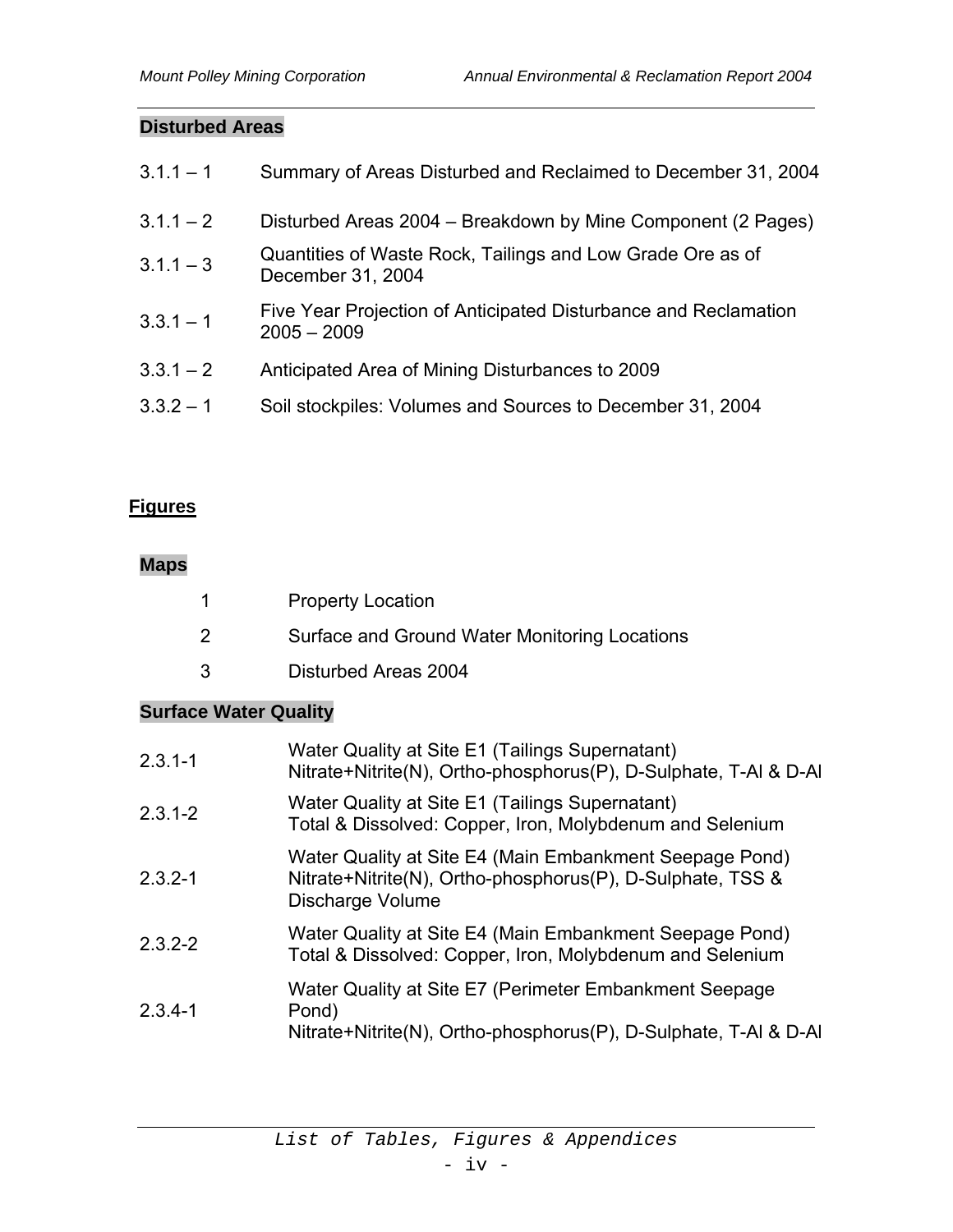**Disturbed Areas**

| | |
|---|---|
| 3.1.1 – 1 | Summary of Areas Disturbed and Reclaimed to December 31, 2004 |
| 3.1.1 – 2 | Disturbed Areas 2004 – Breakdown by Mine Component (2 Pages) |
| 3.1.1 – 3 | Quantities of Waste Rock, Tailings and Low Grade Ore as of December 31, 2004 |
| 3.3.1 – 1 | Five Year Projection of Anticipated Disturbance and Reclamation 2005 – 2009 |
| 3.3.1 – 2 | Anticipated Area of Mining Disturbances to 2009 |
| 3.3.2 – 1 | Soil stockpiles: Volumes and Sources to December 31, 2004 |

## Figures

**Maps**

| | |
|---|---|
| 1 | Property Location |
| 2 | Surface and Ground Water Monitoring Locations |
| 3 | Disturbed Areas 2004 |

**Surface Water Quality**

| | |
|---|---|
| 2.3.1-1 | Water Quality at Site E1 (Tailings Supernatant)<br>Nitrate+Nitrite(N), Ortho-phosphorus(P), D-Sulphate, T-Al & D-Al |
| 2.3.1-2 | Water Quality at Site E1 (Tailings Supernatant)<br>Total & Dissolved: Copper, Iron, Molybdenum and Selenium |
| 2.3.2-1 | Water Quality at Site E4 (Main Embankment Seepage Pond)<br>Nitrate+Nitrite(N), Ortho-phosphorus(P), D-Sulphate, TSS & Discharge Volume |
| 2.3.2-2 | Water Quality at Site E4 (Main Embankment Seepage Pond)<br>Total & Dissolved: Copper, Iron, Molybdenum and Selenium |
| 2.3.4-1 | Water Quality at Site E7 (Perimeter Embankment Seepage Pond)<br>Nitrate+Nitrite(N), Ortho-phosphorus(P), D-Sulphate, T-Al & D-Al |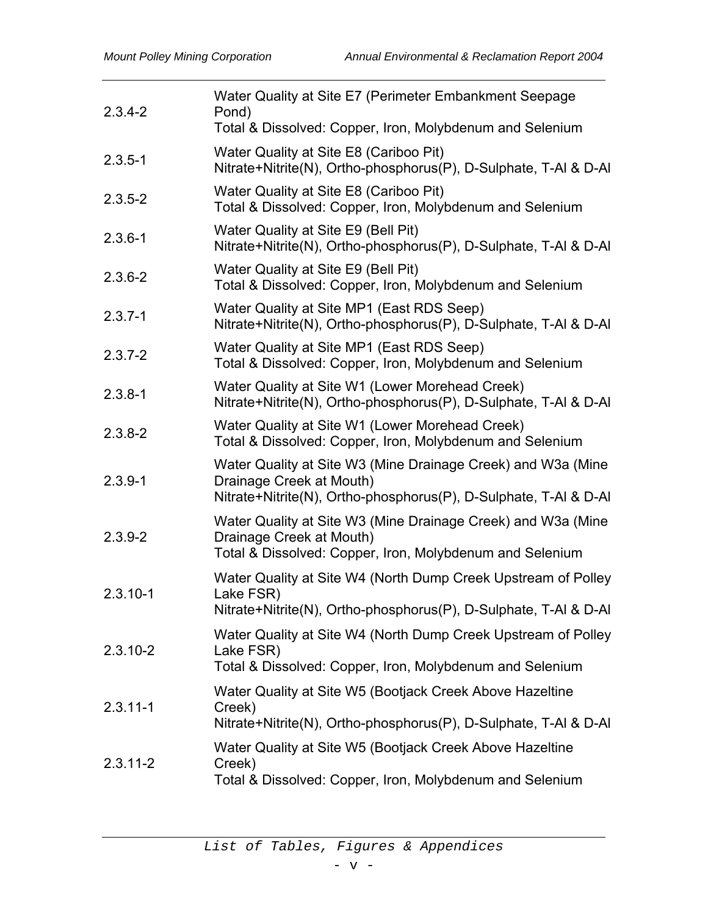| | |
|---|---|
| 2.3.4-2 | Water Quality at Site E7 (Perimeter Embankment Seepage Pond)<br>Total & Dissolved: Copper, Iron, Molybdenum and Selenium |
| 2.3.5-1 | Water Quality at Site E8 (Cariboo Pit)<br>Nitrate+Nitrite(N), Ortho-phosphorus(P), D-Sulphate, T-Al & D-Al |
| 2.3.5-2 | Water Quality at Site E8 (Cariboo Pit)<br>Total & Dissolved: Copper, Iron, Molybdenum and Selenium |
| 2.3.6-1 | Water Quality at Site E9 (Bell Pit)<br>Nitrate+Nitrite(N), Ortho-phosphorus(P), D-Sulphate, T-Al & D-Al |
| 2.3.6-2 | Water Quality at Site E9 (Bell Pit)<br>Total & Dissolved: Copper, Iron, Molybdenum and Selenium |
| 2.3.7-1 | Water Quality at Site MP1 (East RDS Seep)<br>Nitrate+Nitrite(N), Ortho-phosphorus(P), D-Sulphate, T-Al & D-Al |
| 2.3.7-2 | Water Quality at Site MP1 (East RDS Seep)<br>Total & Dissolved: Copper, Iron, Molybdenum and Selenium |
| 2.3.8-1 | Water Quality at Site W1 (Lower Morehead Creek)<br>Nitrate+Nitrite(N), Ortho-phosphorus(P), D-Sulphate, T-Al & D-Al |
| 2.3.8-2 | Water Quality at Site W1 (Lower Morehead Creek)<br>Total & Dissolved: Copper, Iron, Molybdenum and Selenium |
| 2.3.9-1 | Water Quality at Site W3 (Mine Drainage Creek) and W3a (Mine Drainage Creek at Mouth)<br>Nitrate+Nitrite(N), Ortho-phosphorus(P), D-Sulphate, T-Al & D-Al |
| 2.3.9-2 | Water Quality at Site W3 (Mine Drainage Creek) and W3a (Mine Drainage Creek at Mouth)<br>Total & Dissolved: Copper, Iron, Molybdenum and Selenium |
| 2.3.10-1 | Water Quality at Site W4 (North Dump Creek Upstream of Polley Lake FSR)<br>Nitrate+Nitrite(N), Ortho-phosphorus(P), D-Sulphate, T-Al & D-Al |
| 2.3.10-2 | Water Quality at Site W4 (North Dump Creek Upstream of Polley Lake FSR)<br>Total & Dissolved: Copper, Iron, Molybdenum and Selenium |
| 2.3.11-1 | Water Quality at Site W5 (Bootjack Creek Above Hazeltine Creek)<br>Nitrate+Nitrite(N), Ortho-phosphorus(P), D-Sulphate, T-Al & D-Al |
| 2.3.11-2 | Water Quality at Site W5 (Bootjack Creek Above Hazeltine Creek)<br>Total & Dissolved: Copper, Iron, Molybdenum and Selenium |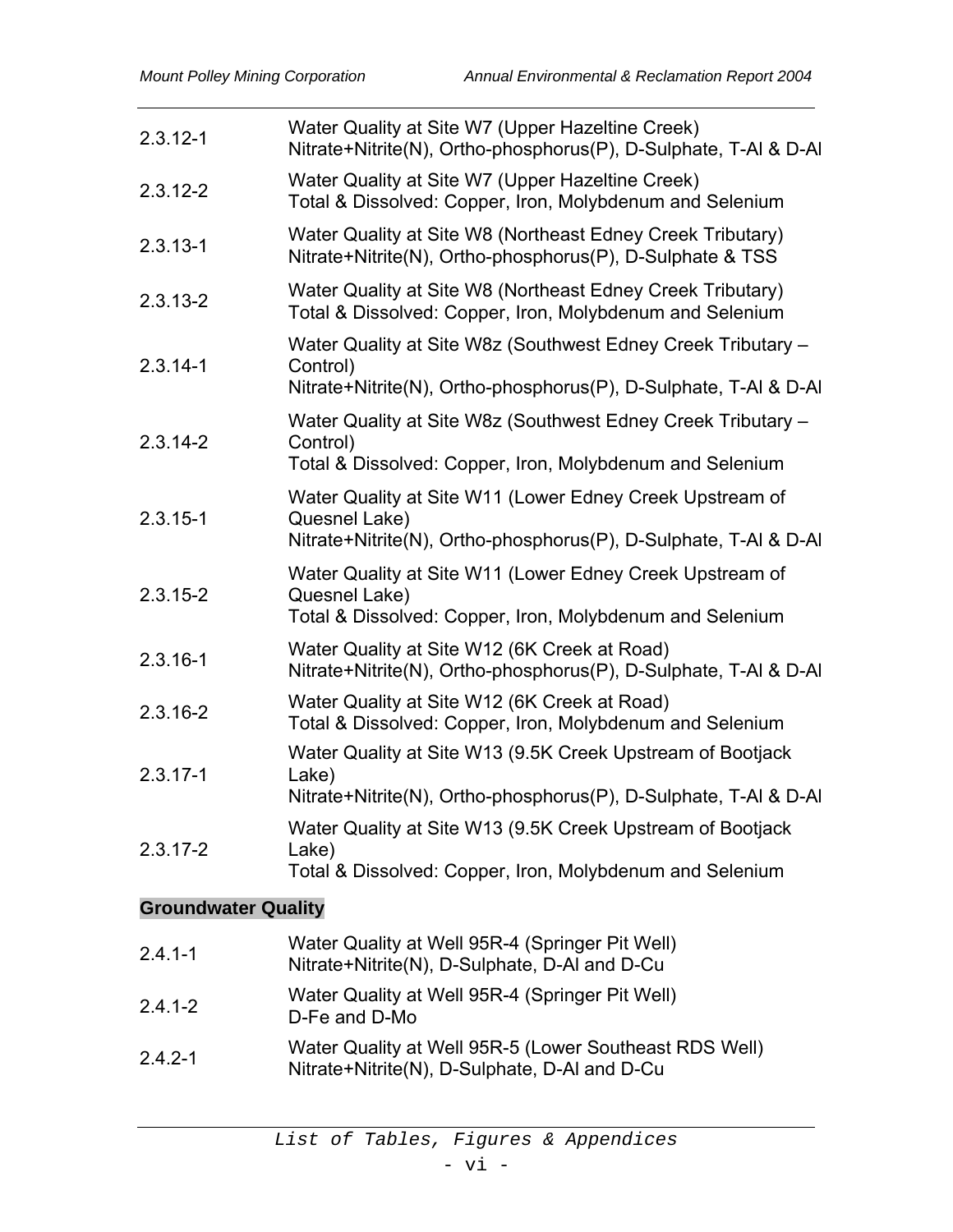| | |
|---|---|
| 2.3.12-1 | Water Quality at Site W7 (Upper Hazeltine Creek)<br>Nitrate+Nitrite(N), Ortho-phosphorus(P), D-Sulphate, T-Al & D-Al |
| 2.3.12-2 | Water Quality at Site W7 (Upper Hazeltine Creek)<br>Total & Dissolved: Copper, Iron, Molybdenum and Selenium |
| 2.3.13-1 | Water Quality at Site W8 (Northeast Edney Creek Tributary)<br>Nitrate+Nitrite(N), Ortho-phosphorus(P), D-Sulphate & TSS |
| 2.3.13-2 | Water Quality at Site W8 (Northeast Edney Creek Tributary)<br>Total & Dissolved: Copper, Iron, Molybdenum and Selenium |
| 2.3.14-1 | Water Quality at Site W8z (Southwest Edney Creek Tributary – Control)<br>Nitrate+Nitrite(N), Ortho-phosphorus(P), D-Sulphate, T-Al & D-Al |
| 2.3.14-2 | Water Quality at Site W8z (Southwest Edney Creek Tributary – Control)<br>Total & Dissolved: Copper, Iron, Molybdenum and Selenium |
| 2.3.15-1 | Water Quality at Site W11 (Lower Edney Creek Upstream of Quesnel Lake)<br>Nitrate+Nitrite(N), Ortho-phosphorus(P), D-Sulphate, T-Al & D-Al |
| 2.3.15-2 | Water Quality at Site W11 (Lower Edney Creek Upstream of Quesnel Lake)<br>Total & Dissolved: Copper, Iron, Molybdenum and Selenium |
| 2.3.16-1 | Water Quality at Site W12 (6K Creek at Road)<br>Nitrate+Nitrite(N), Ortho-phosphorus(P), D-Sulphate, T-Al & D-Al |
| 2.3.16-2 | Water Quality at Site W12 (6K Creek at Road)<br>Total & Dissolved: Copper, Iron, Molybdenum and Selenium |
| 2.3.17-1 | Water Quality at Site W13 (9.5K Creek Upstream of Bootjack Lake)<br>Nitrate+Nitrite(N), Ortho-phosphorus(P), D-Sulphate, T-Al & D-Al |
| 2.3.17-2 | Water Quality at Site W13 (9.5K Creek Upstream of Bootjack Lake)<br>Total & Dissolved: Copper, Iron, Molybdenum and Selenium |

**Groundwater Quality**

| | |
|---|---|
| 2.4.1-1 | Water Quality at Well 95R-4 (Springer Pit Well)<br>Nitrate+Nitrite(N), D-Sulphate, D-Al and D-Cu |
| 2.4.1-2 | Water Quality at Well 95R-4 (Springer Pit Well)<br>D-Fe and D-Mo |
| 2.4.2-1 | Water Quality at Well 95R-5 (Lower Southeast RDS Well)<br>Nitrate+Nitrite(N), D-Sulphate, D-Al and D-Cu |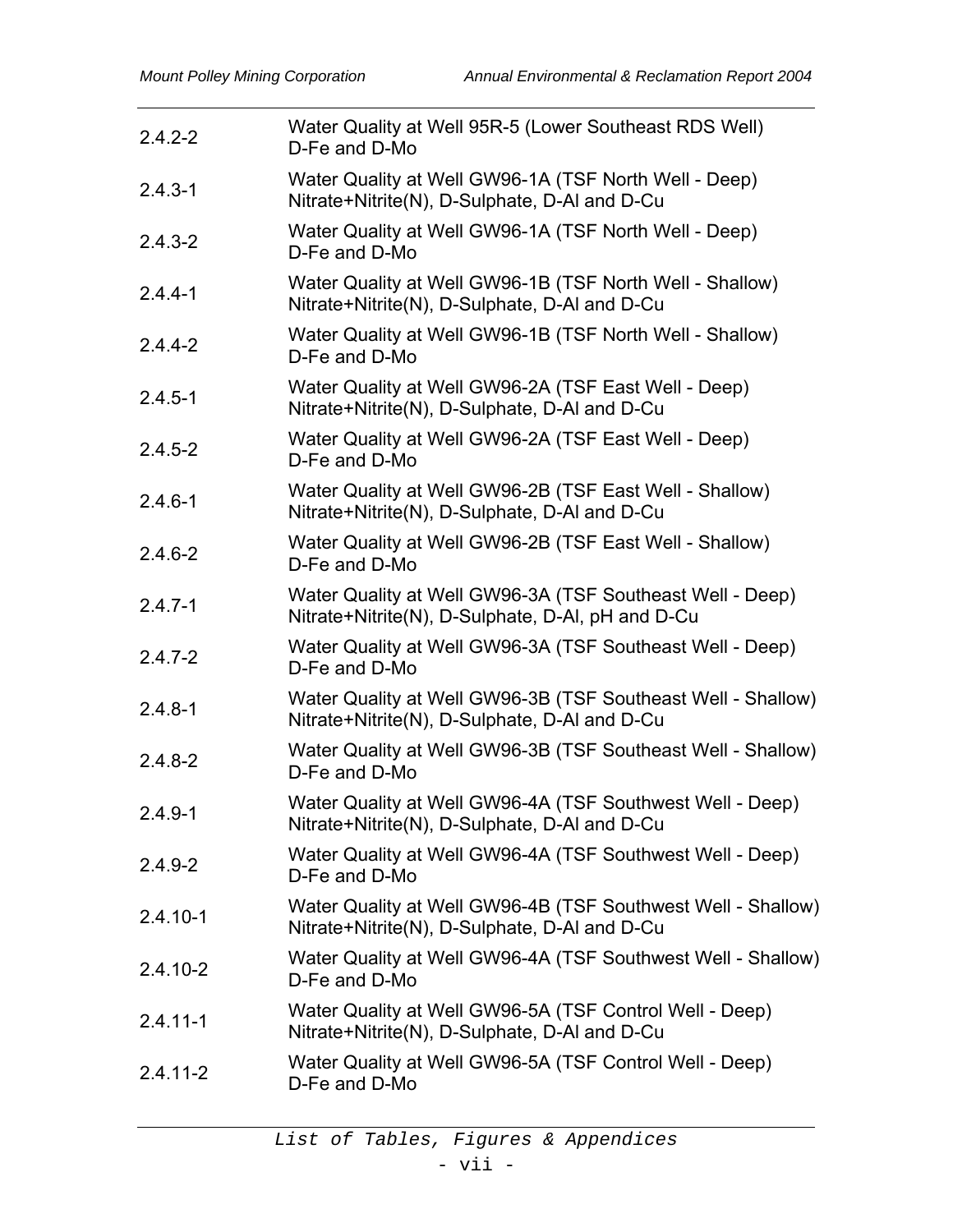| | |
|---|---|
| 2.4.2-2 | Water Quality at Well 95R-5 (Lower Southeast RDS Well)<br>D-Fe and D-Mo |
| 2.4.3-1 | Water Quality at Well GW96-1A (TSF North Well - Deep)<br>Nitrate+Nitrite(N), D-Sulphate, D-Al and D-Cu |
| 2.4.3-2 | Water Quality at Well GW96-1A (TSF North Well - Deep)<br>D-Fe and D-Mo |
| 2.4.4-1 | Water Quality at Well GW96-1B (TSF North Well - Shallow)<br>Nitrate+Nitrite(N), D-Sulphate, D-Al and D-Cu |
| 2.4.4-2 | Water Quality at Well GW96-1B (TSF North Well - Shallow)<br>D-Fe and D-Mo |
| 2.4.5-1 | Water Quality at Well GW96-2A (TSF East Well - Deep)<br>Nitrate+Nitrite(N), D-Sulphate, D-Al and D-Cu |
| 2.4.5-2 | Water Quality at Well GW96-2A (TSF East Well - Deep)<br>D-Fe and D-Mo |
| 2.4.6-1 | Water Quality at Well GW96-2B (TSF East Well - Shallow)<br>Nitrate+Nitrite(N), D-Sulphate, D-Al and D-Cu |
| 2.4.6-2 | Water Quality at Well GW96-2B (TSF East Well - Shallow)<br>D-Fe and D-Mo |
| 2.4.7-1 | Water Quality at Well GW96-3A (TSF Southeast Well - Deep)<br>Nitrate+Nitrite(N), D-Sulphate, D-Al, pH and D-Cu |
| 2.4.7-2 | Water Quality at Well GW96-3A (TSF Southeast Well - Deep)<br>D-Fe and D-Mo |
| 2.4.8-1 | Water Quality at Well GW96-3B (TSF Southeast Well - Shallow)<br>Nitrate+Nitrite(N), D-Sulphate, D-Al and D-Cu |
| 2.4.8-2 | Water Quality at Well GW96-3B (TSF Southeast Well - Shallow)<br>D-Fe and D-Mo |
| 2.4.9-1 | Water Quality at Well GW96-4A (TSF Southwest Well - Deep)<br>Nitrate+Nitrite(N), D-Sulphate, D-Al and D-Cu |
| 2.4.9-2 | Water Quality at Well GW96-4A (TSF Southwest Well - Deep)<br>D-Fe and D-Mo |
| 2.4.10-1 | Water Quality at Well GW96-4B (TSF Southwest Well - Shallow)<br>Nitrate+Nitrite(N), D-Sulphate, D-Al and D-Cu |
| 2.4.10-2 | Water Quality at Well GW96-4A (TSF Southwest Well - Shallow)<br>D-Fe and D-Mo |
| 2.4.11-1 | Water Quality at Well GW96-5A (TSF Control Well - Deep)<br>Nitrate+Nitrite(N), D-Sulphate, D-Al and D-Cu |
| 2.4.11-2 | Water Quality at Well GW96-5A (TSF Control Well - Deep)<br>D-Fe and D-Mo |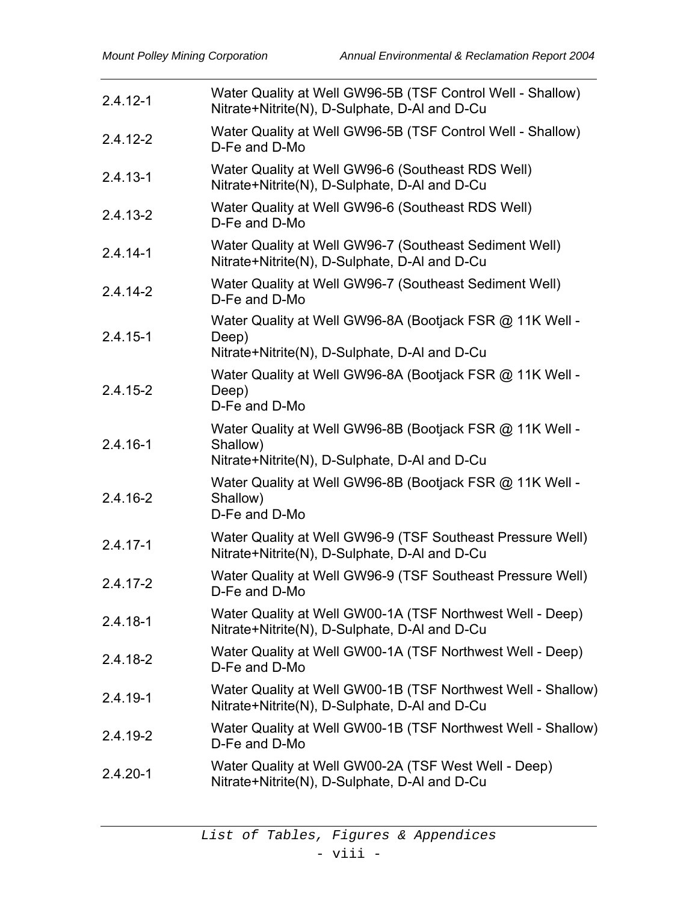| | |
|---|---|
| 2.4.12-1 | Water Quality at Well GW96-5B (TSF Control Well - Shallow) Nitrate+Nitrite(N), D-Sulphate, D-Al and D-Cu |
| 2.4.12-2 | Water Quality at Well GW96-5B (TSF Control Well - Shallow) D-Fe and D-Mo |
| 2.4.13-1 | Water Quality at Well GW96-6 (Southeast RDS Well) Nitrate+Nitrite(N), D-Sulphate, D-Al and D-Cu |
| 2.4.13-2 | Water Quality at Well GW96-6 (Southeast RDS Well) D-Fe and D-Mo |
| 2.4.14-1 | Water Quality at Well GW96-7 (Southeast Sediment Well) Nitrate+Nitrite(N), D-Sulphate, D-Al and D-Cu |
| 2.4.14-2 | Water Quality at Well GW96-7 (Southeast Sediment Well) D-Fe and D-Mo |
| 2.4.15-1 | Water Quality at Well GW96-8A (Bootjack FSR @ 11K Well - Deep) Nitrate+Nitrite(N), D-Sulphate, D-Al and D-Cu |
| 2.4.15-2 | Water Quality at Well GW96-8A (Bootjack FSR @ 11K Well - Deep) D-Fe and D-Mo |
| 2.4.16-1 | Water Quality at Well GW96-8B (Bootjack FSR @ 11K Well - Shallow) Nitrate+Nitrite(N), D-Sulphate, D-Al and D-Cu |
| 2.4.16-2 | Water Quality at Well GW96-8B (Bootjack FSR @ 11K Well - Shallow) D-Fe and D-Mo |
| 2.4.17-1 | Water Quality at Well GW96-9 (TSF Southeast Pressure Well) Nitrate+Nitrite(N), D-Sulphate, D-Al and D-Cu |
| 2.4.17-2 | Water Quality at Well GW96-9 (TSF Southeast Pressure Well) D-Fe and D-Mo |
| 2.4.18-1 | Water Quality at Well GW00-1A (TSF Northwest Well - Deep) Nitrate+Nitrite(N), D-Sulphate, D-Al and D-Cu |
| 2.4.18-2 | Water Quality at Well GW00-1A (TSF Northwest Well - Deep) D-Fe and D-Mo |
| 2.4.19-1 | Water Quality at Well GW00-1B (TSF Northwest Well - Shallow) Nitrate+Nitrite(N), D-Sulphate, D-Al and D-Cu |
| 2.4.19-2 | Water Quality at Well GW00-1B (TSF Northwest Well - Shallow) D-Fe and D-Mo |
| 2.4.20-1 | Water Quality at Well GW00-2A (TSF West Well - Deep) Nitrate+Nitrite(N), D-Sulphate, D-Al and D-Cu |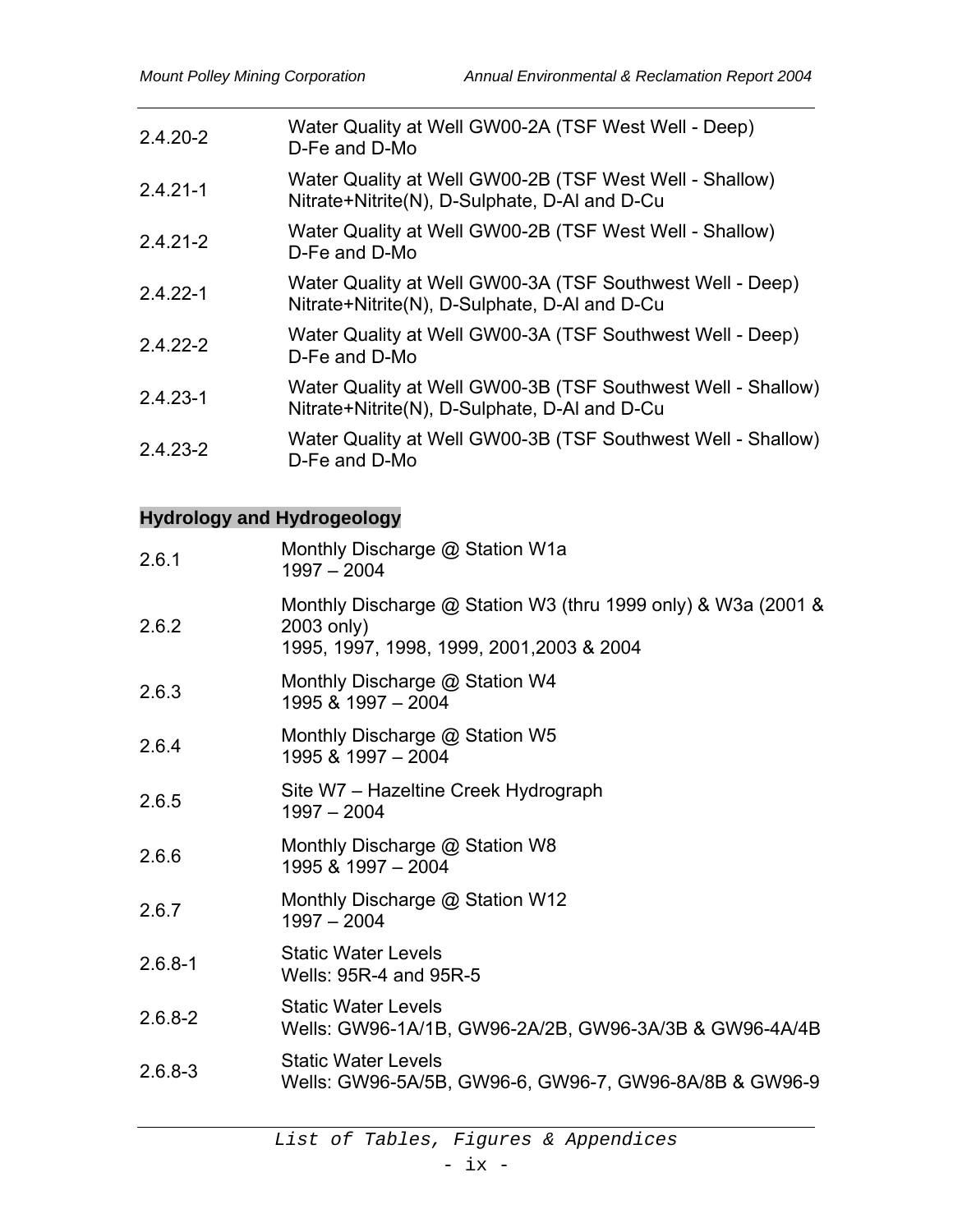| | |
|---|---|
| 2.4.20-2 | Water Quality at Well GW00-2A (TSF West Well - Deep)<br>D-Fe and D-Mo |
| 2.4.21-1 | Water Quality at Well GW00-2B (TSF West Well - Shallow)<br>Nitrate+Nitrite(N), D-Sulphate, D-Al and D-Cu |
| 2.4.21-2 | Water Quality at Well GW00-2B (TSF West Well - Shallow)<br>D-Fe and D-Mo |
| 2.4.22-1 | Water Quality at Well GW00-3A (TSF Southwest Well - Deep)<br>Nitrate+Nitrite(N), D-Sulphate, D-Al and D-Cu |
| 2.4.22-2 | Water Quality at Well GW00-3A (TSF Southwest Well - Deep)<br>D-Fe and D-Mo |
| 2.4.23-1 | Water Quality at Well GW00-3B (TSF Southwest Well - Shallow)<br>Nitrate+Nitrite(N), D-Sulphate, D-Al and D-Cu |
| 2.4.23-2 | Water Quality at Well GW00-3B (TSF Southwest Well - Shallow)<br>D-Fe and D-Mo |

**Hydrology and Hydrogeology**

| | |
|---|---|
| 2.6.1 | Monthly Discharge @ Station W1a<br>1997 – 2004 |
| 2.6.2 | Monthly Discharge @ Station W3 (thru 1999 only) & W3a (2001 & 2003 only)<br>1995, 1997, 1998, 1999, 2001,2003 & 2004 |
| 2.6.3 | Monthly Discharge @ Station W4<br>1995 & 1997 – 2004 |
| 2.6.4 | Monthly Discharge @ Station W5<br>1995 & 1997 – 2004 |
| 2.6.5 | Site W7 – Hazeltine Creek Hydrograph<br>1997 – 2004 |
| 2.6.6 | Monthly Discharge @ Station W8<br>1995 & 1997 – 2004 |
| 2.6.7 | Monthly Discharge @ Station W12<br>1997 – 2004 |
| 2.6.8-1 | Static Water Levels<br>Wells: 95R-4 and 95R-5 |
| 2.6.8-2 | Static Water Levels<br>Wells: GW96-1A/1B, GW96-2A/2B, GW96-3A/3B & GW96-4A/4B |
| 2.6.8-3 | Static Water Levels<br>Wells: GW96-5A/5B, GW96-6, GW96-7, GW96-8A/8B & GW96-9 |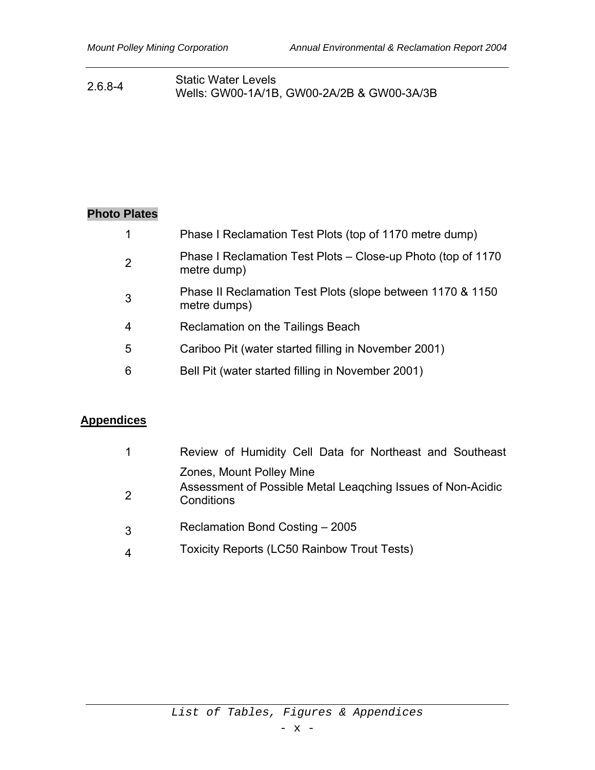| | |
|---|---|
| 2.6.8-4 | Static Water Levels<br>Wells: GW00-1A/1B, GW00-2A/2B & GW00-3A/3B |

**Photo Plates**

| | |
|---|---|
| 1 | Phase I Reclamation Test Plots (top of 1170 metre dump) |
| 2 | Phase I Reclamation Test Plots – Close-up Photo (top of 1170 metre dump) |
| 3 | Phase II Reclamation Test Plots (slope between 1170 & 1150 metre dumps) |
| 4 | Reclamation on the Tailings Beach |
| 5 | Cariboo Pit (water started filling in November 2001) |
| 6 | Bell Pit (water started filling in November 2001) |

**Appendices**

| | |
|---|---|
| 1 | Review of Humidity Cell Data for Northeast and Southeast Zones, Mount Polley Mine |
| 2 | Assessment of Possible Metal Leaqching Issues of Non-Acidic Conditions |
| 3 | Reclamation Bond Costing – 2005 |
| 4 | Toxicity Reports (LC50 Rainbow Trout Tests) |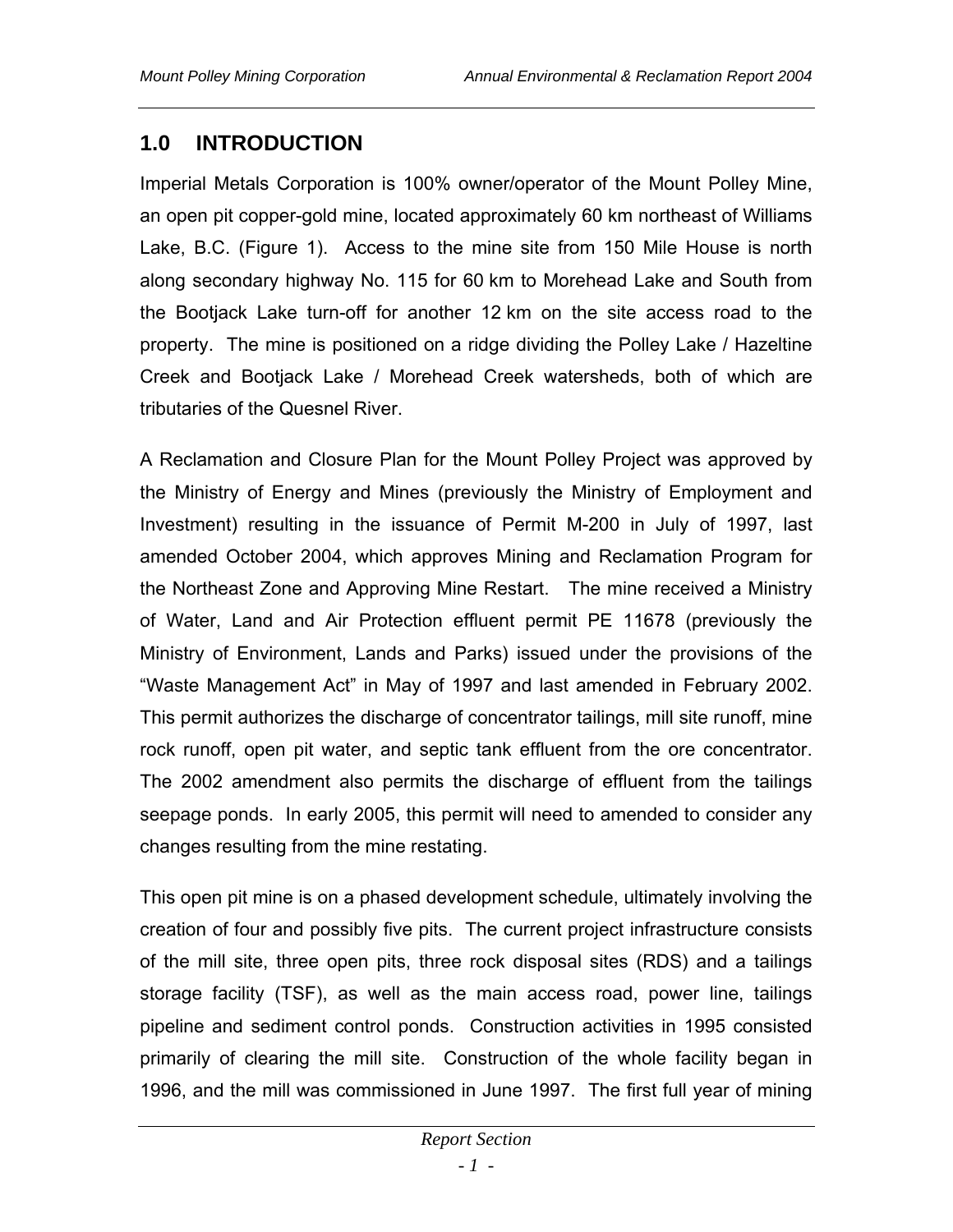## 1.0 INTRODUCTION

Imperial Metals Corporation is 100% owner/operator of the Mount Polley Mine, an open pit copper-gold mine, located approximately 60 km northeast of Williams Lake, B.C. (Figure 1). Access to the mine site from 150 Mile House is north along secondary highway No. 115 for 60 km to Morehead Lake and South from the Bootjack Lake turn-off for another 12 km on the site access road to the property. The mine is positioned on a ridge dividing the Polley Lake / Hazeltine Creek and Bootjack Lake / Morehead Creek watersheds, both of which are tributaries of the Quesnel River.

A Reclamation and Closure Plan for the Mount Polley Project was approved by the Ministry of Energy and Mines (previously the Ministry of Employment and Investment) resulting in the issuance of Permit M-200 in July of 1997, last amended October 2004, which approves Mining and Reclamation Program for the Northeast Zone and Approving Mine Restart. The mine received a Ministry of Water, Land and Air Protection effluent permit PE 11678 (previously the Ministry of Environment, Lands and Parks) issued under the provisions of the "Waste Management Act" in May of 1997 and last amended in February 2002. This permit authorizes the discharge of concentrator tailings, mill site runoff, mine rock runoff, open pit water, and septic tank effluent from the ore concentrator. The 2002 amendment also permits the discharge of effluent from the tailings seepage ponds. In early 2005, this permit will need to amended to consider any changes resulting from the mine restating.

This open pit mine is on a phased development schedule, ultimately involving the creation of four and possibly five pits. The current project infrastructure consists of the mill site, three open pits, three rock disposal sites (RDS) and a tailings storage facility (TSF), as well as the main access road, power line, tailings pipeline and sediment control ponds. Construction activities in 1995 consisted primarily of clearing the mill site. Construction of the whole facility began in 1996, and the mill was commissioned in June 1997. The first full year of mining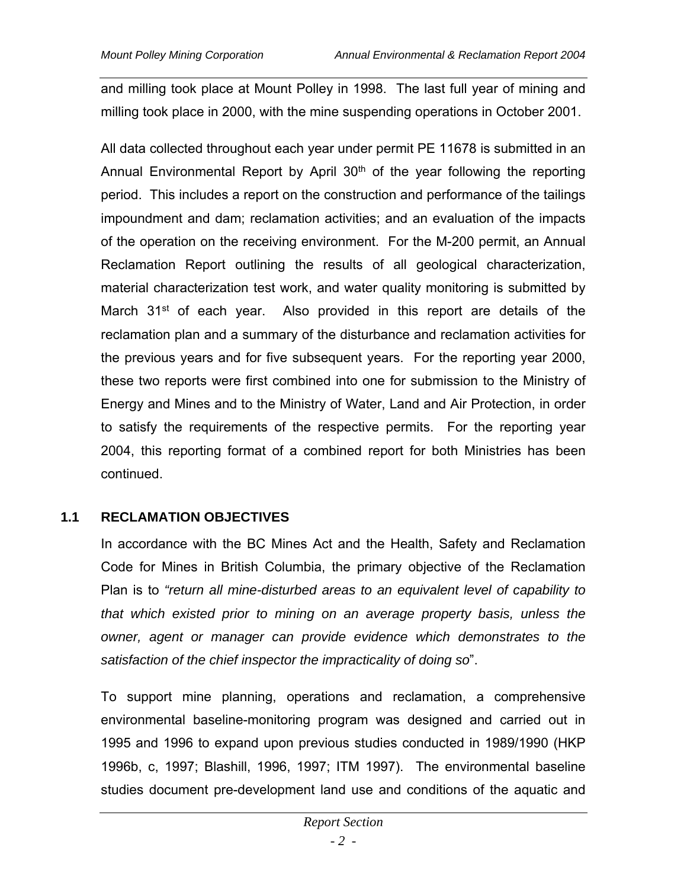and milling took place at Mount Polley in 1998. The last full year of mining and milling took place in 2000, with the mine suspending operations in October 2001.

All data collected throughout each year under permit PE 11678 is submitted in an Annual Environmental Report by April 30th of the year following the reporting period. This includes a report on the construction and performance of the tailings impoundment and dam; reclamation activities; and an evaluation of the impacts of the operation on the receiving environment. For the M-200 permit, an Annual Reclamation Report outlining the results of all geological characterization, material characterization test work, and water quality monitoring is submitted by March 31st of each year. Also provided in this report are details of the reclamation plan and a summary of the disturbance and reclamation activities for the previous years and for five subsequent years. For the reporting year 2000, these two reports were first combined into one for submission to the Ministry of Energy and Mines and to the Ministry of Water, Land and Air Protection, in order to satisfy the requirements of the respective permits. For the reporting year 2004, this reporting format of a combined report for both Ministries has been continued.

## 1.1 RECLAMATION OBJECTIVES

In accordance with the BC Mines Act and the Health, Safety and Reclamation Code for Mines in British Columbia, the primary objective of the Reclamation Plan is to *"return all mine-disturbed areas to an equivalent level of capability to that which existed prior to mining on an average property basis, unless the owner, agent or manager can provide evidence which demonstrates to the satisfaction of the chief inspector the impracticality of doing so*".

To support mine planning, operations and reclamation, a comprehensive environmental baseline-monitoring program was designed and carried out in 1995 and 1996 to expand upon previous studies conducted in 1989/1990 (HKP 1996b, c, 1997; Blashill, 1996, 1997; ITM 1997). The environmental baseline studies document pre-development land use and conditions of the aquatic and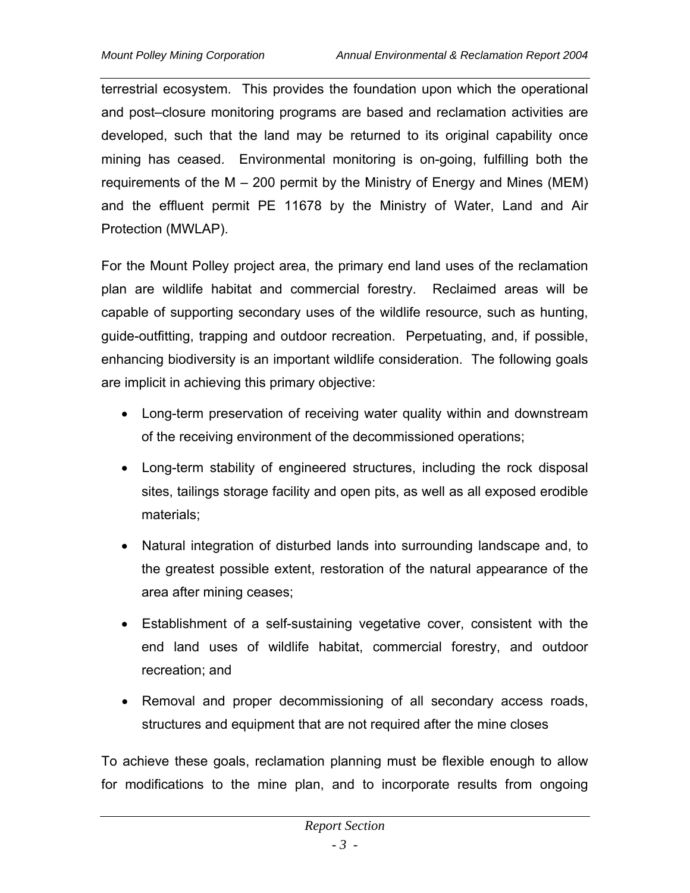terrestrial ecosystem. This provides the foundation upon which the operational and post–closure monitoring programs are based and reclamation activities are developed, such that the land may be returned to its original capability once mining has ceased. Environmental monitoring is on-going, fulfilling both the requirements of the M – 200 permit by the Ministry of Energy and Mines (MEM) and the effluent permit PE 11678 by the Ministry of Water, Land and Air Protection (MWLAP).

For the Mount Polley project area, the primary end land uses of the reclamation plan are wildlife habitat and commercial forestry. Reclaimed areas will be capable of supporting secondary uses of the wildlife resource, such as hunting, guide-outfitting, trapping and outdoor recreation. Perpetuating, and, if possible, enhancing biodiversity is an important wildlife consideration. The following goals are implicit in achieving this primary objective:

- Long-term preservation of receiving water quality within and downstream of the receiving environment of the decommissioned operations;
- Long-term stability of engineered structures, including the rock disposal sites, tailings storage facility and open pits, as well as all exposed erodible materials;
- Natural integration of disturbed lands into surrounding landscape and, to the greatest possible extent, restoration of the natural appearance of the area after mining ceases;
- Establishment of a self-sustaining vegetative cover, consistent with the end land uses of wildlife habitat, commercial forestry, and outdoor recreation; and
- Removal and proper decommissioning of all secondary access roads, structures and equipment that are not required after the mine closes

To achieve these goals, reclamation planning must be flexible enough to allow for modifications to the mine plan, and to incorporate results from ongoing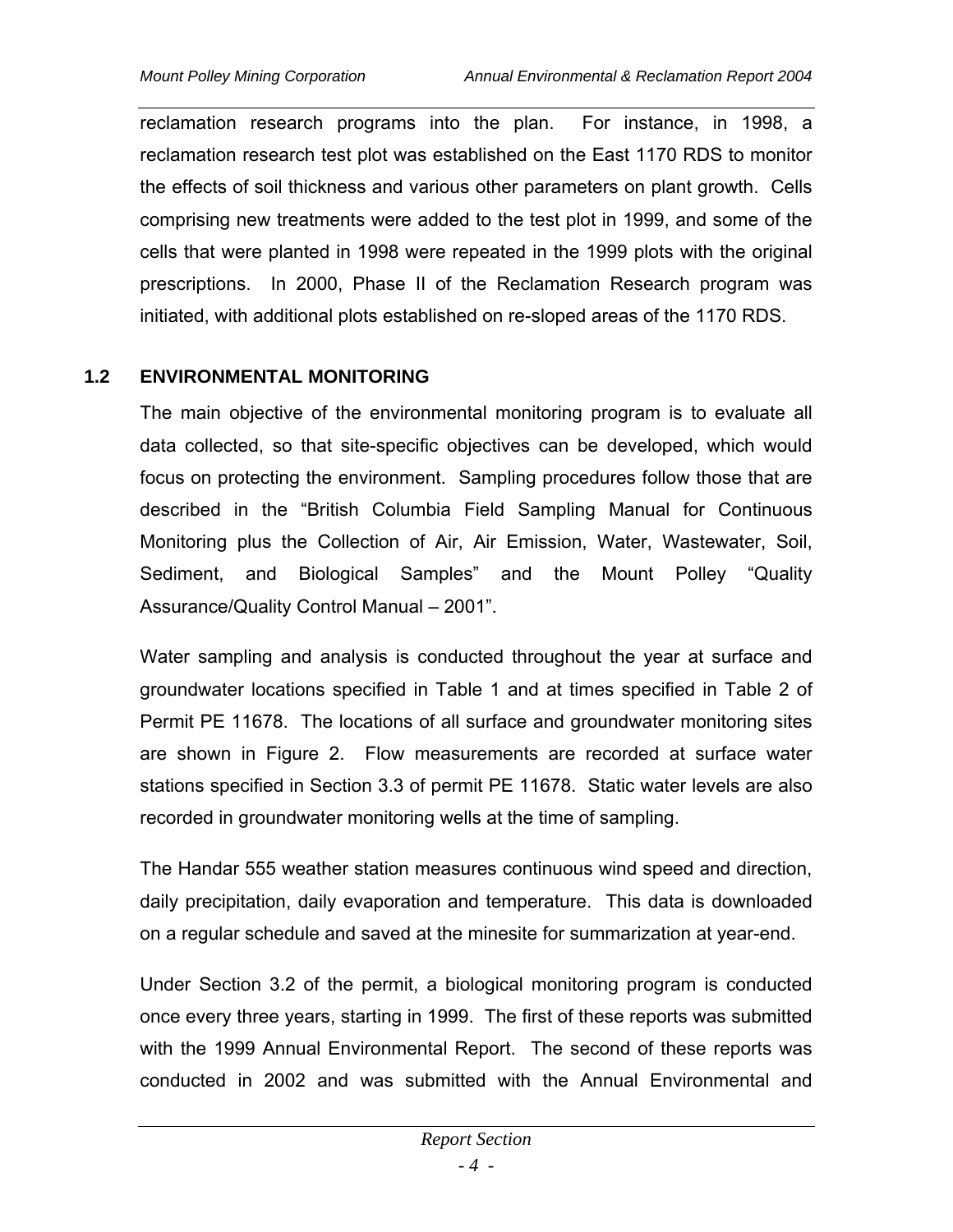reclamation research programs into the plan. For instance, in 1998, a reclamation research test plot was established on the East 1170 RDS to monitor the effects of soil thickness and various other parameters on plant growth. Cells comprising new treatments were added to the test plot in 1999, and some of the cells that were planted in 1998 were repeated in the 1999 plots with the original prescriptions. In 2000, Phase II of the Reclamation Research program was initiated, with additional plots established on re-sloped areas of the 1170 RDS.

## 1.2 ENVIRONMENTAL MONITORING

The main objective of the environmental monitoring program is to evaluate all data collected, so that site-specific objectives can be developed, which would focus on protecting the environment. Sampling procedures follow those that are described in the "British Columbia Field Sampling Manual for Continuous Monitoring plus the Collection of Air, Air Emission, Water, Wastewater, Soil, Sediment, and Biological Samples" and the Mount Polley "Quality Assurance/Quality Control Manual – 2001".

Water sampling and analysis is conducted throughout the year at surface and groundwater locations specified in Table 1 and at times specified in Table 2 of Permit PE 11678. The locations of all surface and groundwater monitoring sites are shown in Figure 2. Flow measurements are recorded at surface water stations specified in Section 3.3 of permit PE 11678. Static water levels are also recorded in groundwater monitoring wells at the time of sampling.

The Handar 555 weather station measures continuous wind speed and direction, daily precipitation, daily evaporation and temperature. This data is downloaded on a regular schedule and saved at the minesite for summarization at year-end.

Under Section 3.2 of the permit, a biological monitoring program is conducted once every three years, starting in 1999. The first of these reports was submitted with the 1999 Annual Environmental Report. The second of these reports was conducted in 2002 and was submitted with the Annual Environmental and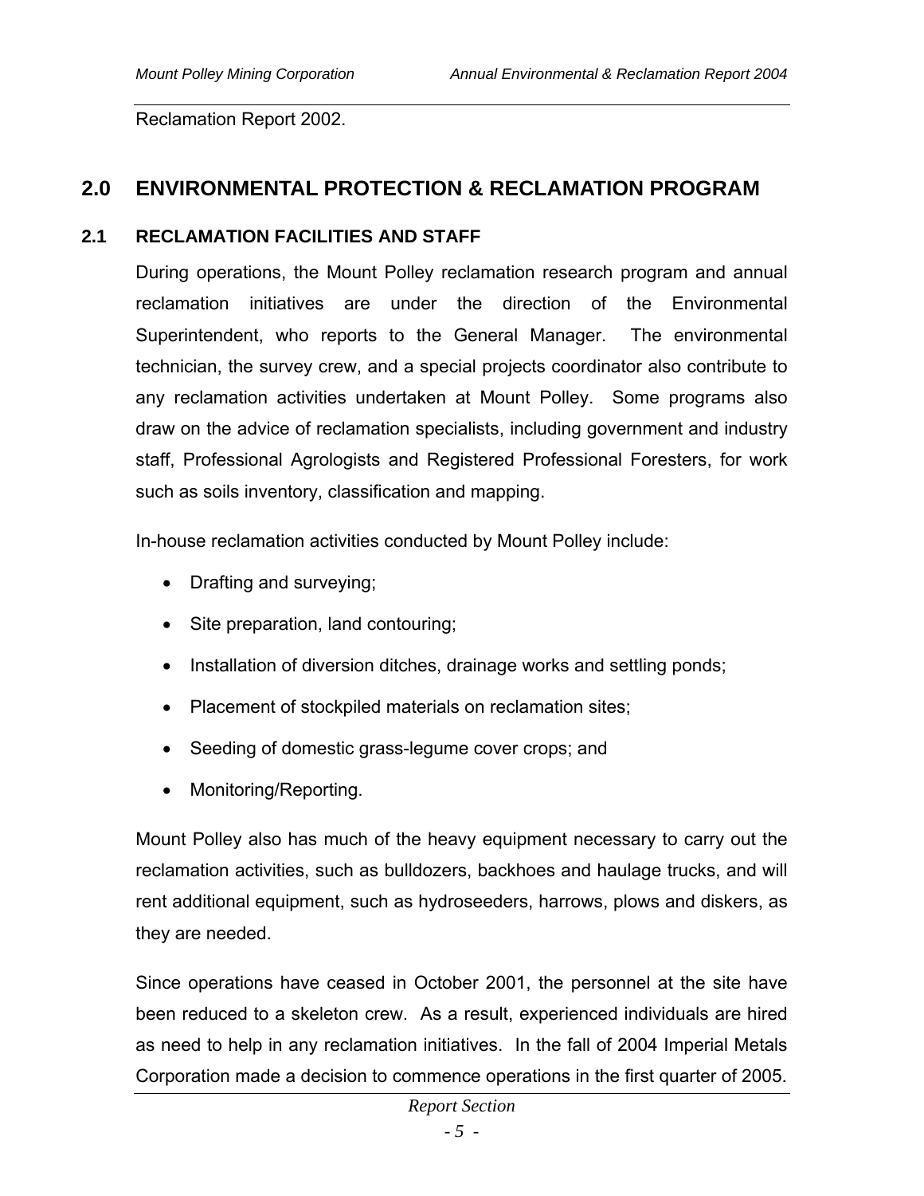Reclamation Report 2002.

# 2.0 ENVIRONMENTAL PROTECTION & RECLAMATION PROGRAM

## 2.1 RECLAMATION FACILITIES AND STAFF

During operations, the Mount Polley reclamation research program and annual reclamation initiatives are under the direction of the Environmental Superintendent, who reports to the General Manager. The environmental technician, the survey crew, and a special projects coordinator also contribute to any reclamation activities undertaken at Mount Polley. Some programs also draw on the advice of reclamation specialists, including government and industry staff, Professional Agrologists and Registered Professional Foresters, for work such as soils inventory, classification and mapping.

In-house reclamation activities conducted by Mount Polley include:

- Drafting and surveying;
- Site preparation, land contouring;
- Installation of diversion ditches, drainage works and settling ponds;
- Placement of stockpiled materials on reclamation sites;
- Seeding of domestic grass-legume cover crops; and
- Monitoring/Reporting.

Mount Polley also has much of the heavy equipment necessary to carry out the reclamation activities, such as bulldozers, backhoes and haulage trucks, and will rent additional equipment, such as hydroseeders, harrows, plows and diskers, as they are needed.

Since operations have ceased in October 2001, the personnel at the site have been reduced to a skeleton crew. As a result, experienced individuals are hired as need to help in any reclamation initiatives. In the fall of 2004 Imperial Metals Corporation made a decision to commence operations in the first quarter of 2005.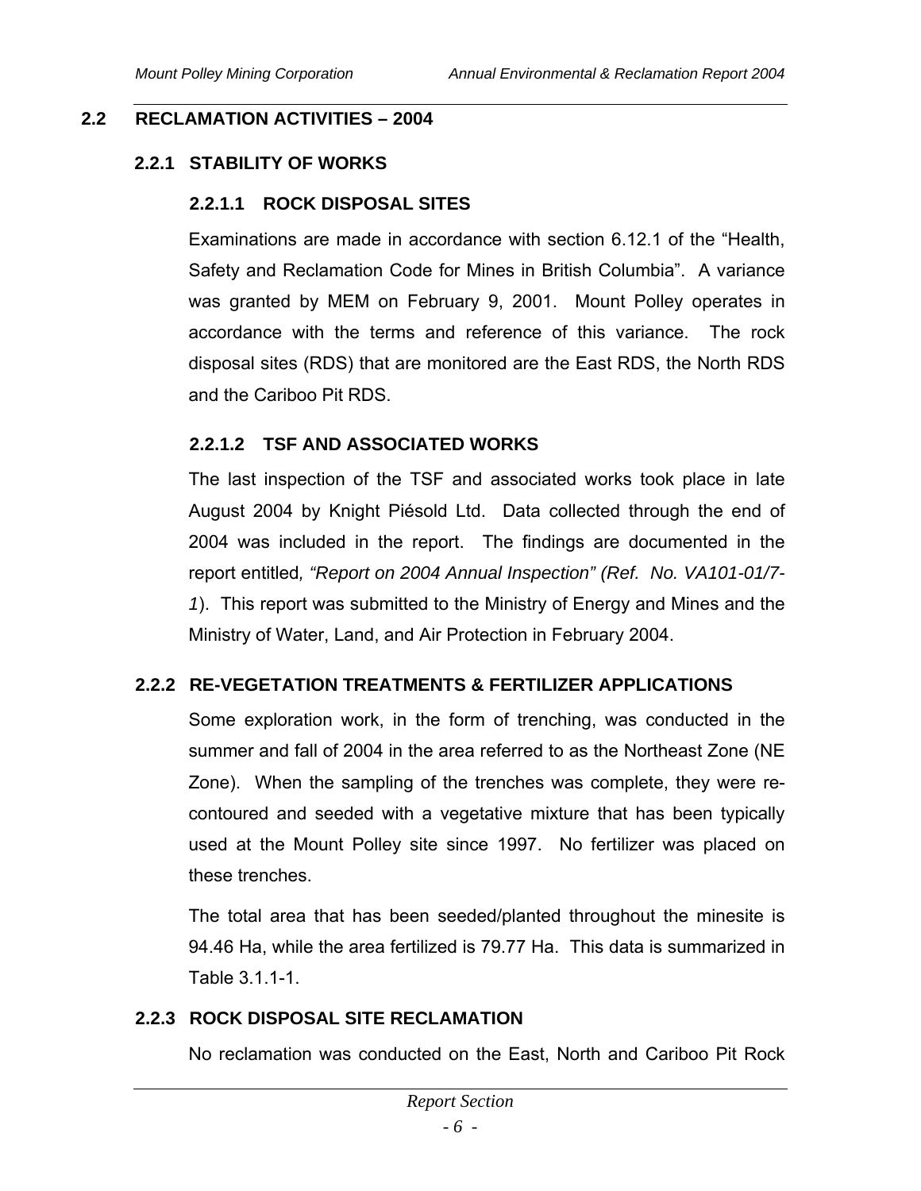## 2.2 RECLAMATION ACTIVITIES – 2004

### 2.2.1 STABILITY OF WORKS

#### 2.2.1.1 ROCK DISPOSAL SITES

Examinations are made in accordance with section 6.12.1 of the "Health, Safety and Reclamation Code for Mines in British Columbia". A variance was granted by MEM on February 9, 2001. Mount Polley operates in accordance with the terms and reference of this variance. The rock disposal sites (RDS) that are monitored are the East RDS, the North RDS and the Cariboo Pit RDS.

#### 2.2.1.2 TSF AND ASSOCIATED WORKS

The last inspection of the TSF and associated works took place in late August 2004 by Knight Piésold Ltd. Data collected through the end of 2004 was included in the report. The findings are documented in the report entitled*, "Report on 2004 Annual Inspection" (Ref. No. VA101-01/7-1*). This report was submitted to the Ministry of Energy and Mines and the Ministry of Water, Land, and Air Protection in February 2004.

### 2.2.2 RE-VEGETATION TREATMENTS & FERTILIZER APPLICATIONS

Some exploration work, in the form of trenching, was conducted in the summer and fall of 2004 in the area referred to as the Northeast Zone (NE Zone). When the sampling of the trenches was complete, they were re-contoured and seeded with a vegetative mixture that has been typically used at the Mount Polley site since 1997. No fertilizer was placed on these trenches.

The total area that has been seeded/planted throughout the minesite is 94.46 Ha, while the area fertilized is 79.77 Ha. This data is summarized in Table 3.1.1-1.

### 2.2.3 ROCK DISPOSAL SITE RECLAMATION

No reclamation was conducted on the East, North and Cariboo Pit Rock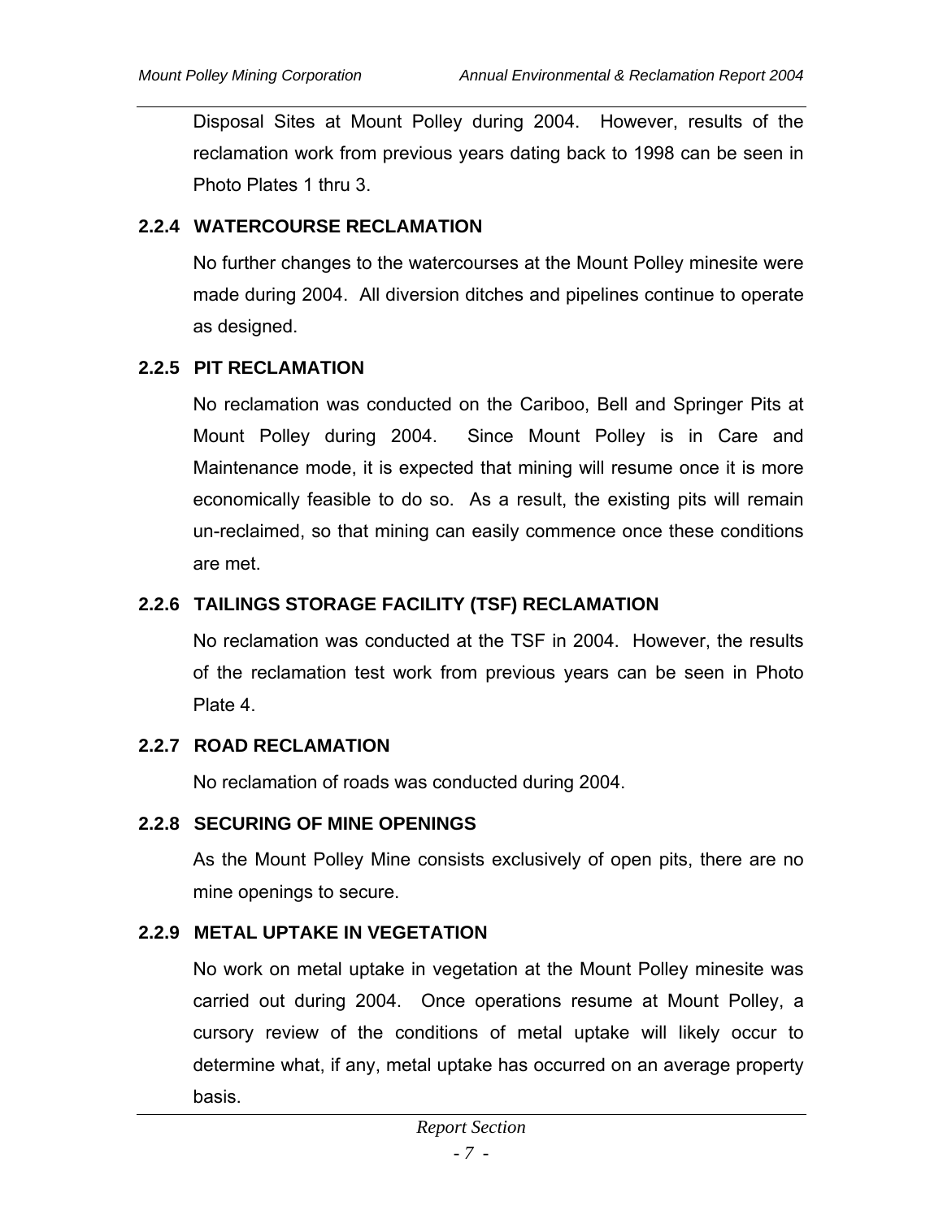Disposal Sites at Mount Polley during 2004. However, results of the reclamation work from previous years dating back to 1998 can be seen in Photo Plates 1 thru 3.

### 2.2.4 WATERCOURSE RECLAMATION

No further changes to the watercourses at the Mount Polley minesite were made during 2004. All diversion ditches and pipelines continue to operate as designed.

### 2.2.5 PIT RECLAMATION

No reclamation was conducted on the Cariboo, Bell and Springer Pits at Mount Polley during 2004. Since Mount Polley is in Care and Maintenance mode, it is expected that mining will resume once it is more economically feasible to do so. As a result, the existing pits will remain un-reclaimed, so that mining can easily commence once these conditions are met.

### 2.2.6 TAILINGS STORAGE FACILITY (TSF) RECLAMATION

No reclamation was conducted at the TSF in 2004. However, the results of the reclamation test work from previous years can be seen in Photo Plate 4.

### 2.2.7 ROAD RECLAMATION

No reclamation of roads was conducted during 2004.

### 2.2.8 SECURING OF MINE OPENINGS

As the Mount Polley Mine consists exclusively of open pits, there are no mine openings to secure.

### 2.2.9 METAL UPTAKE IN VEGETATION

No work on metal uptake in vegetation at the Mount Polley minesite was carried out during 2004. Once operations resume at Mount Polley, a cursory review of the conditions of metal uptake will likely occur to determine what, if any, metal uptake has occurred on an average property basis.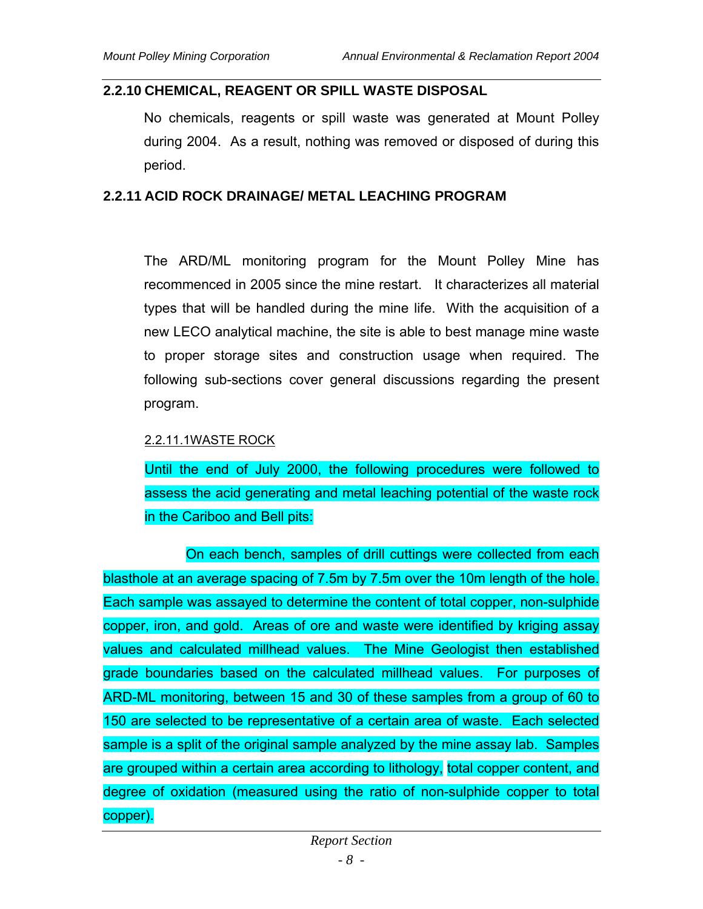### 2.2.10 CHEMICAL, REAGENT OR SPILL WASTE DISPOSAL

No chemicals, reagents or spill waste was generated at Mount Polley during 2004. As a result, nothing was removed or disposed of during this period.

### 2.2.11 ACID ROCK DRAINAGE/ METAL LEACHING PROGRAM

The ARD/ML monitoring program for the Mount Polley Mine has recommenced in 2005 since the mine restart. It characterizes all material types that will be handled during the mine life. With the acquisition of a new LECO analytical machine, the site is able to best manage mine waste to proper storage sites and construction usage when required. The following sub-sections cover general discussions regarding the present program.

#### 2.2.11.1WASTE ROCK

Until the end of July 2000, the following procedures were followed to assess the acid generating and metal leaching potential of the waste rock in the Cariboo and Bell pits:

On each bench, samples of drill cuttings were collected from each blasthole at an average spacing of 7.5m by 7.5m over the 10m length of the hole. Each sample was assayed to determine the content of total copper, non-sulphide copper, iron, and gold. Areas of ore and waste were identified by kriging assay values and calculated millhead values. The Mine Geologist then established grade boundaries based on the calculated millhead values. For purposes of ARD-ML monitoring, between 15 and 30 of these samples from a group of 60 to 150 are selected to be representative of a certain area of waste. Each selected sample is a split of the original sample analyzed by the mine assay lab. Samples are grouped within a certain area according to lithology, total copper content, and degree of oxidation (measured using the ratio of non-sulphide copper to total copper).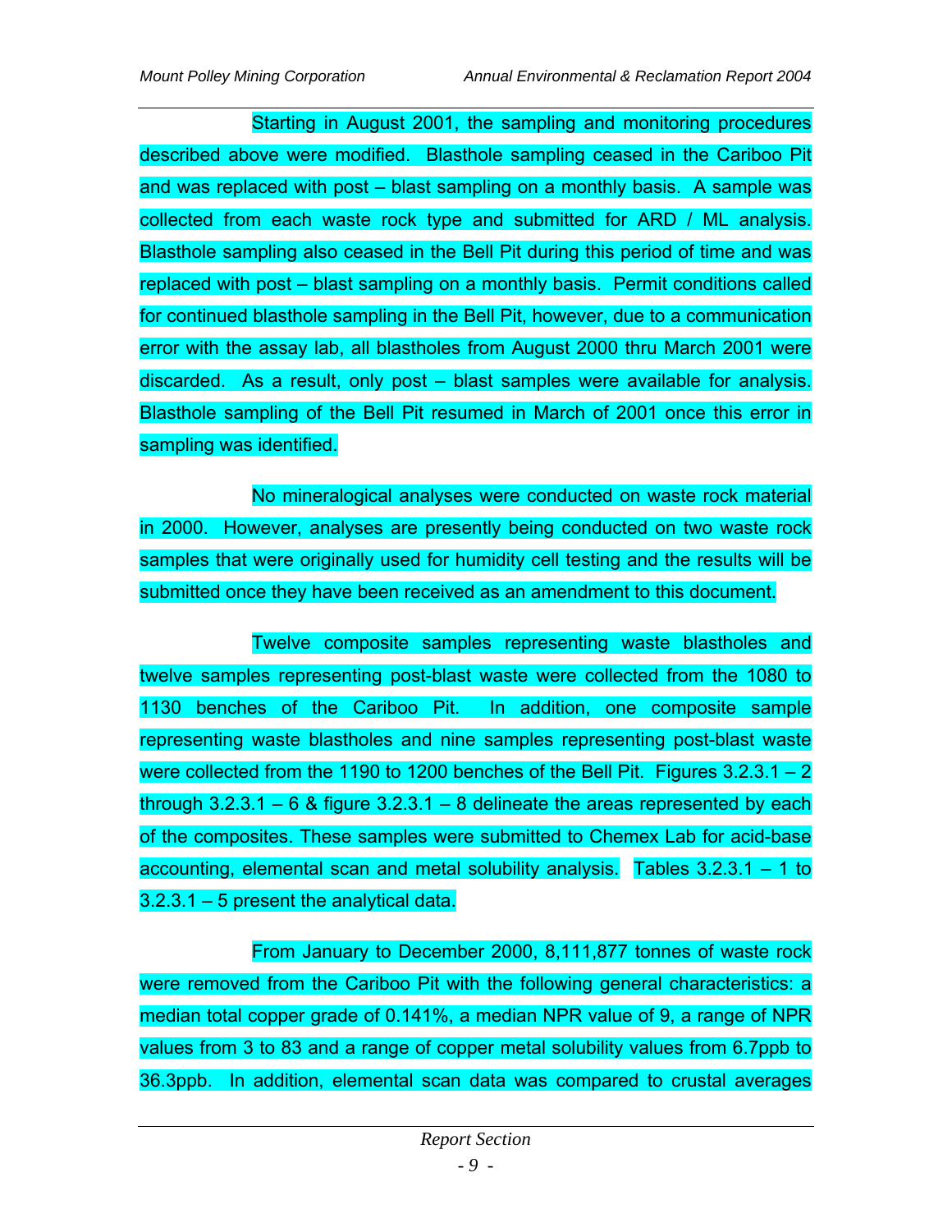Starting in August 2001, the sampling and monitoring procedures described above were modified. Blasthole sampling ceased in the Cariboo Pit and was replaced with post – blast sampling on a monthly basis. A sample was collected from each waste rock type and submitted for ARD / ML analysis. Blasthole sampling also ceased in the Bell Pit during this period of time and was replaced with post – blast sampling on a monthly basis. Permit conditions called for continued blasthole sampling in the Bell Pit, however, due to a communication error with the assay lab, all blastholes from August 2000 thru March 2001 were discarded. As a result, only post – blast samples were available for analysis. Blasthole sampling of the Bell Pit resumed in March of 2001 once this error in sampling was identified.

No mineralogical analyses were conducted on waste rock material in 2000. However, analyses are presently being conducted on two waste rock samples that were originally used for humidity cell testing and the results will be submitted once they have been received as an amendment to this document.

Twelve composite samples representing waste blastholes and twelve samples representing post-blast waste were collected from the 1080 to 1130 benches of the Cariboo Pit. In addition, one composite sample representing waste blastholes and nine samples representing post-blast waste were collected from the 1190 to 1200 benches of the Bell Pit. Figures 3.2.3.1 – 2 through 3.2.3.1 – 6 & figure 3.2.3.1 – 8 delineate the areas represented by each of the composites. These samples were submitted to Chemex Lab for acid-base accounting, elemental scan and metal solubility analysis. Tables 3.2.3.1 – 1 to 3.2.3.1 – 5 present the analytical data.

From January to December 2000, 8,111,877 tonnes of waste rock were removed from the Cariboo Pit with the following general characteristics: a median total copper grade of 0.141%, a median NPR value of 9, a range of NPR values from 3 to 83 and a range of copper metal solubility values from 6.7ppb to 36.3ppb. In addition, elemental scan data was compared to crustal averages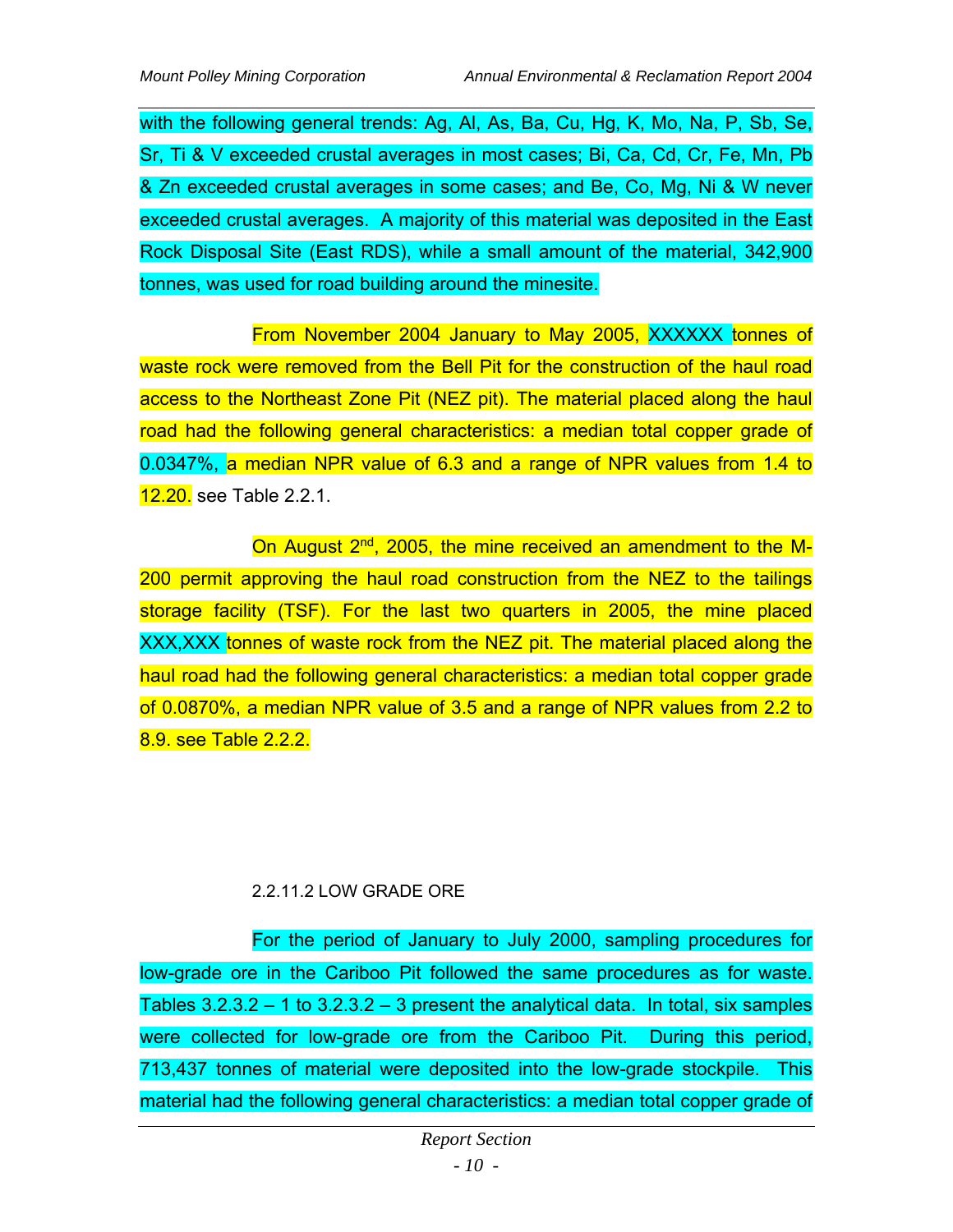with the following general trends: Ag, Al, As, Ba, Cu, Hg, K, Mo, Na, P, Sb, Se, Sr, Ti & V exceeded crustal averages in most cases; Bi, Ca, Cd, Cr, Fe, Mn, Pb & Zn exceeded crustal averages in some cases; and Be, Co, Mg, Ni & W never exceeded crustal averages. A majority of this material was deposited in the East Rock Disposal Site (East RDS), while a small amount of the material, 342,900 tonnes, was used for road building around the minesite.

From November 2004 January to May 2005, XXXXXX tonnes of waste rock were removed from the Bell Pit for the construction of the haul road access to the Northeast Zone Pit (NEZ pit). The material placed along the haul road had the following general characteristics: a median total copper grade of 0.0347%, a median NPR value of 6.3 and a range of NPR values from 1.4 to 12.20. see Table 2.2.1.

On August 2nd, 2005, the mine received an amendment to the M-200 permit approving the haul road construction from the NEZ to the tailings storage facility (TSF). For the last two quarters in 2005, the mine placed XXX,XXX tonnes of waste rock from the NEZ pit. The material placed along the haul road had the following general characteristics: a median total copper grade of 0.0870%, a median NPR value of 3.5 and a range of NPR values from 2.2 to 8.9. see Table 2.2.2.

### 2.2.11.2 LOW GRADE ORE

For the period of January to July 2000, sampling procedures for low-grade ore in the Cariboo Pit followed the same procedures as for waste. Tables 3.2.3.2 – 1 to 3.2.3.2 – 3 present the analytical data. In total, six samples were collected for low-grade ore from the Cariboo Pit. During this period, 713,437 tonnes of material were deposited into the low-grade stockpile. This material had the following general characteristics: a median total copper grade of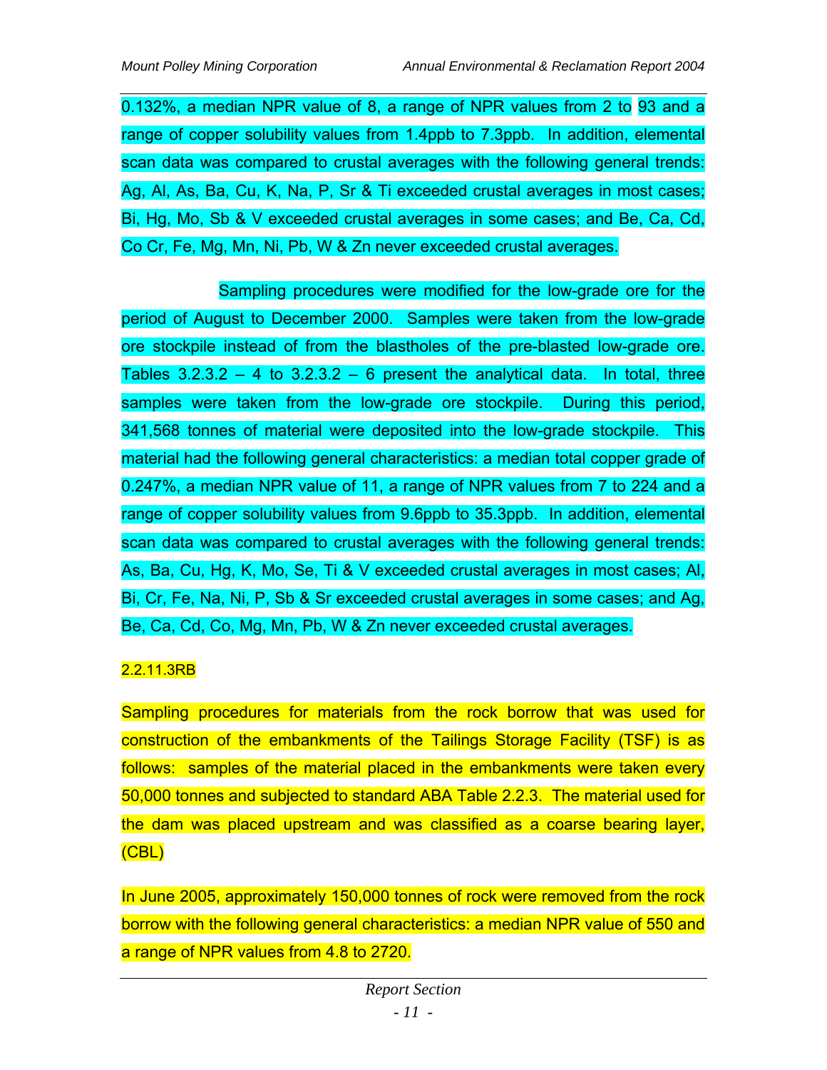0.132%, a median NPR value of 8, a range of NPR values from 2 to 93 and a range of copper solubility values from 1.4ppb to 7.3ppb. In addition, elemental scan data was compared to crustal averages with the following general trends: Ag, Al, As, Ba, Cu, K, Na, P, Sr & Ti exceeded crustal averages in most cases; Bi, Hg, Mo, Sb & V exceeded crustal averages in some cases; and Be, Ca, Cd, Co Cr, Fe, Mg, Mn, Ni, Pb, W & Zn never exceeded crustal averages.

Sampling procedures were modified for the low-grade ore for the period of August to December 2000. Samples were taken from the low-grade ore stockpile instead of from the blastholes of the pre-blasted low-grade ore. Tables 3.2.3.2 – 4 to 3.2.3.2 – 6 present the analytical data. In total, three samples were taken from the low-grade ore stockpile. During this period, 341,568 tonnes of material were deposited into the low-grade stockpile. This material had the following general characteristics: a median total copper grade of 0.247%, a median NPR value of 11, a range of NPR values from 7 to 224 and a range of copper solubility values from 9.6ppb to 35.3ppb. In addition, elemental scan data was compared to crustal averages with the following general trends: As, Ba, Cu, Hg, K, Mo, Se, Ti & V exceeded crustal averages in most cases; Al, Bi, Cr, Fe, Na, Ni, P, Sb & Sr exceeded crustal averages in some cases; and Ag, Be, Ca, Cd, Co, Mg, Mn, Pb, W & Zn never exceeded crustal averages.

2.2.11.3RB

Sampling procedures for materials from the rock borrow that was used for construction of the embankments of the Tailings Storage Facility (TSF) is as follows: samples of the material placed in the embankments were taken every 50,000 tonnes and subjected to standard ABA Table 2.2.3. The material used for the dam was placed upstream and was classified as a coarse bearing layer, (CBL)

In June 2005, approximately 150,000 tonnes of rock were removed from the rock borrow with the following general characteristics: a median NPR value of 550 and a range of NPR values from 4.8 to 2720.

Report Section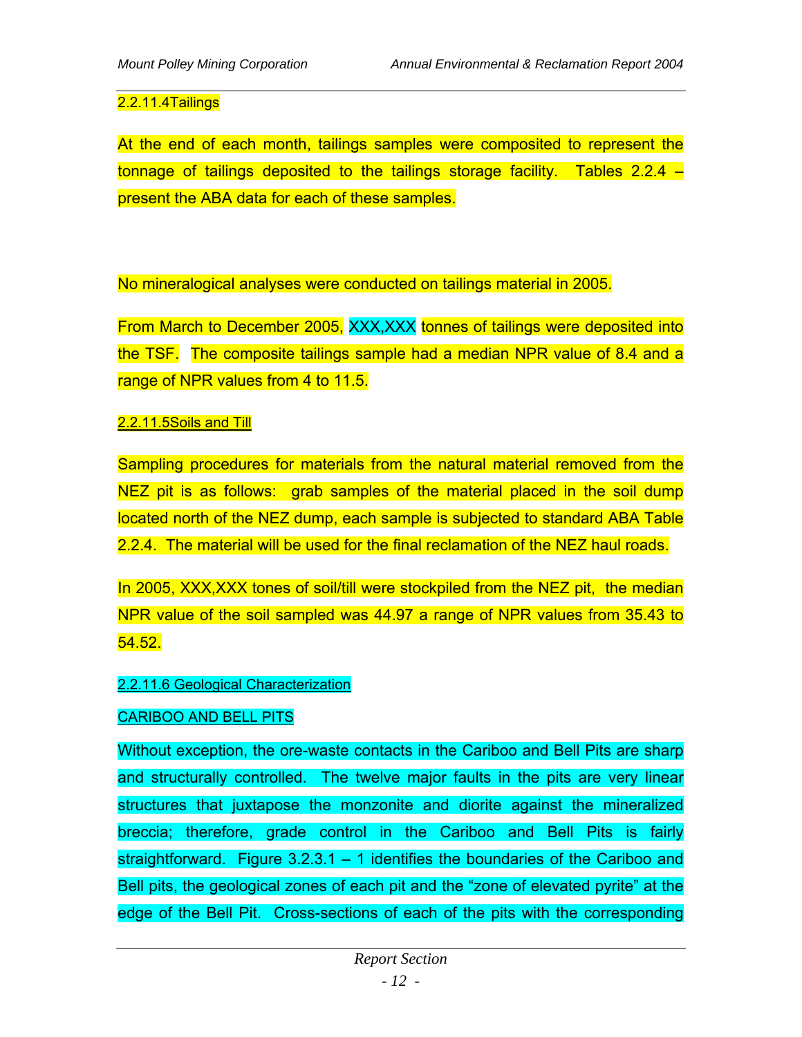#### 2.2.11.4 Tailings

At the end of each month, tailings samples were composited to represent the tonnage of tailings deposited to the tailings storage facility. Tables 2.2.4 – present the ABA data for each of these samples.

No mineralogical analyses were conducted on tailings material in 2005.

From March to December 2005, XXX,XXX tonnes of tailings were deposited into the TSF. The composite tailings sample had a median NPR value of 8.4 and a range of NPR values from 4 to 11.5.

#### 2.2.11.5 Soils and Till

Sampling procedures for materials from the natural material removed from the NEZ pit is as follows: grab samples of the material placed in the soil dump located north of the NEZ dump, each sample is subjected to standard ABA Table 2.2.4. The material will be used for the final reclamation of the NEZ haul roads.

In 2005, XXX,XXX tones of soil/till were stockpiled from the NEZ pit, the median NPR value of the soil sampled was 44.97 a range of NPR values from 35.43 to 54.52.

#### 2.2.11.6 Geological Characterization

CARIBOO AND BELL PITS

Without exception, the ore-waste contacts in the Cariboo and Bell Pits are sharp and structurally controlled. The twelve major faults in the pits are very linear structures that juxtapose the monzonite and diorite against the mineralized breccia; therefore, grade control in the Cariboo and Bell Pits is fairly straightforward. Figure 3.2.3.1 – 1 identifies the boundaries of the Cariboo and Bell pits, the geological zones of each pit and the "zone of elevated pyrite" at the edge of the Bell Pit. Cross-sections of each of the pits with the corresponding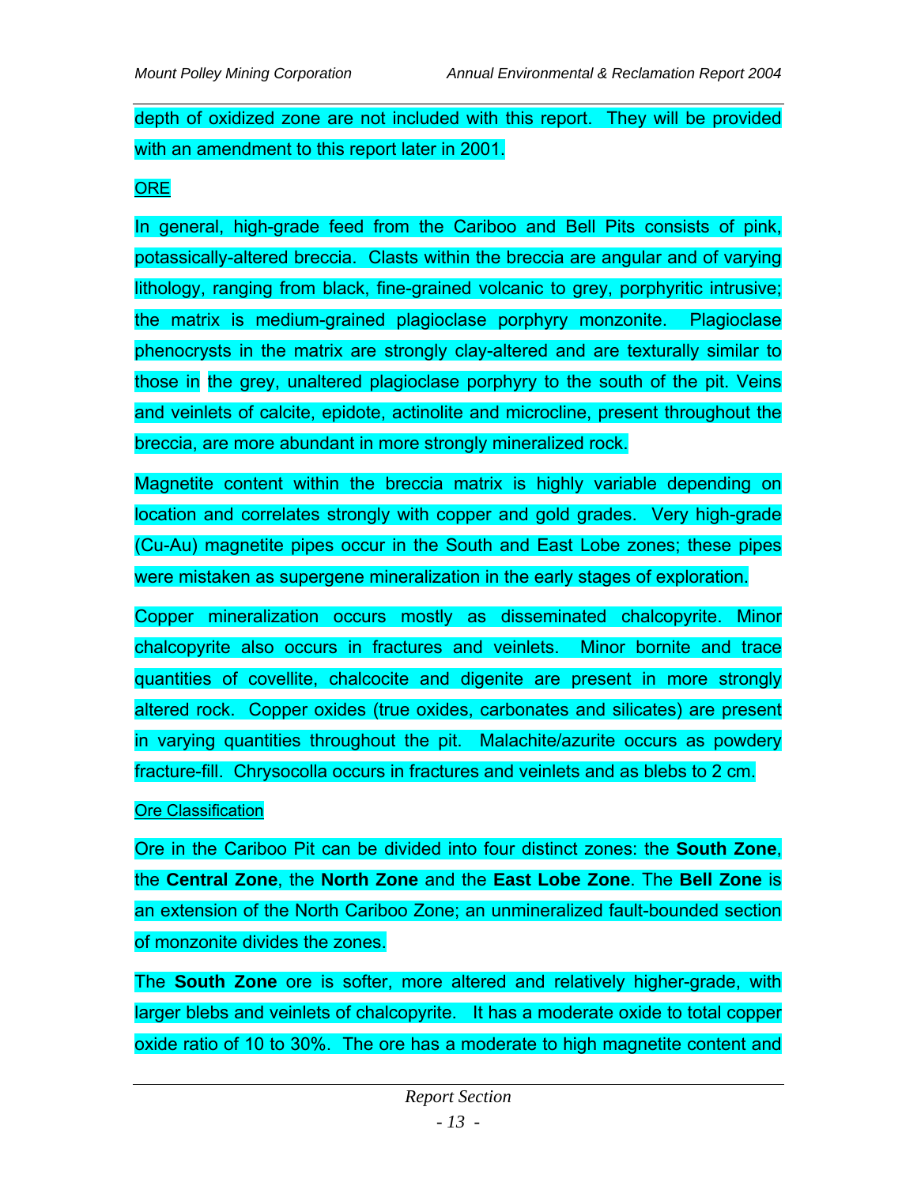depth of oxidized zone are not included with this report. They will be provided with an amendment to this report later in 2001.

ORE

In general, high-grade feed from the Cariboo and Bell Pits consists of pink, potassically-altered breccia. Clasts within the breccia are angular and of varying lithology, ranging from black, fine-grained volcanic to grey, porphyritic intrusive; the matrix is medium-grained plagioclase porphyry monzonite. Plagioclase phenocrysts in the matrix are strongly clay-altered and are texturally similar to those in the grey, unaltered plagioclase porphyry to the south of the pit. Veins and veinlets of calcite, epidote, actinolite and microcline, present throughout the breccia, are more abundant in more strongly mineralized rock.

Magnetite content within the breccia matrix is highly variable depending on location and correlates strongly with copper and gold grades. Very high-grade (Cu-Au) magnetite pipes occur in the South and East Lobe zones; these pipes were mistaken as supergene mineralization in the early stages of exploration.

Copper mineralization occurs mostly as disseminated chalcopyrite. Minor chalcopyrite also occurs in fractures and veinlets. Minor bornite and trace quantities of covellite, chalcocite and digenite are present in more strongly altered rock. Copper oxides (true oxides, carbonates and silicates) are present in varying quantities throughout the pit. Malachite/azurite occurs as powdery fracture-fill. Chrysocolla occurs in fractures and veinlets and as blebs to 2 cm.

Ore Classification

Ore in the Cariboo Pit can be divided into four distinct zones: the **South Zone**, the **Central Zone**, the **North Zone** and the **East Lobe Zone**. The **Bell Zone** is an extension of the North Cariboo Zone; an unmineralized fault-bounded section of monzonite divides the zones.

The **South Zone** ore is softer, more altered and relatively higher-grade, with larger blebs and veinlets of chalcopyrite. It has a moderate oxide to total copper oxide ratio of 10 to 30%. The ore has a moderate to high magnetite content and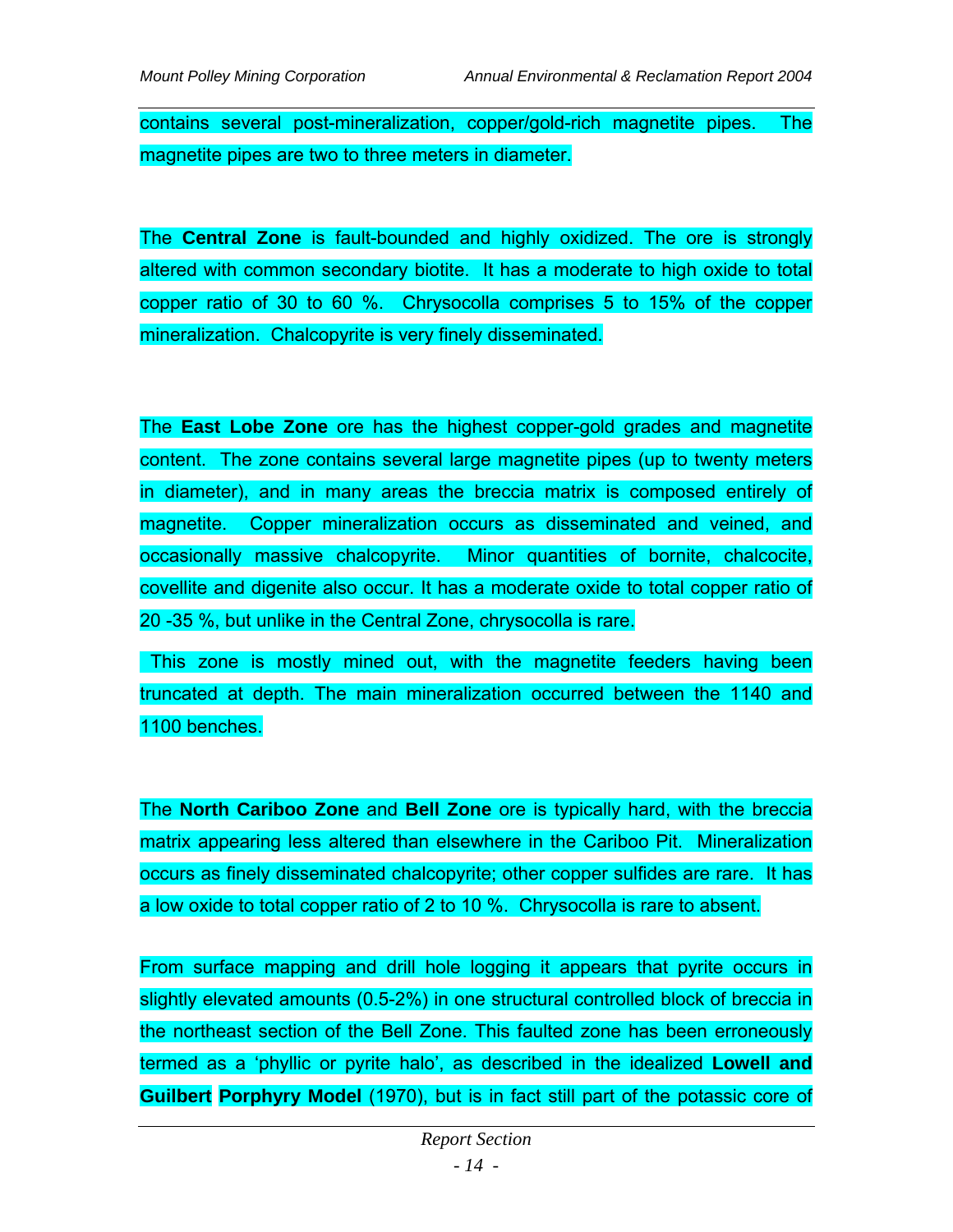contains several post-mineralization, copper/gold-rich magnetite pipes. The magnetite pipes are two to three meters in diameter.

The **Central Zone** is fault-bounded and highly oxidized. The ore is strongly altered with common secondary biotite. It has a moderate to high oxide to total copper ratio of 30 to 60 %. Chrysocolla comprises 5 to 15% of the copper mineralization. Chalcopyrite is very finely disseminated.

The **East Lobe Zone** ore has the highest copper-gold grades and magnetite content. The zone contains several large magnetite pipes (up to twenty meters in diameter), and in many areas the breccia matrix is composed entirely of magnetite. Copper mineralization occurs as disseminated and veined, and occasionally massive chalcopyrite. Minor quantities of bornite, chalcocite, covellite and digenite also occur. It has a moderate oxide to total copper ratio of 20 -35 %, but unlike in the Central Zone, chrysocolla is rare.

This zone is mostly mined out, with the magnetite feeders having been truncated at depth. The main mineralization occurred between the 1140 and 1100 benches.

The **North Cariboo Zone** and **Bell Zone** ore is typically hard, with the breccia matrix appearing less altered than elsewhere in the Cariboo Pit. Mineralization occurs as finely disseminated chalcopyrite; other copper sulfides are rare. It has a low oxide to total copper ratio of 2 to 10 %. Chrysocolla is rare to absent.

From surface mapping and drill hole logging it appears that pyrite occurs in slightly elevated amounts (0.5-2%) in one structural controlled block of breccia in the northeast section of the Bell Zone. This faulted zone has been erroneously termed as a 'phyllic or pyrite halo', as described in the idealized **Lowell and Guilbert Porphyry Model** (1970), but is in fact still part of the potassic core of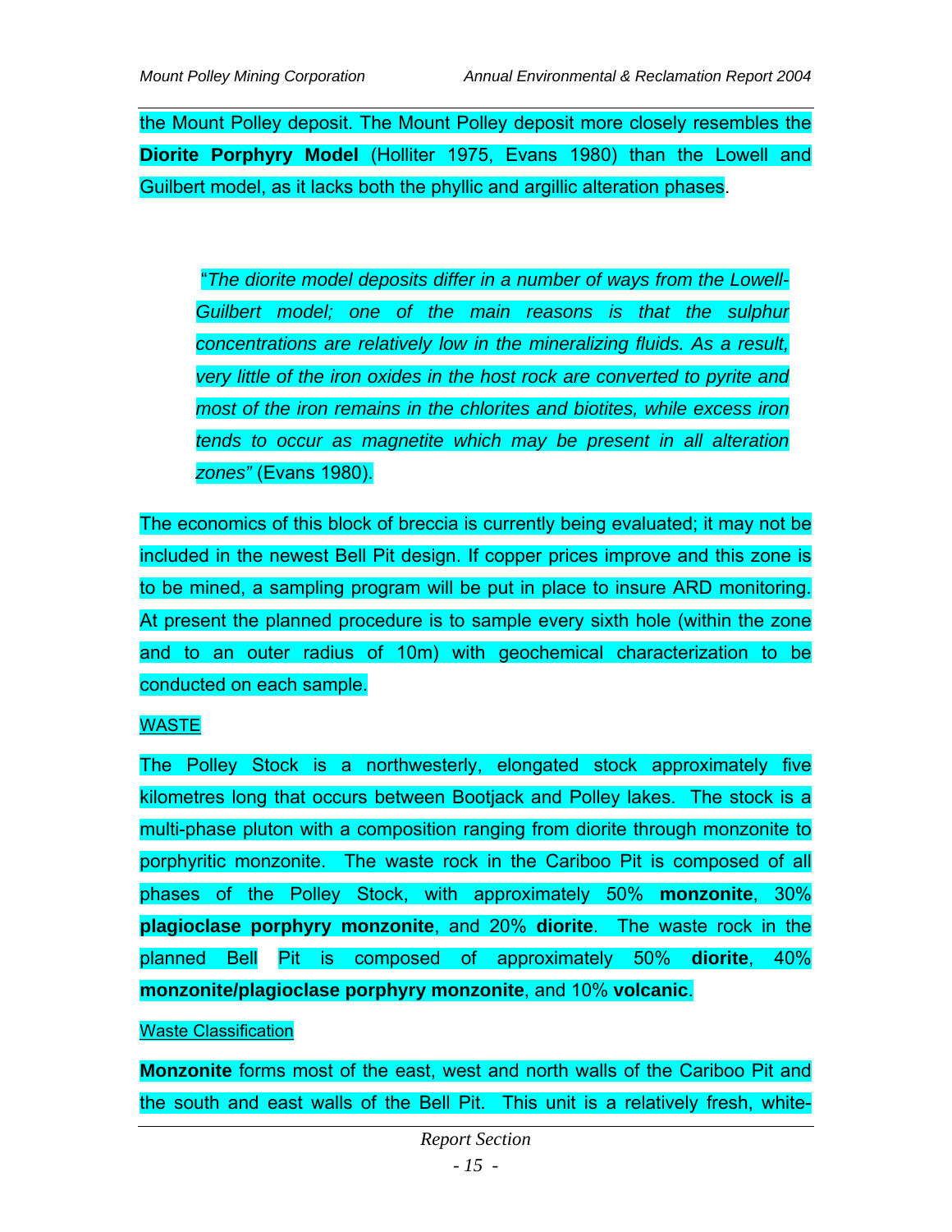the Mount Polley deposit. The Mount Polley deposit more closely resembles the **Diorite Porphyry Model** (Holliter 1975, Evans 1980) than the Lowell and Guilbert model, as it lacks both the phyllic and argillic alteration phases.

> *"The diorite model deposits differ in a number of ways from the Lowell-Guilbert model; one of the main reasons is that the sulphur concentrations are relatively low in the mineralizing fluids. As a result, very little of the iron oxides in the host rock are converted to pyrite and most of the iron remains in the chlorites and biotites, while excess iron tends to occur as magnetite which may be present in all alteration zones"* (Evans 1980).

The economics of this block of breccia is currently being evaluated; it may not be included in the newest Bell Pit design. If copper prices improve and this zone is to be mined, a sampling program will be put in place to insure ARD monitoring. At present the planned procedure is to sample every sixth hole (within the zone and to an outer radius of 10m) with geochemical characterization to be conducted on each sample.

<u>WASTE</u>

The Polley Stock is a northwesterly, elongated stock approximately five kilometres long that occurs between Bootjack and Polley lakes. The stock is a multi-phase pluton with a composition ranging from diorite through monzonite to porphyritic monzonite. The waste rock in the Cariboo Pit is composed of all phases of the Polley Stock, with approximately 50% **monzonite**, 30% **plagioclase porphyry monzonite**, and 20% **diorite**. The waste rock in the planned Bell Pit is composed of approximately 50% **diorite**, 40% **monzonite/plagioclase porphyry monzonite**, and 10% **volcanic**.

<u>Waste Classification</u>

**Monzonite** forms most of the east, west and north walls of the Cariboo Pit and the south and east walls of the Bell Pit. This unit is a relatively fresh, white-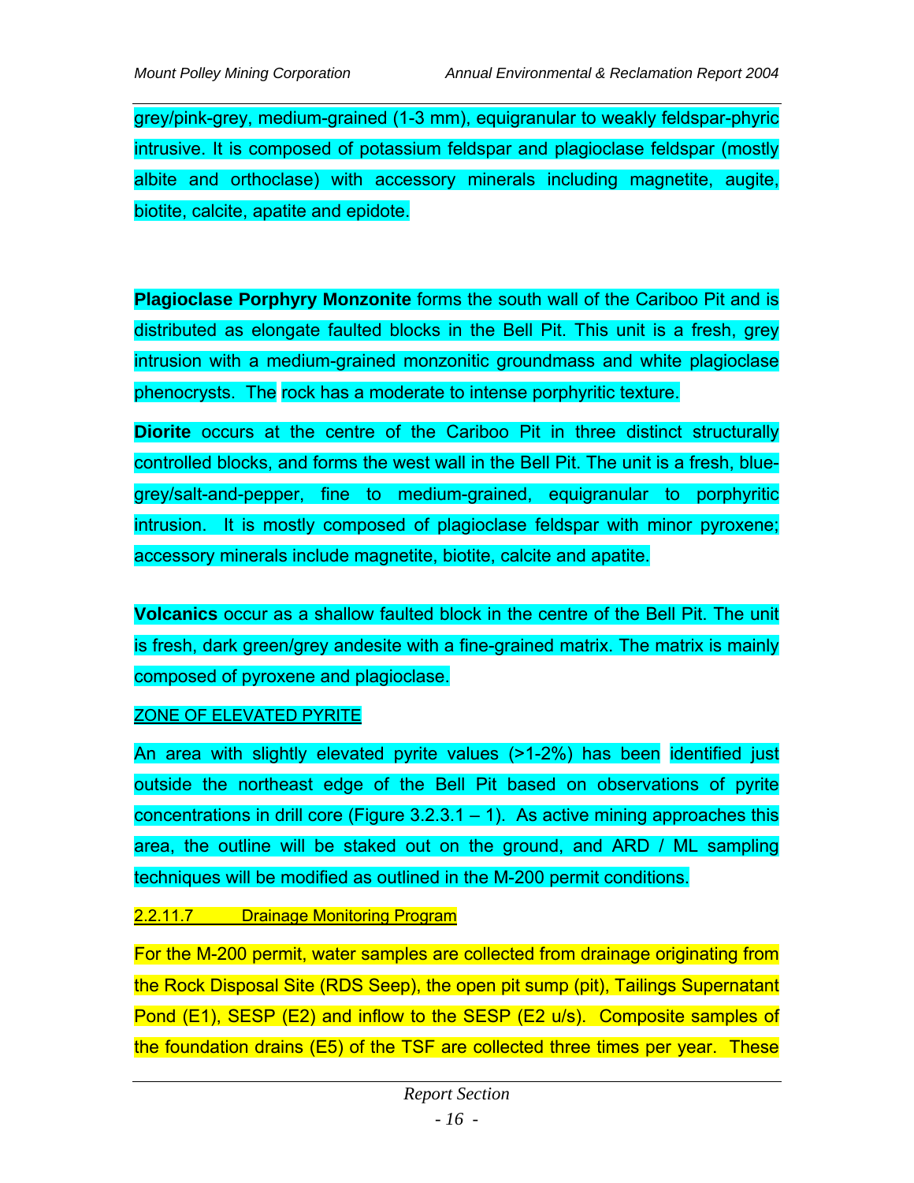grey/pink-grey, medium-grained (1-3 mm), equigranular to weakly feldspar-phyric intrusive. It is composed of potassium feldspar and plagioclase feldspar (mostly albite and orthoclase) with accessory minerals including magnetite, augite, biotite, calcite, apatite and epidote.

**Plagioclase Porphyry Monzonite** forms the south wall of the Cariboo Pit and is distributed as elongate faulted blocks in the Bell Pit. This unit is a fresh, grey intrusion with a medium-grained monzonitic groundmass and white plagioclase phenocrysts. The rock has a moderate to intense porphyritic texture.

**Diorite** occurs at the centre of the Cariboo Pit in three distinct structurally controlled blocks, and forms the west wall in the Bell Pit. The unit is a fresh, blue-grey/salt-and-pepper, fine to medium-grained, equigranular to porphyritic intrusion. It is mostly composed of plagioclase feldspar with minor pyroxene; accessory minerals include magnetite, biotite, calcite and apatite.

**Volcanics** occur as a shallow faulted block in the centre of the Bell Pit. The unit is fresh, dark green/grey andesite with a fine-grained matrix. The matrix is mainly composed of pyroxene and plagioclase.

ZONE OF ELEVATED PYRITE

An area with slightly elevated pyrite values (>1-2%) has been identified just outside the northeast edge of the Bell Pit based on observations of pyrite concentrations in drill core (Figure 3.2.3.1 – 1). As active mining approaches this area, the outline will be staked out on the ground, and ARD / ML sampling techniques will be modified as outlined in the M-200 permit conditions.

#### 2.2.11.7 Drainage Monitoring Program

For the M-200 permit, water samples are collected from drainage originating from the Rock Disposal Site (RDS Seep), the open pit sump (pit), Tailings Supernatant Pond (E1), SESP (E2) and inflow to the SESP (E2 u/s). Composite samples of the foundation drains (E5) of the TSF are collected three times per year. These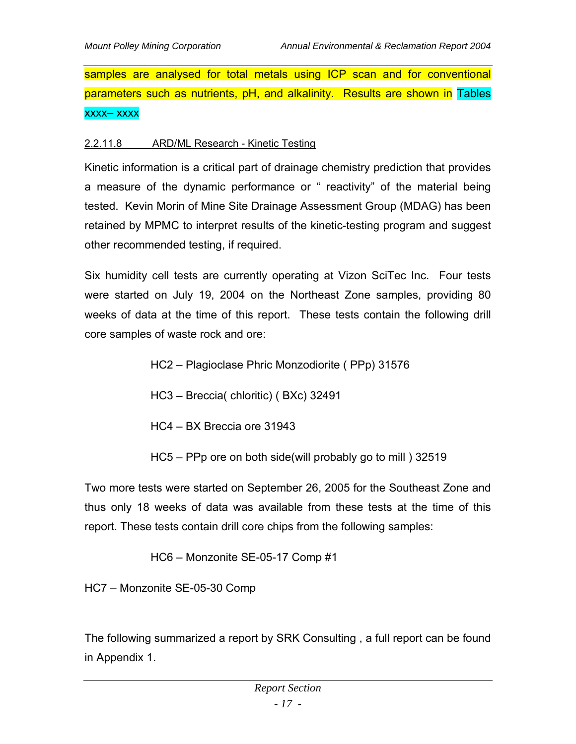samples are analysed for total metals using ICP scan and for conventional parameters such as nutrients, pH, and alkalinity. Results are shown in Tables xxxx– xxxx

### 2.2.11.8 ARD/ML Research - Kinetic Testing

Kinetic information is a critical part of drainage chemistry prediction that provides a measure of the dynamic performance or " reactivity" of the material being tested. Kevin Morin of Mine Site Drainage Assessment Group (MDAG) has been retained by MPMC to interpret results of the kinetic-testing program and suggest other recommended testing, if required.

Six humidity cell tests are currently operating at Vizon SciTec Inc. Four tests were started on July 19, 2004 on the Northeast Zone samples, providing 80 weeks of data at the time of this report. These tests contain the following drill core samples of waste rock and ore:

HC2 – Plagioclase Phric Monzodiorite ( PPp) 31576

HC3 – Breccia( chloritic) ( BXc) 32491

HC4 – BX Breccia ore 31943

HC5 – PPp ore on both side(will probably go to mill ) 32519

Two more tests were started on September 26, 2005 for the Southeast Zone and thus only 18 weeks of data was available from these tests at the time of this report. These tests contain drill core chips from the following samples:

HC6 – Monzonite SE-05-17 Comp #1

HC7 – Monzonite SE-05-30 Comp

The following summarized a report by SRK Consulting , a full report can be found in Appendix 1.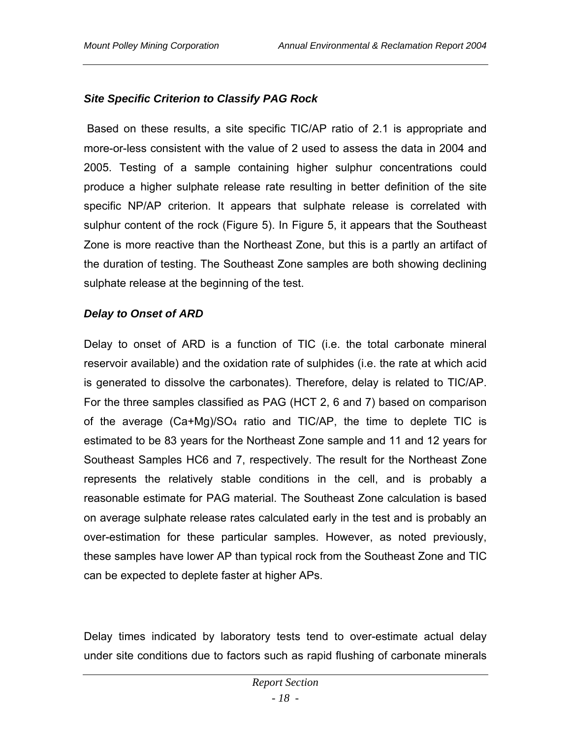### *Site Specific Criterion to Classify PAG Rock*

Based on these results, a site specific TIC/AP ratio of 2.1 is appropriate and more-or-less consistent with the value of 2 used to assess the data in 2004 and 2005. Testing of a sample containing higher sulphur concentrations could produce a higher sulphate release rate resulting in better definition of the site specific NP/AP criterion. It appears that sulphate release is correlated with sulphur content of the rock (Figure 5). In Figure 5, it appears that the Southeast Zone is more reactive than the Northeast Zone, but this is a partly an artifact of the duration of testing. The Southeast Zone samples are both showing declining sulphate release at the beginning of the test.

### *Delay to Onset of ARD*

Delay to onset of ARD is a function of TIC (i.e. the total carbonate mineral reservoir available) and the oxidation rate of sulphides (i.e. the rate at which acid is generated to dissolve the carbonates). Therefore, delay is related to TIC/AP. For the three samples classified as PAG (HCT 2, 6 and 7) based on comparison of the average $(Ca+Mg)/SO_4$ ratio and TIC/AP, the time to deplete TIC is estimated to be 83 years for the Northeast Zone sample and 11 and 12 years for Southeast Samples HC6 and 7, respectively. The result for the Northeast Zone represents the relatively stable conditions in the cell, and is probably a reasonable estimate for PAG material. The Southeast Zone calculation is based on average sulphate release rates calculated early in the test and is probably an over-estimation for these particular samples. However, as noted previously, these samples have lower AP than typical rock from the Southeast Zone and TIC can be expected to deplete faster at higher APs.

Delay times indicated by laboratory tests tend to over-estimate actual delay under site conditions due to factors such as rapid flushing of carbonate minerals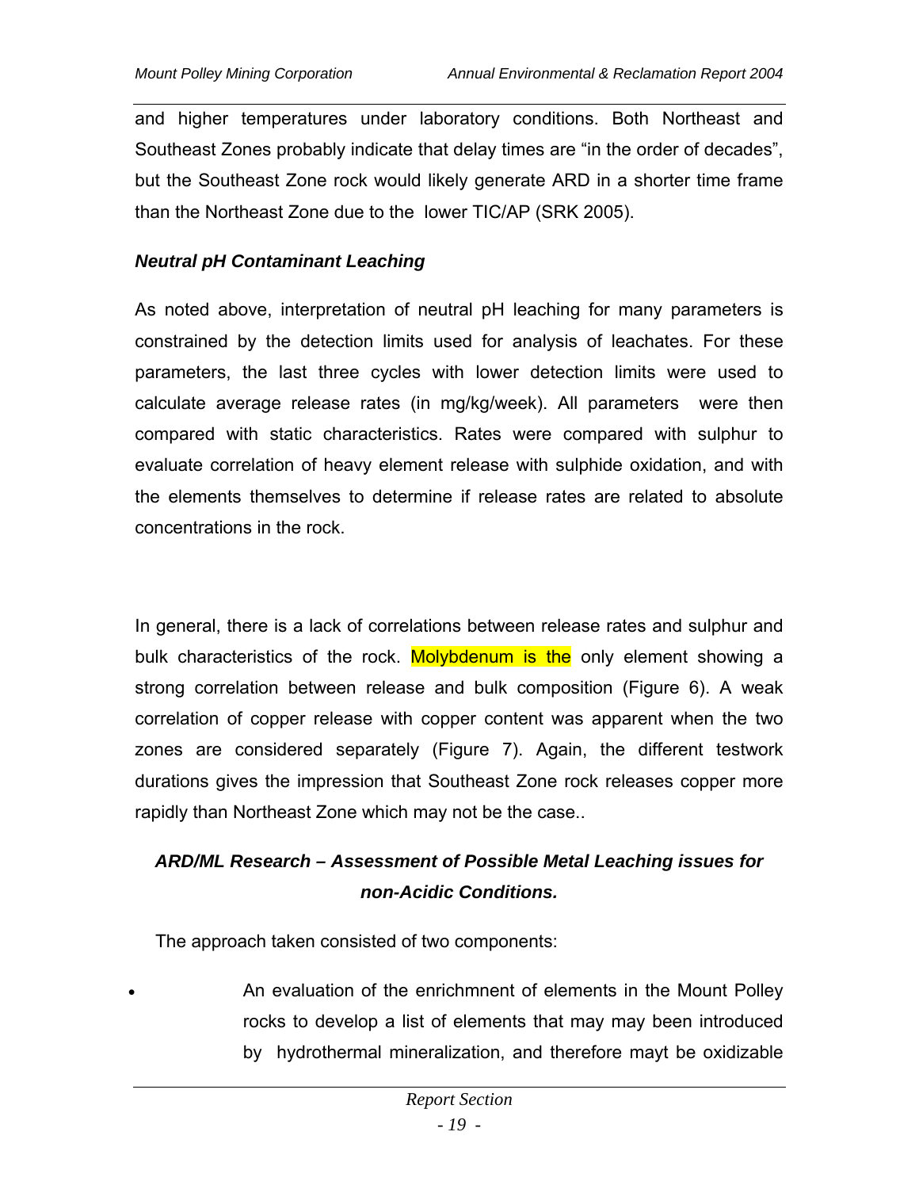and higher temperatures under laboratory conditions. Both Northeast and Southeast Zones probably indicate that delay times are "in the order of decades", but the Southeast Zone rock would likely generate ARD in a shorter time frame than the Northeast Zone due to the lower TIC/AP (SRK 2005).

### *Neutral pH Contaminant Leaching*

As noted above, interpretation of neutral pH leaching for many parameters is constrained by the detection limits used for analysis of leachates. For these parameters, the last three cycles with lower detection limits were used to calculate average release rates (in mg/kg/week). All parameters were then compared with static characteristics. Rates were compared with sulphur to evaluate correlation of heavy element release with sulphide oxidation, and with the elements themselves to determine if release rates are related to absolute concentrations in the rock.

In general, there is a lack of correlations between release rates and sulphur and bulk characteristics of the rock. Molybdenum is the only element showing a strong correlation between release and bulk composition (Figure 6). A weak correlation of copper release with copper content was apparent when the two zones are considered separately (Figure 7). Again, the different testwork durations gives the impression that Southeast Zone rock releases copper more rapidly than Northeast Zone which may not be the case..

### *ARD/ML Research – Assessment of Possible Metal Leaching issues for non-Acidic Conditions.*

The approach taken consisted of two components:

- An evaluation of the enrichmnent of elements in the Mount Polley rocks to develop a list of elements that may may been introduced by hydrothermal mineralization, and therefore mayt be oxidizable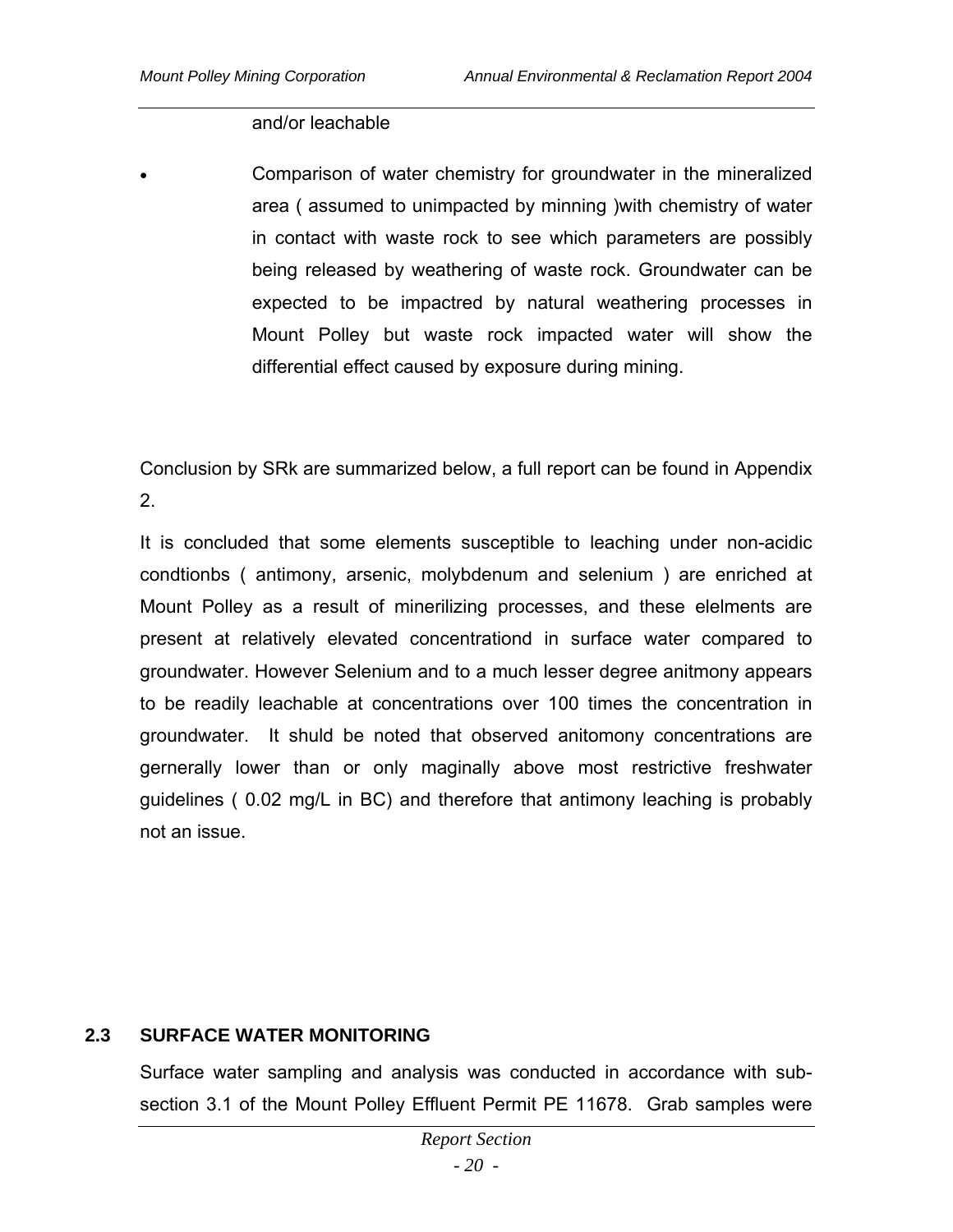and/or leachable

- Comparison of water chemistry for groundwater in the mineralized area ( assumed to unimpacted by minning )with chemistry of water in contact with waste rock to see which parameters are possibly being released by weathering of waste rock. Groundwater can be expected to be impactred by natural weathering processes in Mount Polley but waste rock impacted water will show the differential effect caused by exposure during mining.

Conclusion by SRk are summarized below, a full report can be found in Appendix 2.

It is concluded that some elements susceptible to leaching under non-acidic condtionbs ( antimony, arsenic, molybdenum and selenium ) are enriched at Mount Polley as a result of minerilizing processes, and these elelments are present at relatively elevated concentrationd in surface water compared to groundwater. However Selenium and to a much lesser degree anitmony appears to be readily leachable at concentrations over 100 times the concentration in groundwater. It shuld be noted that observed anitomony concentrations are gernerally lower than or only maginally above most restrictive freshwater guidelines ( 0.02 mg/L in BC) and therefore that antimony leaching is probably not an issue.

## 2.3 SURFACE WATER MONITORING

Surface water sampling and analysis was conducted in accordance with sub-section 3.1 of the Mount Polley Effluent Permit PE 11678. Grab samples were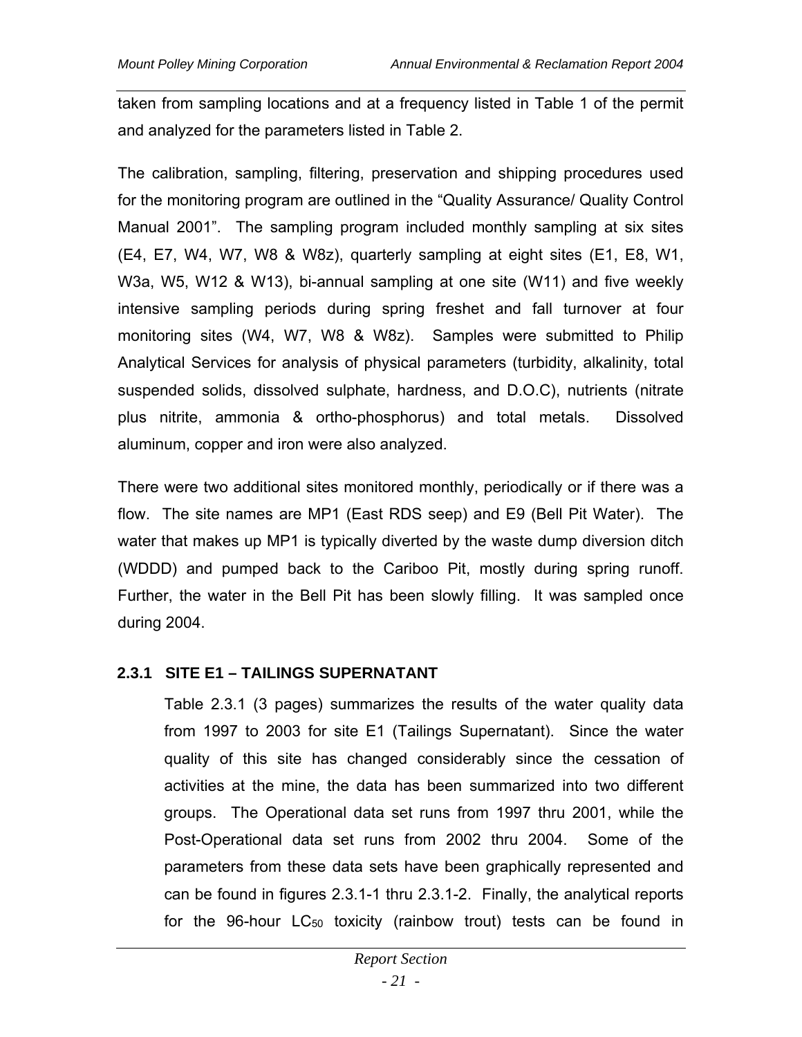taken from sampling locations and at a frequency listed in Table 1 of the permit and analyzed for the parameters listed in Table 2.

The calibration, sampling, filtering, preservation and shipping procedures used for the monitoring program are outlined in the "Quality Assurance/ Quality Control Manual 2001". The sampling program included monthly sampling at six sites (E4, E7, W4, W7, W8 & W8z), quarterly sampling at eight sites (E1, E8, W1, W3a, W5, W12 & W13), bi-annual sampling at one site (W11) and five weekly intensive sampling periods during spring freshet and fall turnover at four monitoring sites (W4, W7, W8 & W8z). Samples were submitted to Philip Analytical Services for analysis of physical parameters (turbidity, alkalinity, total suspended solids, dissolved sulphate, hardness, and D.O.C), nutrients (nitrate plus nitrite, ammonia & ortho-phosphorus) and total metals. Dissolved aluminum, copper and iron were also analyzed.

There were two additional sites monitored monthly, periodically or if there was a flow. The site names are MP1 (East RDS seep) and E9 (Bell Pit Water). The water that makes up MP1 is typically diverted by the waste dump diversion ditch (WDDD) and pumped back to the Cariboo Pit, mostly during spring runoff. Further, the water in the Bell Pit has been slowly filling. It was sampled once during 2004.

### 2.3.1 SITE E1 – TAILINGS SUPERNATANT

Table 2.3.1 (3 pages) summarizes the results of the water quality data from 1997 to 2003 for site E1 (Tailings Supernatant). Since the water quality of this site has changed considerably since the cessation of activities at the mine, the data has been summarized into two different groups. The Operational data set runs from 1997 thru 2001, while the Post-Operational data set runs from 2002 thru 2004. Some of the parameters from these data sets have been graphically represented and can be found in figures 2.3.1-1 thru 2.3.1-2. Finally, the analytical reports for the 96-hour $LC_{50}$ toxicity (rainbow trout) tests can be found in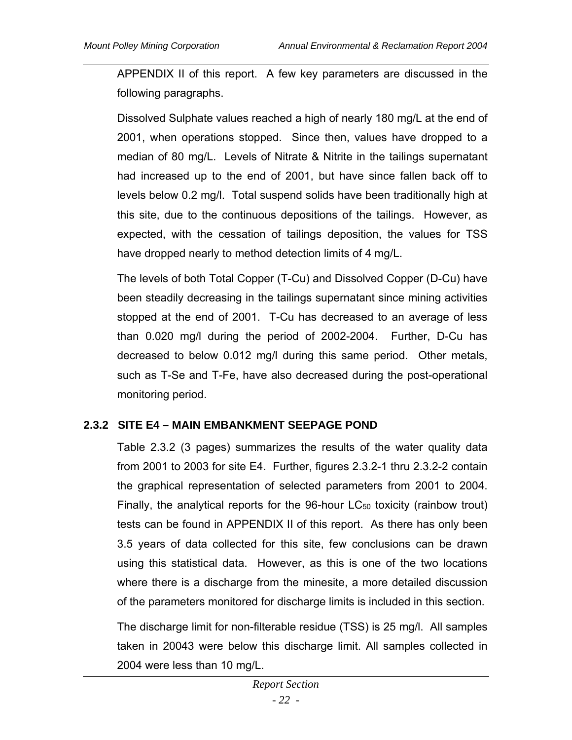APPENDIX II of this report. A few key parameters are discussed in the following paragraphs.

Dissolved Sulphate values reached a high of nearly 180 mg/L at the end of 2001, when operations stopped. Since then, values have dropped to a median of 80 mg/L. Levels of Nitrate & Nitrite in the tailings supernatant had increased up to the end of 2001, but have since fallen back off to levels below 0.2 mg/l. Total suspend solids have been traditionally high at this site, due to the continuous depositions of the tailings. However, as expected, with the cessation of tailings deposition, the values for TSS have dropped nearly to method detection limits of 4 mg/L.

The levels of both Total Copper (T-Cu) and Dissolved Copper (D-Cu) have been steadily decreasing in the tailings supernatant since mining activities stopped at the end of 2001. T-Cu has decreased to an average of less than 0.020 mg/l during the period of 2002-2004. Further, D-Cu has decreased to below 0.012 mg/l during this same period. Other metals, such as T-Se and T-Fe, have also decreased during the post-operational monitoring period.

### 2.3.2 SITE E4 – MAIN EMBANKMENT SEEPAGE POND

Table 2.3.2 (3 pages) summarizes the results of the water quality data from 2001 to 2003 for site E4. Further, figures 2.3.2-1 thru 2.3.2-2 contain the graphical representation of selected parameters from 2001 to 2004. Finally, the analytical reports for the 96-hour $LC_{50}$ toxicity (rainbow trout) tests can be found in APPENDIX II of this report. As there has only been 3.5 years of data collected for this site, few conclusions can be drawn using this statistical data. However, as this is one of the two locations where there is a discharge from the minesite, a more detailed discussion of the parameters monitored for discharge limits is included in this section.

The discharge limit for non-filterable residue (TSS) is 25 mg/l. All samples taken in 20043 were below this discharge limit. All samples collected in 2004 were less than 10 mg/L.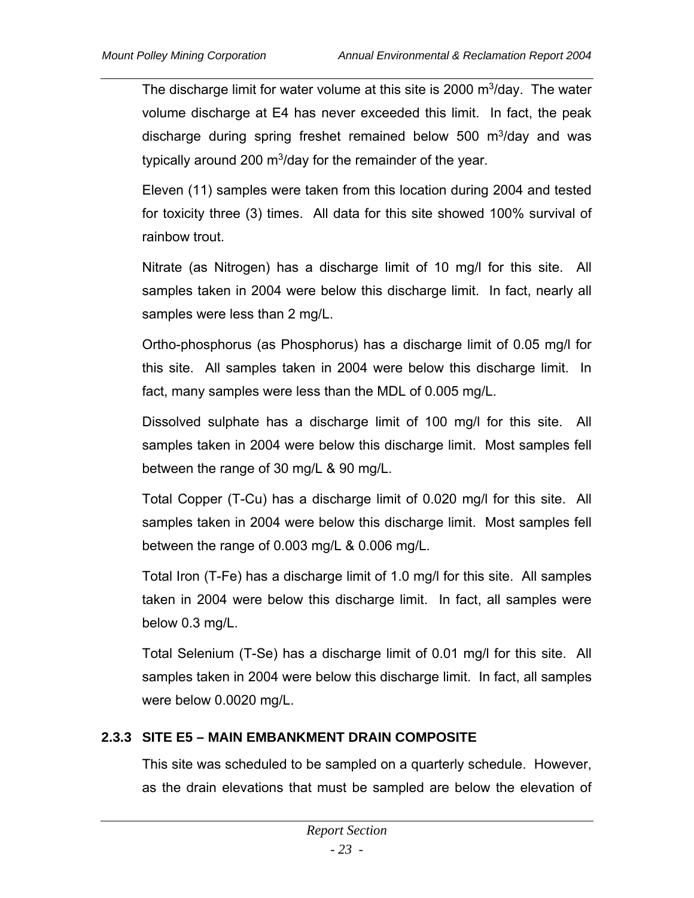The discharge limit for water volume at this site is 2000 $m^3$/day. The water volume discharge at E4 has never exceeded this limit. In fact, the peak discharge during spring freshet remained below 500 $m^3$/day and was typically around 200 $m^3$/day for the remainder of the year.

Eleven (11) samples were taken from this location during 2004 and tested for toxicity three (3) times. All data for this site showed 100% survival of rainbow trout.

Nitrate (as Nitrogen) has a discharge limit of 10 mg/l for this site. All samples taken in 2004 were below this discharge limit. In fact, nearly all samples were less than 2 mg/L.

Ortho-phosphorus (as Phosphorus) has a discharge limit of 0.05 mg/l for this site. All samples taken in 2004 were below this discharge limit. In fact, many samples were less than the MDL of 0.005 mg/L.

Dissolved sulphate has a discharge limit of 100 mg/l for this site. All samples taken in 2004 were below this discharge limit. Most samples fell between the range of 30 mg/L & 90 mg/L.

Total Copper (T-Cu) has a discharge limit of 0.020 mg/l for this site. All samples taken in 2004 were below this discharge limit. Most samples fell between the range of 0.003 mg/L & 0.006 mg/L.

Total Iron (T-Fe) has a discharge limit of 1.0 mg/l for this site. All samples taken in 2004 were below this discharge limit. In fact, all samples were below 0.3 mg/L.

Total Selenium (T-Se) has a discharge limit of 0.01 mg/l for this site. All samples taken in 2004 were below this discharge limit. In fact, all samples were below 0.0020 mg/L.

### 2.3.3 SITE E5 – MAIN EMBANKMENT DRAIN COMPOSITE

This site was scheduled to be sampled on a quarterly schedule. However, as the drain elevations that must be sampled are below the elevation of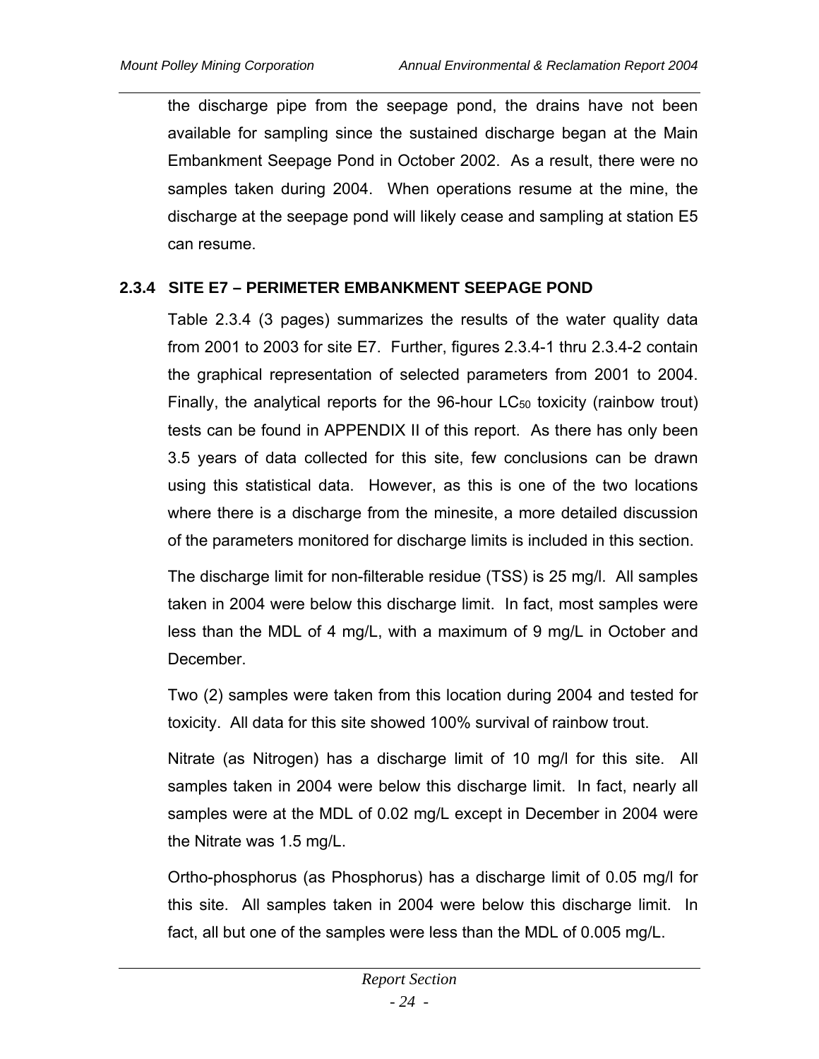the discharge pipe from the seepage pond, the drains have not been available for sampling since the sustained discharge began at the Main Embankment Seepage Pond in October 2002. As a result, there were no samples taken during 2004. When operations resume at the mine, the discharge at the seepage pond will likely cease and sampling at station E5 can resume.

### 2.3.4 SITE E7 – PERIMETER EMBANKMENT SEEPAGE POND

Table 2.3.4 (3 pages) summarizes the results of the water quality data from 2001 to 2003 for site E7. Further, figures 2.3.4-1 thru 2.3.4-2 contain the graphical representation of selected parameters from 2001 to 2004. Finally, the analytical reports for the 96-hour $LC_{50}$ toxicity (rainbow trout) tests can be found in APPENDIX II of this report. As there has only been 3.5 years of data collected for this site, few conclusions can be drawn using this statistical data. However, as this is one of the two locations where there is a discharge from the minesite, a more detailed discussion of the parameters monitored for discharge limits is included in this section.

The discharge limit for non-filterable residue (TSS) is 25 mg/l. All samples taken in 2004 were below this discharge limit. In fact, most samples were less than the MDL of 4 mg/L, with a maximum of 9 mg/L in October and December.

Two (2) samples were taken from this location during 2004 and tested for toxicity. All data for this site showed 100% survival of rainbow trout.

Nitrate (as Nitrogen) has a discharge limit of 10 mg/l for this site. All samples taken in 2004 were below this discharge limit. In fact, nearly all samples were at the MDL of 0.02 mg/L except in December in 2004 were the Nitrate was 1.5 mg/L.

Ortho-phosphorus (as Phosphorus) has a discharge limit of 0.05 mg/l for this site. All samples taken in 2004 were below this discharge limit. In fact, all but one of the samples were less than the MDL of 0.005 mg/L.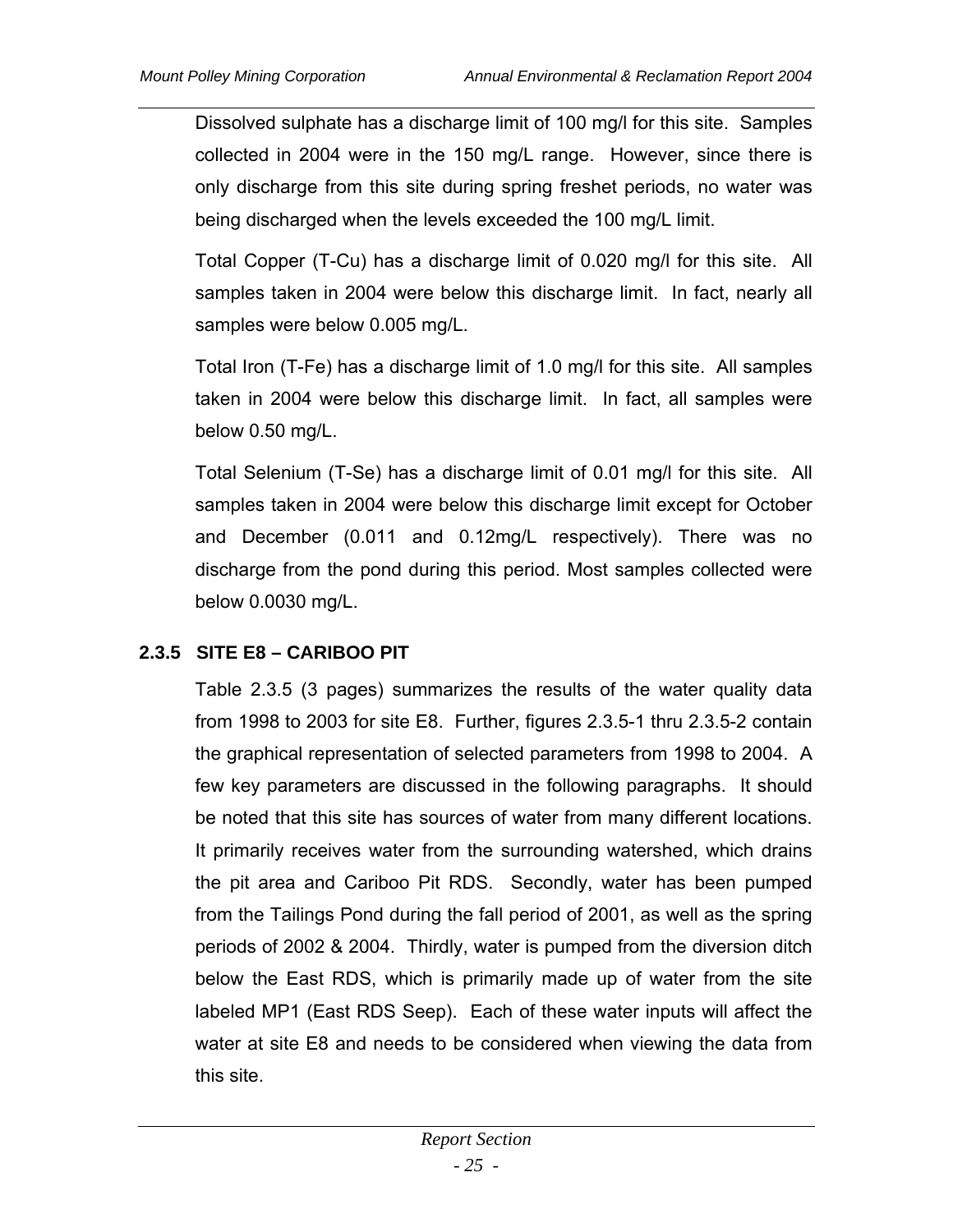Dissolved sulphate has a discharge limit of 100 mg/l for this site. Samples collected in 2004 were in the 150 mg/L range. However, since there is only discharge from this site during spring freshet periods, no water was being discharged when the levels exceeded the 100 mg/L limit.

Total Copper (T-Cu) has a discharge limit of 0.020 mg/l for this site. All samples taken in 2004 were below this discharge limit. In fact, nearly all samples were below 0.005 mg/L.

Total Iron (T-Fe) has a discharge limit of 1.0 mg/l for this site. All samples taken in 2004 were below this discharge limit. In fact, all samples were below 0.50 mg/L.

Total Selenium (T-Se) has a discharge limit of 0.01 mg/l for this site. All samples taken in 2004 were below this discharge limit except for October and December (0.011 and 0.12mg/L respectively). There was no discharge from the pond during this period. Most samples collected were below 0.0030 mg/L.

### 2.3.5 SITE E8 – CARIBOO PIT

Table 2.3.5 (3 pages) summarizes the results of the water quality data from 1998 to 2003 for site E8. Further, figures 2.3.5-1 thru 2.3.5-2 contain the graphical representation of selected parameters from 1998 to 2004. A few key parameters are discussed in the following paragraphs. It should be noted that this site has sources of water from many different locations. It primarily receives water from the surrounding watershed, which drains the pit area and Cariboo Pit RDS. Secondly, water has been pumped from the Tailings Pond during the fall period of 2001, as well as the spring periods of 2002 & 2004. Thirdly, water is pumped from the diversion ditch below the East RDS, which is primarily made up of water from the site labeled MP1 (East RDS Seep). Each of these water inputs will affect the water at site E8 and needs to be considered when viewing the data from this site.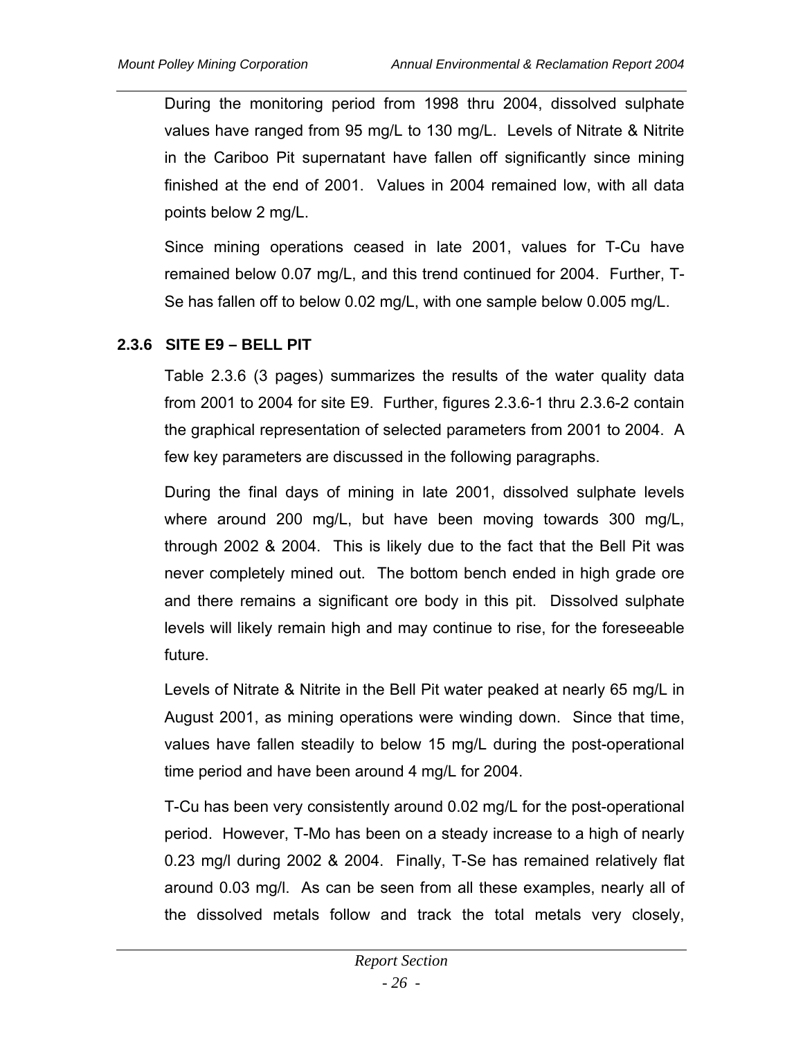During the monitoring period from 1998 thru 2004, dissolved sulphate values have ranged from 95 mg/L to 130 mg/L. Levels of Nitrate & Nitrite in the Cariboo Pit supernatant have fallen off significantly since mining finished at the end of 2001. Values in 2004 remained low, with all data points below 2 mg/L.

Since mining operations ceased in late 2001, values for T-Cu have remained below 0.07 mg/L, and this trend continued for 2004. Further, T-Se has fallen off to below 0.02 mg/L, with one sample below 0.005 mg/L.

### 2.3.6 SITE E9 – BELL PIT

Table 2.3.6 (3 pages) summarizes the results of the water quality data from 2001 to 2004 for site E9. Further, figures 2.3.6-1 thru 2.3.6-2 contain the graphical representation of selected parameters from 2001 to 2004. A few key parameters are discussed in the following paragraphs.

During the final days of mining in late 2001, dissolved sulphate levels where around 200 mg/L, but have been moving towards 300 mg/L, through 2002 & 2004. This is likely due to the fact that the Bell Pit was never completely mined out. The bottom bench ended in high grade ore and there remains a significant ore body in this pit. Dissolved sulphate levels will likely remain high and may continue to rise, for the foreseeable future.

Levels of Nitrate & Nitrite in the Bell Pit water peaked at nearly 65 mg/L in August 2001, as mining operations were winding down. Since that time, values have fallen steadily to below 15 mg/L during the post-operational time period and have been around 4 mg/L for 2004.

T-Cu has been very consistently around 0.02 mg/L for the post-operational period. However, T-Mo has been on a steady increase to a high of nearly 0.23 mg/l during 2002 & 2004. Finally, T-Se has remained relatively flat around 0.03 mg/l. As can be seen from all these examples, nearly all of the dissolved metals follow and track the total metals very closely,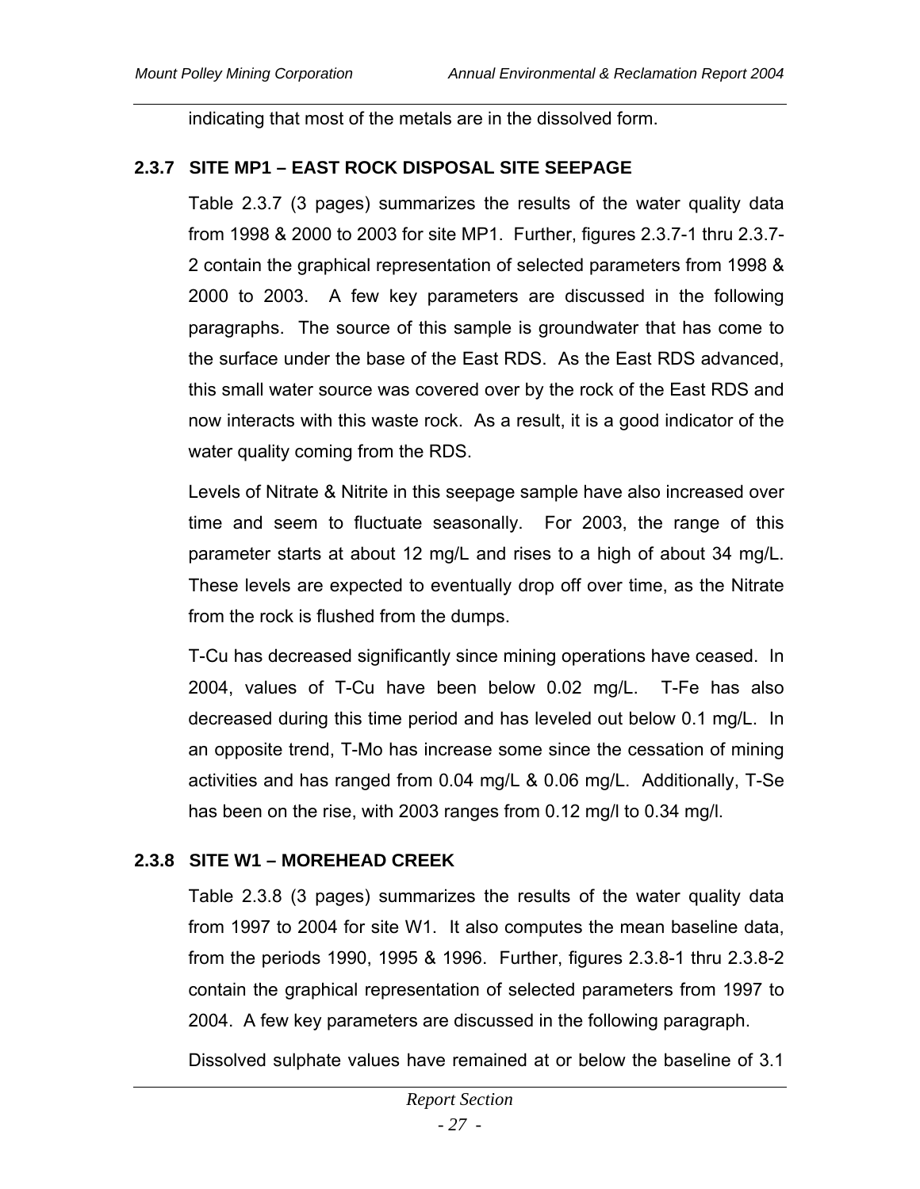indicating that most of the metals are in the dissolved form.

### 2.3.7 SITE MP1 – EAST ROCK DISPOSAL SITE SEEPAGE

Table 2.3.7 (3 pages) summarizes the results of the water quality data from 1998 & 2000 to 2003 for site MP1. Further, figures 2.3.7-1 thru 2.3.7-2 contain the graphical representation of selected parameters from 1998 & 2000 to 2003. A few key parameters are discussed in the following paragraphs. The source of this sample is groundwater that has come to the surface under the base of the East RDS. As the East RDS advanced, this small water source was covered over by the rock of the East RDS and now interacts with this waste rock. As a result, it is a good indicator of the water quality coming from the RDS.

Levels of Nitrate & Nitrite in this seepage sample have also increased over time and seem to fluctuate seasonally. For 2003, the range of this parameter starts at about 12 mg/L and rises to a high of about 34 mg/L. These levels are expected to eventually drop off over time, as the Nitrate from the rock is flushed from the dumps.

T-Cu has decreased significantly since mining operations have ceased. In 2004, values of T-Cu have been below 0.02 mg/L. T-Fe has also decreased during this time period and has leveled out below 0.1 mg/L. In an opposite trend, T-Mo has increase some since the cessation of mining activities and has ranged from 0.04 mg/L & 0.06 mg/L. Additionally, T-Se has been on the rise, with 2003 ranges from 0.12 mg/l to 0.34 mg/l.

### 2.3.8 SITE W1 – MOREHEAD CREEK

Table 2.3.8 (3 pages) summarizes the results of the water quality data from 1997 to 2004 for site W1. It also computes the mean baseline data, from the periods 1990, 1995 & 1996. Further, figures 2.3.8-1 thru 2.3.8-2 contain the graphical representation of selected parameters from 1997 to 2004. A few key parameters are discussed in the following paragraph.

Dissolved sulphate values have remained at or below the baseline of 3.1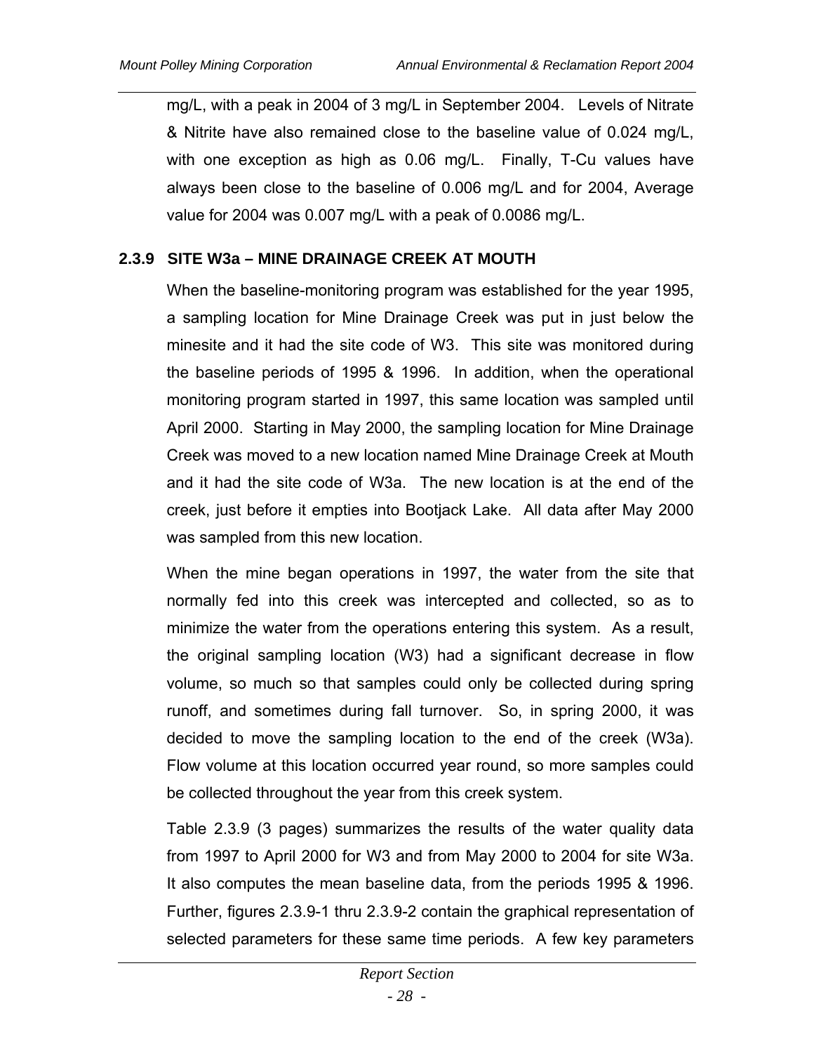mg/L, with a peak in 2004 of 3 mg/L in September 2004. Levels of Nitrate & Nitrite have also remained close to the baseline value of 0.024 mg/L, with one exception as high as 0.06 mg/L. Finally, T-Cu values have always been close to the baseline of 0.006 mg/L and for 2004, Average value for 2004 was 0.007 mg/L with a peak of 0.0086 mg/L.

### 2.3.9 SITE W3a – MINE DRAINAGE CREEK AT MOUTH

When the baseline-monitoring program was established for the year 1995, a sampling location for Mine Drainage Creek was put in just below the minesite and it had the site code of W3. This site was monitored during the baseline periods of 1995 & 1996. In addition, when the operational monitoring program started in 1997, this same location was sampled until April 2000. Starting in May 2000, the sampling location for Mine Drainage Creek was moved to a new location named Mine Drainage Creek at Mouth and it had the site code of W3a. The new location is at the end of the creek, just before it empties into Bootjack Lake. All data after May 2000 was sampled from this new location.

When the mine began operations in 1997, the water from the site that normally fed into this creek was intercepted and collected, so as to minimize the water from the operations entering this system. As a result, the original sampling location (W3) had a significant decrease in flow volume, so much so that samples could only be collected during spring runoff, and sometimes during fall turnover. So, in spring 2000, it was decided to move the sampling location to the end of the creek (W3a). Flow volume at this location occurred year round, so more samples could be collected throughout the year from this creek system.

Table 2.3.9 (3 pages) summarizes the results of the water quality data from 1997 to April 2000 for W3 and from May 2000 to 2004 for site W3a. It also computes the mean baseline data, from the periods 1995 & 1996. Further, figures 2.3.9-1 thru 2.3.9-2 contain the graphical representation of selected parameters for these same time periods. A few key parameters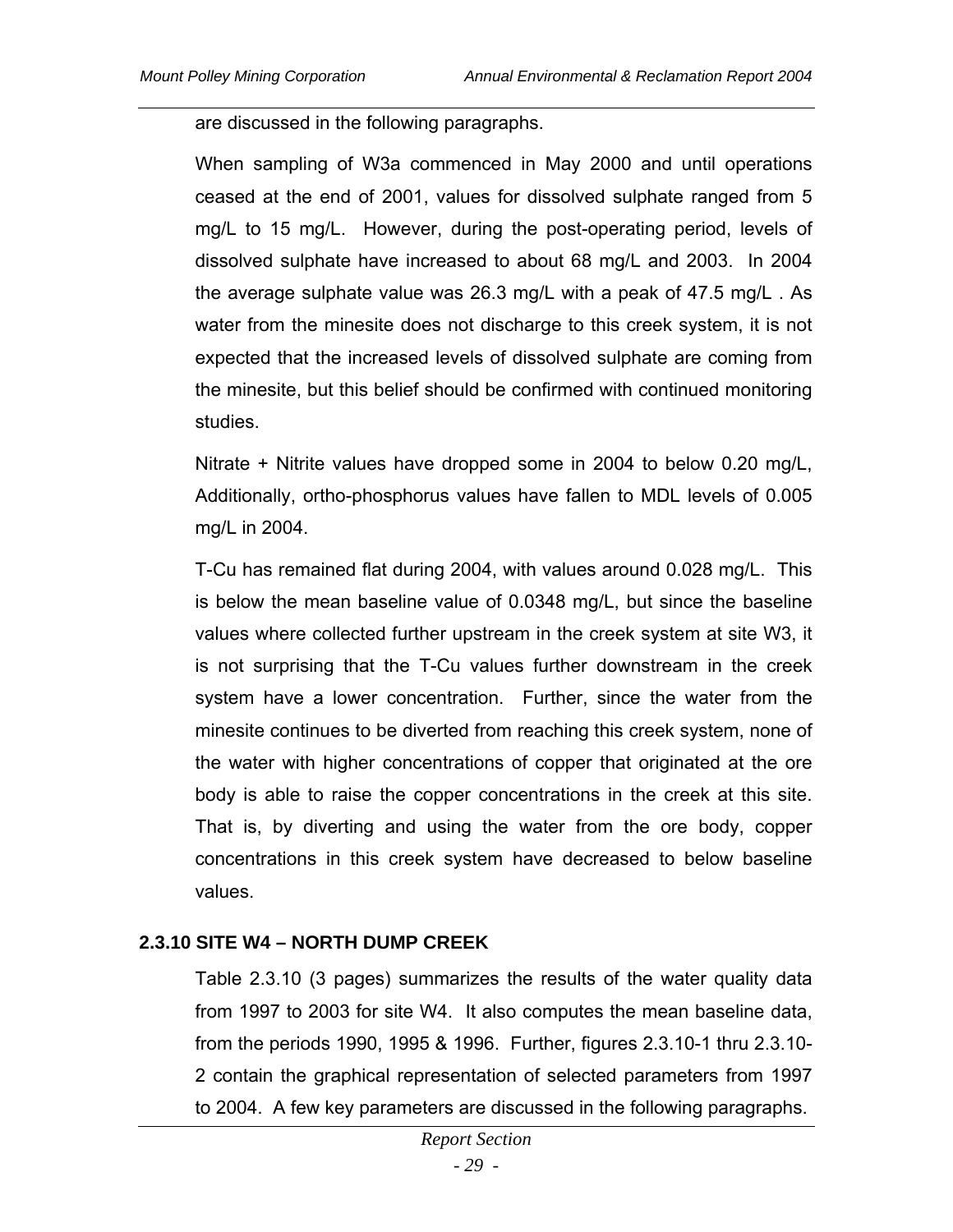are discussed in the following paragraphs.

When sampling of W3a commenced in May 2000 and until operations ceased at the end of 2001, values for dissolved sulphate ranged from 5 mg/L to 15 mg/L. However, during the post-operating period, levels of dissolved sulphate have increased to about 68 mg/L and 2003. In 2004 the average sulphate value was 26.3 mg/L with a peak of 47.5 mg/L . As water from the minesite does not discharge to this creek system, it is not expected that the increased levels of dissolved sulphate are coming from the minesite, but this belief should be confirmed with continued monitoring studies.

Nitrate + Nitrite values have dropped some in 2004 to below 0.20 mg/L, Additionally, ortho-phosphorus values have fallen to MDL levels of 0.005 mg/L in 2004.

T-Cu has remained flat during 2004, with values around 0.028 mg/L. This is below the mean baseline value of 0.0348 mg/L, but since the baseline values where collected further upstream in the creek system at site W3, it is not surprising that the T-Cu values further downstream in the creek system have a lower concentration. Further, since the water from the minesite continues to be diverted from reaching this creek system, none of the water with higher concentrations of copper that originated at the ore body is able to raise the copper concentrations in the creek at this site. That is, by diverting and using the water from the ore body, copper concentrations in this creek system have decreased to below baseline values.

### 2.3.10 SITE W4 – NORTH DUMP CREEK

Table 2.3.10 (3 pages) summarizes the results of the water quality data from 1997 to 2003 for site W4. It also computes the mean baseline data, from the periods 1990, 1995 & 1996. Further, figures 2.3.10-1 thru 2.3.10-2 contain the graphical representation of selected parameters from 1997 to 2004. A few key parameters are discussed in the following paragraphs.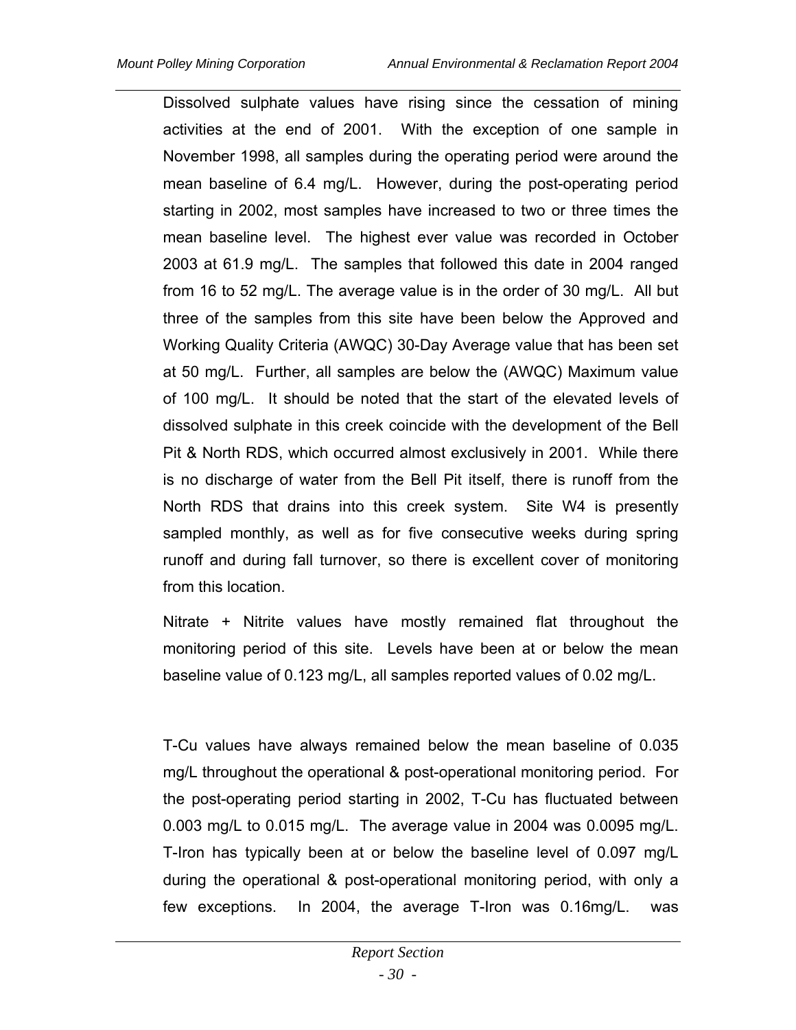Dissolved sulphate values have rising since the cessation of mining activities at the end of 2001. With the exception of one sample in November 1998, all samples during the operating period were around the mean baseline of 6.4 mg/L. However, during the post-operating period starting in 2002, most samples have increased to two or three times the mean baseline level. The highest ever value was recorded in October 2003 at 61.9 mg/L. The samples that followed this date in 2004 ranged from 16 to 52 mg/L. The average value is in the order of 30 mg/L. All but three of the samples from this site have been below the Approved and Working Quality Criteria (AWQC) 30-Day Average value that has been set at 50 mg/L. Further, all samples are below the (AWQC) Maximum value of 100 mg/L. It should be noted that the start of the elevated levels of dissolved sulphate in this creek coincide with the development of the Bell Pit & North RDS, which occurred almost exclusively in 2001. While there is no discharge of water from the Bell Pit itself, there is runoff from the North RDS that drains into this creek system. Site W4 is presently sampled monthly, as well as for five consecutive weeks during spring runoff and during fall turnover, so there is excellent cover of monitoring from this location.

Nitrate + Nitrite values have mostly remained flat throughout the monitoring period of this site. Levels have been at or below the mean baseline value of 0.123 mg/L, all samples reported values of 0.02 mg/L.

T-Cu values have always remained below the mean baseline of 0.035 mg/L throughout the operational & post-operational monitoring period. For the post-operating period starting in 2002, T-Cu has fluctuated between 0.003 mg/L to 0.015 mg/L. The average value in 2004 was 0.0095 mg/L. T-Iron has typically been at or below the baseline level of 0.097 mg/L during the operational & post-operational monitoring period, with only a few exceptions. In 2004, the average T-Iron was 0.16mg/L. was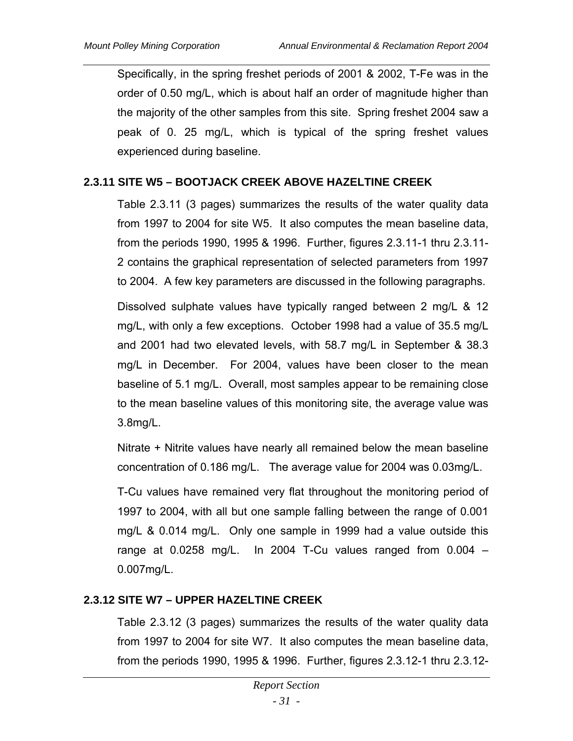Specifically, in the spring freshet periods of 2001 & 2002, T-Fe was in the order of 0.50 mg/L, which is about half an order of magnitude higher than the majority of the other samples from this site. Spring freshet 2004 saw a peak of 0. 25 mg/L, which is typical of the spring freshet values experienced during baseline.

### 2.3.11 SITE W5 – BOOTJACK CREEK ABOVE HAZELTINE CREEK

Table 2.3.11 (3 pages) summarizes the results of the water quality data from 1997 to 2004 for site W5. It also computes the mean baseline data, from the periods 1990, 1995 & 1996. Further, figures 2.3.11-1 thru 2.3.11-2 contains the graphical representation of selected parameters from 1997 to 2004. A few key parameters are discussed in the following paragraphs.

Dissolved sulphate values have typically ranged between 2 mg/L & 12 mg/L, with only a few exceptions. October 1998 had a value of 35.5 mg/L and 2001 had two elevated levels, with 58.7 mg/L in September & 38.3 mg/L in December. For 2004, values have been closer to the mean baseline of 5.1 mg/L. Overall, most samples appear to be remaining close to the mean baseline values of this monitoring site, the average value was 3.8mg/L.

Nitrate + Nitrite values have nearly all remained below the mean baseline concentration of 0.186 mg/L. The average value for 2004 was 0.03mg/L.

T-Cu values have remained very flat throughout the monitoring period of 1997 to 2004, with all but one sample falling between the range of 0.001 mg/L & 0.014 mg/L. Only one sample in 1999 had a value outside this range at 0.0258 mg/L. In 2004 T-Cu values ranged from 0.004 – 0.007mg/L.

### 2.3.12 SITE W7 – UPPER HAZELTINE CREEK

Table 2.3.12 (3 pages) summarizes the results of the water quality data from 1997 to 2004 for site W7. It also computes the mean baseline data, from the periods 1990, 1995 & 1996. Further, figures 2.3.12-1 thru 2.3.12-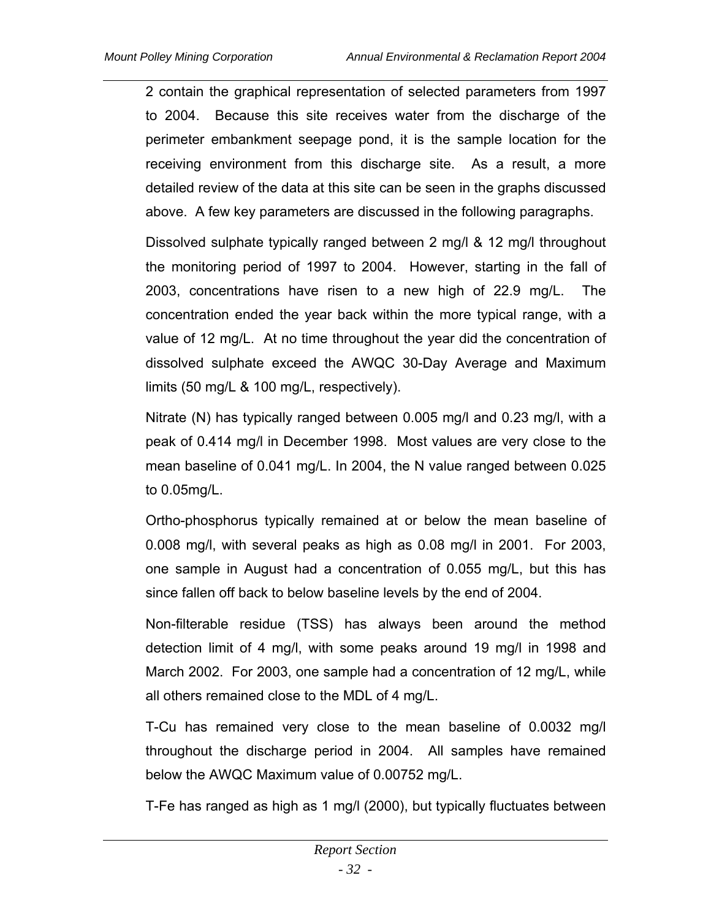2 contain the graphical representation of selected parameters from 1997 to 2004. Because this site receives water from the discharge of the perimeter embankment seepage pond, it is the sample location for the receiving environment from this discharge site. As a result, a more detailed review of the data at this site can be seen in the graphs discussed above. A few key parameters are discussed in the following paragraphs.

Dissolved sulphate typically ranged between 2 mg/l & 12 mg/l throughout the monitoring period of 1997 to 2004. However, starting in the fall of 2003, concentrations have risen to a new high of 22.9 mg/L. The concentration ended the year back within the more typical range, with a value of 12 mg/L. At no time throughout the year did the concentration of dissolved sulphate exceed the AWQC 30-Day Average and Maximum limits (50 mg/L & 100 mg/L, respectively).

Nitrate (N) has typically ranged between 0.005 mg/l and 0.23 mg/l, with a peak of 0.414 mg/l in December 1998. Most values are very close to the mean baseline of 0.041 mg/L. In 2004, the N value ranged between 0.025 to 0.05mg/L.

Ortho-phosphorus typically remained at or below the mean baseline of 0.008 mg/l, with several peaks as high as 0.08 mg/l in 2001. For 2003, one sample in August had a concentration of 0.055 mg/L, but this has since fallen off back to below baseline levels by the end of 2004.

Non-filterable residue (TSS) has always been around the method detection limit of 4 mg/l, with some peaks around 19 mg/l in 1998 and March 2002. For 2003, one sample had a concentration of 12 mg/L, while all others remained close to the MDL of 4 mg/L.

T-Cu has remained very close to the mean baseline of 0.0032 mg/l throughout the discharge period in 2004. All samples have remained below the AWQC Maximum value of 0.00752 mg/L.

T-Fe has ranged as high as 1 mg/l (2000), but typically fluctuates between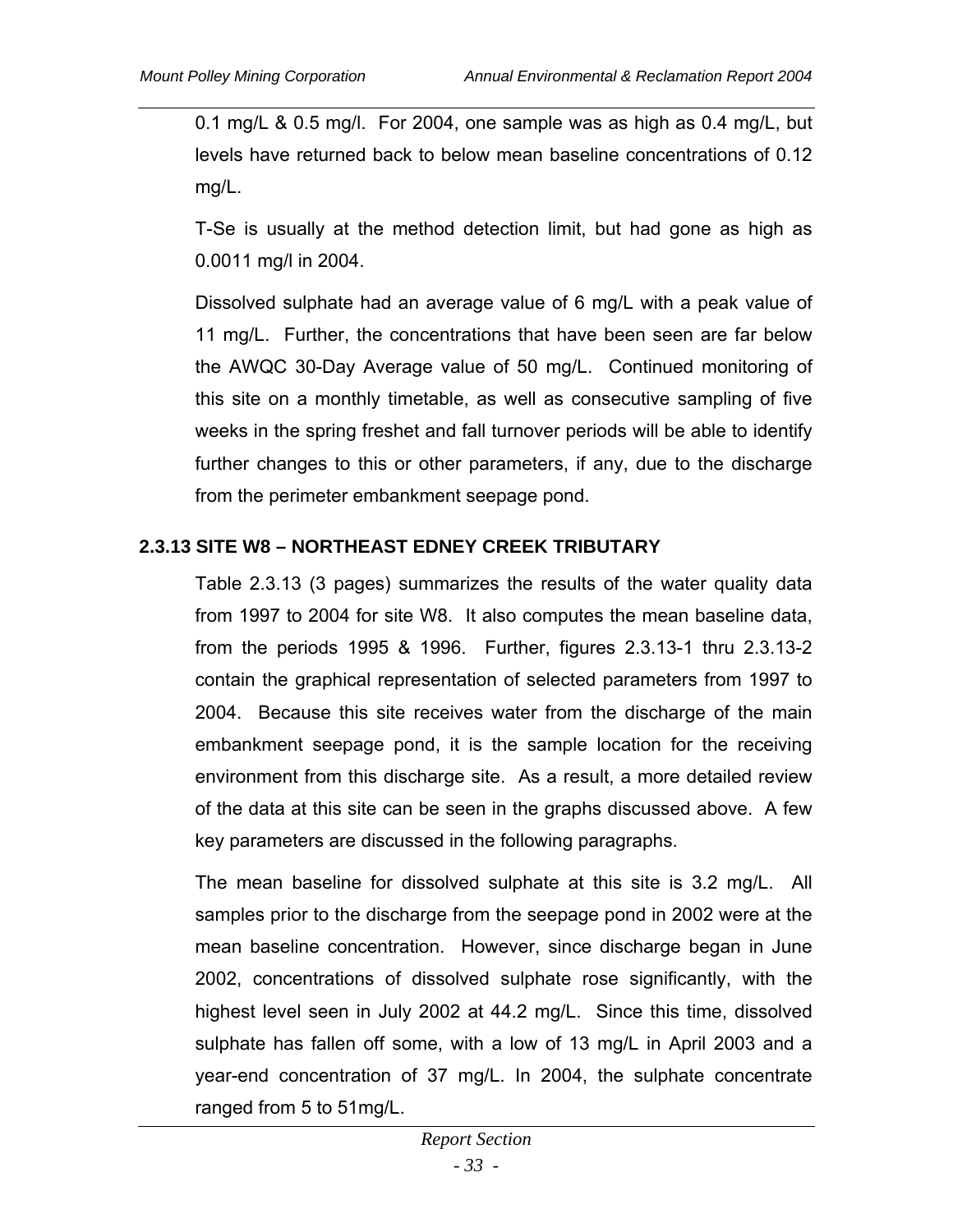0.1 mg/L & 0.5 mg/l. For 2004, one sample was as high as 0.4 mg/L, but levels have returned back to below mean baseline concentrations of 0.12 mg/L.

T-Se is usually at the method detection limit, but had gone as high as 0.0011 mg/l in 2004.

Dissolved sulphate had an average value of 6 mg/L with a peak value of 11 mg/L. Further, the concentrations that have been seen are far below the AWQC 30-Day Average value of 50 mg/L. Continued monitoring of this site on a monthly timetable, as well as consecutive sampling of five weeks in the spring freshet and fall turnover periods will be able to identify further changes to this or other parameters, if any, due to the discharge from the perimeter embankment seepage pond.

### 2.3.13 SITE W8 – NORTHEAST EDNEY CREEK TRIBUTARY

Table 2.3.13 (3 pages) summarizes the results of the water quality data from 1997 to 2004 for site W8. It also computes the mean baseline data, from the periods 1995 & 1996. Further, figures 2.3.13-1 thru 2.3.13-2 contain the graphical representation of selected parameters from 1997 to 2004. Because this site receives water from the discharge of the main embankment seepage pond, it is the sample location for the receiving environment from this discharge site. As a result, a more detailed review of the data at this site can be seen in the graphs discussed above. A few key parameters are discussed in the following paragraphs.

The mean baseline for dissolved sulphate at this site is 3.2 mg/L. All samples prior to the discharge from the seepage pond in 2002 were at the mean baseline concentration. However, since discharge began in June 2002, concentrations of dissolved sulphate rose significantly, with the highest level seen in July 2002 at 44.2 mg/L. Since this time, dissolved sulphate has fallen off some, with a low of 13 mg/L in April 2003 and a year-end concentration of 37 mg/L. In 2004, the sulphate concentrate ranged from 5 to 51mg/L.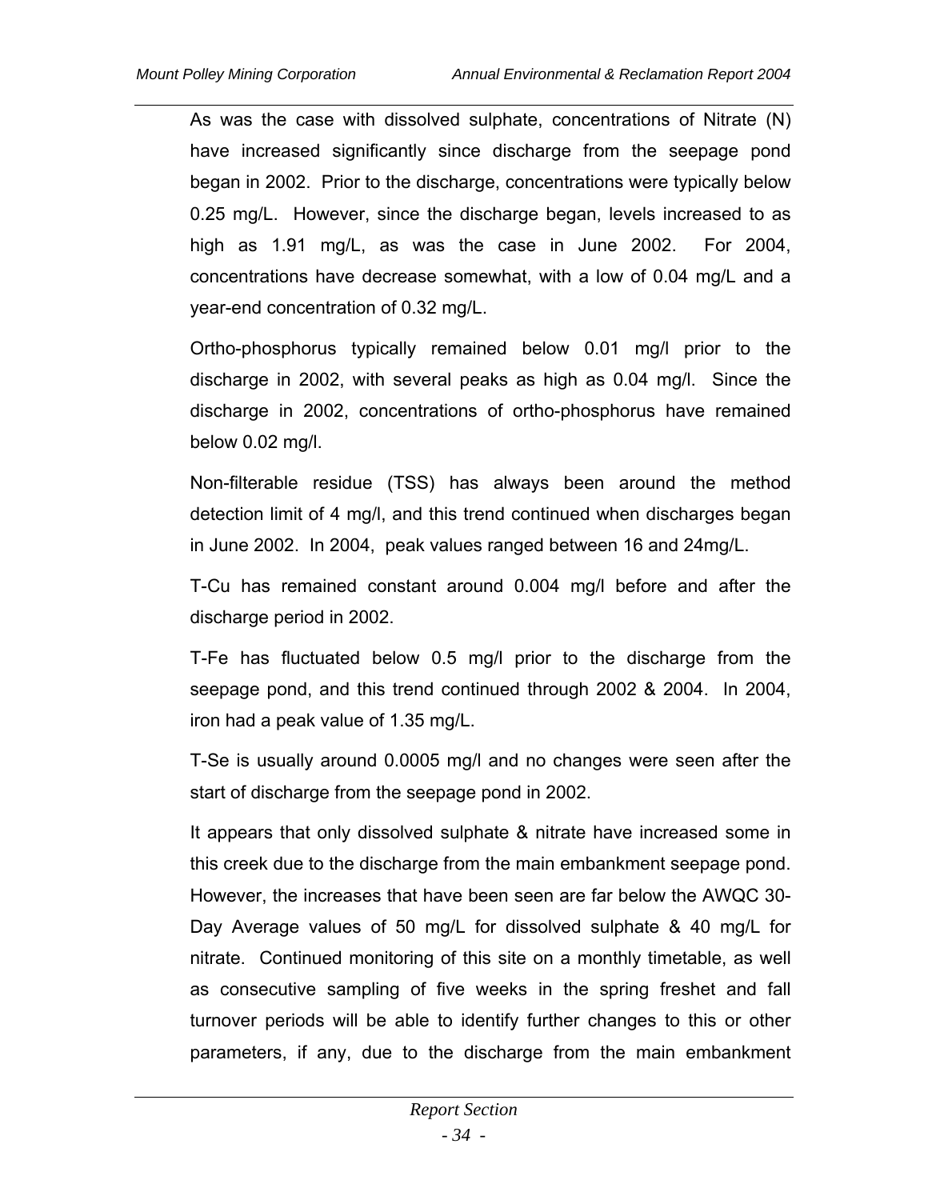As was the case with dissolved sulphate, concentrations of Nitrate (N) have increased significantly since discharge from the seepage pond began in 2002. Prior to the discharge, concentrations were typically below 0.25 mg/L. However, since the discharge began, levels increased to as high as 1.91 mg/L, as was the case in June 2002. For 2004, concentrations have decrease somewhat, with a low of 0.04 mg/L and a year-end concentration of 0.32 mg/L.

Ortho-phosphorus typically remained below 0.01 mg/l prior to the discharge in 2002, with several peaks as high as 0.04 mg/l. Since the discharge in 2002, concentrations of ortho-phosphorus have remained below 0.02 mg/l.

Non-filterable residue (TSS) has always been around the method detection limit of 4 mg/l, and this trend continued when discharges began in June 2002. In 2004, peak values ranged between 16 and 24mg/L.

T-Cu has remained constant around 0.004 mg/l before and after the discharge period in 2002.

T-Fe has fluctuated below 0.5 mg/l prior to the discharge from the seepage pond, and this trend continued through 2002 & 2004. In 2004, iron had a peak value of 1.35 mg/L.

T-Se is usually around 0.0005 mg/l and no changes were seen after the start of discharge from the seepage pond in 2002.

It appears that only dissolved sulphate & nitrate have increased some in this creek due to the discharge from the main embankment seepage pond. However, the increases that have been seen are far below the AWQC 30-Day Average values of 50 mg/L for dissolved sulphate & 40 mg/L for nitrate. Continued monitoring of this site on a monthly timetable, as well as consecutive sampling of five weeks in the spring freshet and fall turnover periods will be able to identify further changes to this or other parameters, if any, due to the discharge from the main embankment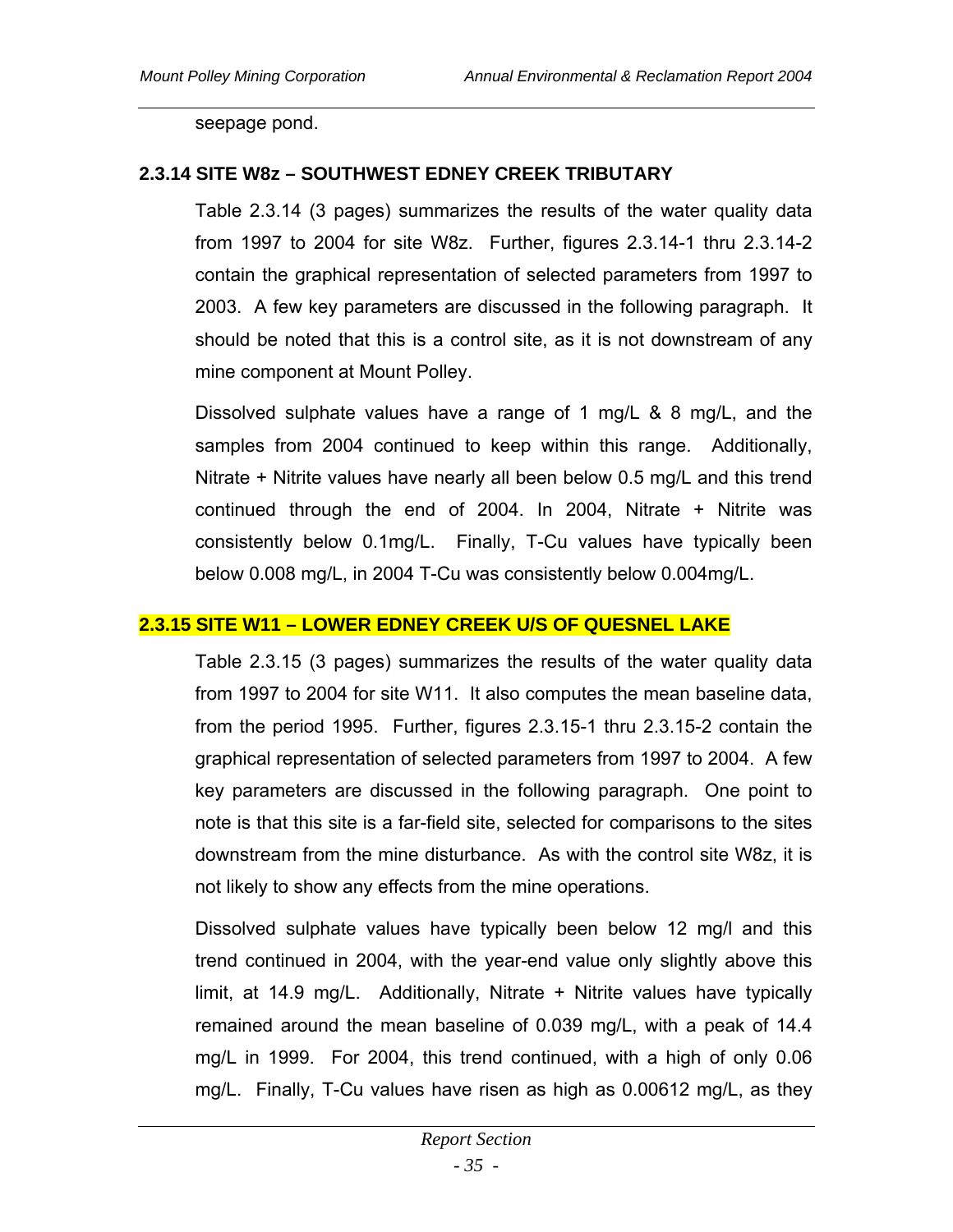seepage pond.

### 2.3.14 SITE W8z – SOUTHWEST EDNEY CREEK TRIBUTARY

Table 2.3.14 (3 pages) summarizes the results of the water quality data from 1997 to 2004 for site W8z. Further, figures 2.3.14-1 thru 2.3.14-2 contain the graphical representation of selected parameters from 1997 to 2003. A few key parameters are discussed in the following paragraph. It should be noted that this is a control site, as it is not downstream of any mine component at Mount Polley.

Dissolved sulphate values have a range of 1 mg/L & 8 mg/L, and the samples from 2004 continued to keep within this range. Additionally, Nitrate + Nitrite values have nearly all been below 0.5 mg/L and this trend continued through the end of 2004. In 2004, Nitrate + Nitrite was consistently below 0.1mg/L. Finally, T-Cu values have typically been below 0.008 mg/L, in 2004 T-Cu was consistently below 0.004mg/L.

### 2.3.15 SITE W11 – LOWER EDNEY CREEK U/S OF QUESNEL LAKE

Table 2.3.15 (3 pages) summarizes the results of the water quality data from 1997 to 2004 for site W11. It also computes the mean baseline data, from the period 1995. Further, figures 2.3.15-1 thru 2.3.15-2 contain the graphical representation of selected parameters from 1997 to 2004. A few key parameters are discussed in the following paragraph. One point to note is that this site is a far-field site, selected for comparisons to the sites downstream from the mine disturbance. As with the control site W8z, it is not likely to show any effects from the mine operations.

Dissolved sulphate values have typically been below 12 mg/l and this trend continued in 2004, with the year-end value only slightly above this limit, at 14.9 mg/L. Additionally, Nitrate + Nitrite values have typically remained around the mean baseline of 0.039 mg/L, with a peak of 14.4 mg/L in 1999. For 2004, this trend continued, with a high of only 0.06 mg/L. Finally, T-Cu values have risen as high as 0.00612 mg/L, as they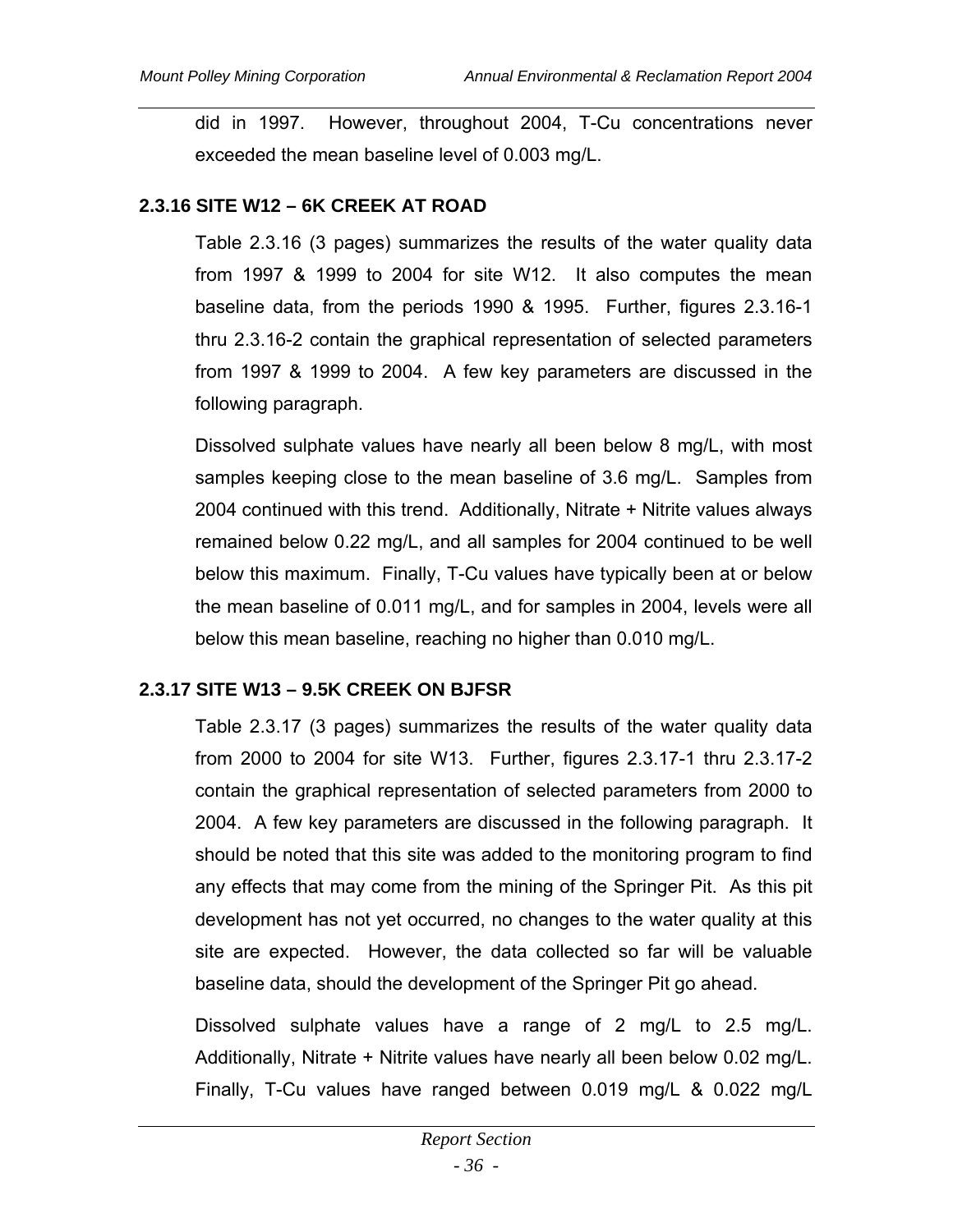did in 1997. However, throughout 2004, T-Cu concentrations never exceeded the mean baseline level of 0.003 mg/L.

### 2.3.16 SITE W12 – 6K CREEK AT ROAD

Table 2.3.16 (3 pages) summarizes the results of the water quality data from 1997 & 1999 to 2004 for site W12. It also computes the mean baseline data, from the periods 1990 & 1995. Further, figures 2.3.16-1 thru 2.3.16-2 contain the graphical representation of selected parameters from 1997 & 1999 to 2004. A few key parameters are discussed in the following paragraph.

Dissolved sulphate values have nearly all been below 8 mg/L, with most samples keeping close to the mean baseline of 3.6 mg/L. Samples from 2004 continued with this trend. Additionally, Nitrate + Nitrite values always remained below 0.22 mg/L, and all samples for 2004 continued to be well below this maximum. Finally, T-Cu values have typically been at or below the mean baseline of 0.011 mg/L, and for samples in 2004, levels were all below this mean baseline, reaching no higher than 0.010 mg/L.

### 2.3.17 SITE W13 – 9.5K CREEK ON BJFSR

Table 2.3.17 (3 pages) summarizes the results of the water quality data from 2000 to 2004 for site W13. Further, figures 2.3.17-1 thru 2.3.17-2 contain the graphical representation of selected parameters from 2000 to 2004. A few key parameters are discussed in the following paragraph. It should be noted that this site was added to the monitoring program to find any effects that may come from the mining of the Springer Pit. As this pit development has not yet occurred, no changes to the water quality at this site are expected. However, the data collected so far will be valuable baseline data, should the development of the Springer Pit go ahead.

Dissolved sulphate values have a range of 2 mg/L to 2.5 mg/L. Additionally, Nitrate + Nitrite values have nearly all been below 0.02 mg/L. Finally, T-Cu values have ranged between 0.019 mg/L & 0.022 mg/L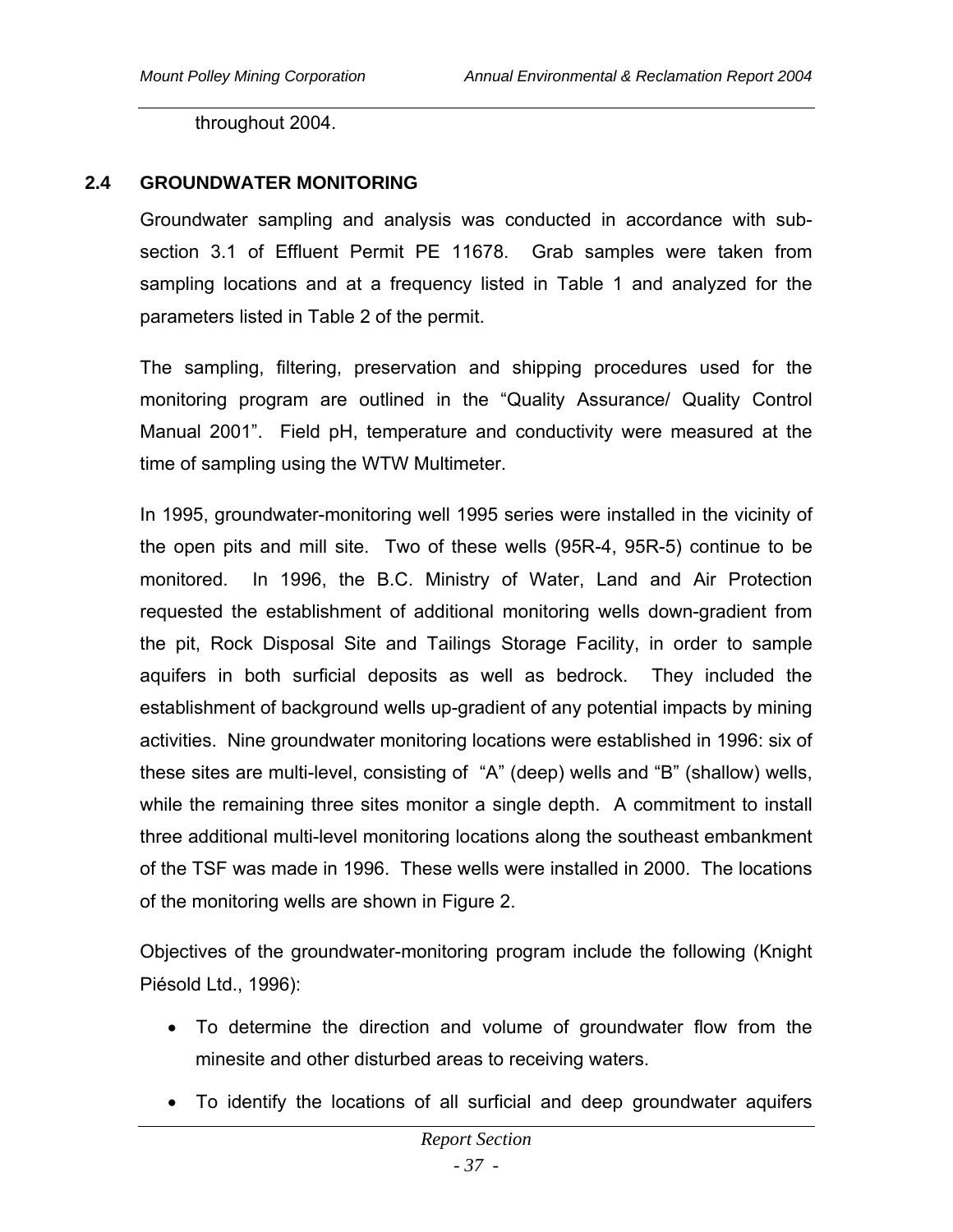throughout 2004.

## 2.4 GROUNDWATER MONITORING

Groundwater sampling and analysis was conducted in accordance with sub-section 3.1 of Effluent Permit PE 11678. Grab samples were taken from sampling locations and at a frequency listed in Table 1 and analyzed for the parameters listed in Table 2 of the permit.

The sampling, filtering, preservation and shipping procedures used for the monitoring program are outlined in the "Quality Assurance/ Quality Control Manual 2001". Field pH, temperature and conductivity were measured at the time of sampling using the WTW Multimeter.

In 1995, groundwater-monitoring well 1995 series were installed in the vicinity of the open pits and mill site. Two of these wells (95R-4, 95R-5) continue to be monitored. In 1996, the B.C. Ministry of Water, Land and Air Protection requested the establishment of additional monitoring wells down-gradient from the pit, Rock Disposal Site and Tailings Storage Facility, in order to sample aquifers in both surficial deposits as well as bedrock. They included the establishment of background wells up-gradient of any potential impacts by mining activities. Nine groundwater monitoring locations were established in 1996: six of these sites are multi-level, consisting of "A" (deep) wells and "B" (shallow) wells, while the remaining three sites monitor a single depth. A commitment to install three additional multi-level monitoring locations along the southeast embankment of the TSF was made in 1996. These wells were installed in 2000. The locations of the monitoring wells are shown in Figure 2.

Objectives of the groundwater-monitoring program include the following (Knight Piésold Ltd., 1996):

- To determine the direction and volume of groundwater flow from the minesite and other disturbed areas to receiving waters.
- To identify the locations of all surficial and deep groundwater aquifers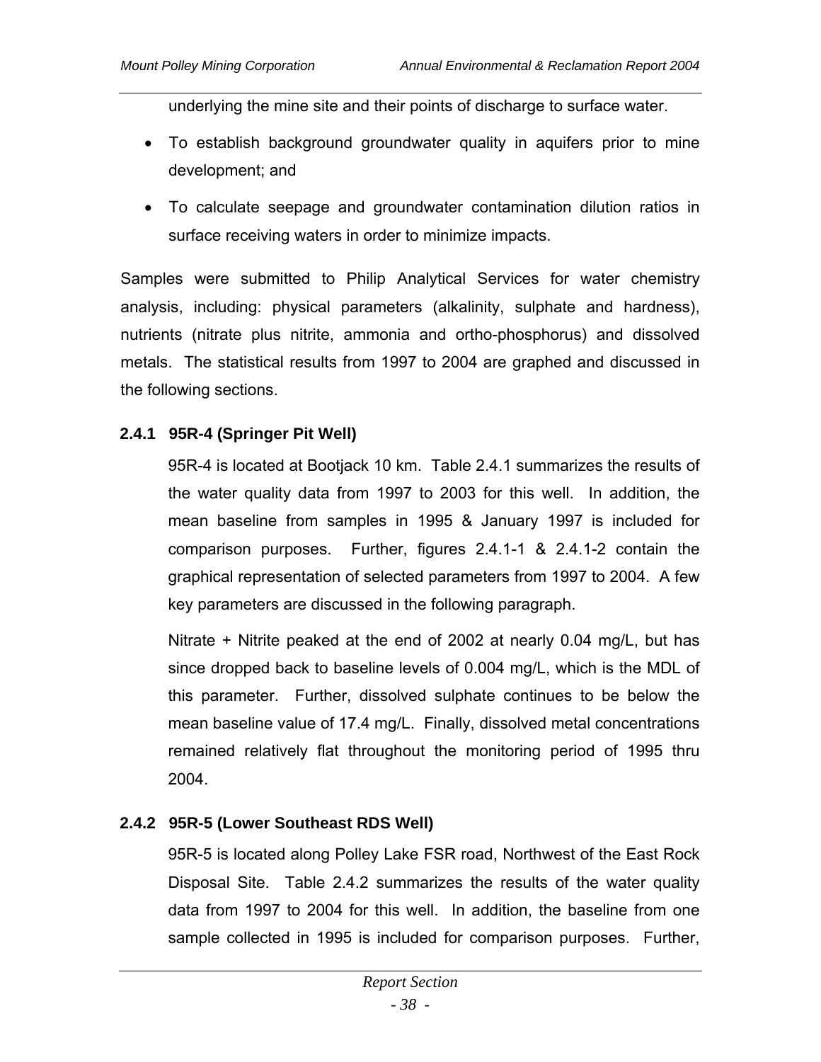underlying the mine site and their points of discharge to surface water.

- To establish background groundwater quality in aquifers prior to mine development; and
- To calculate seepage and groundwater contamination dilution ratios in surface receiving waters in order to minimize impacts.

Samples were submitted to Philip Analytical Services for water chemistry analysis, including: physical parameters (alkalinity, sulphate and hardness), nutrients (nitrate plus nitrite, ammonia and ortho-phosphorus) and dissolved metals. The statistical results from 1997 to 2004 are graphed and discussed in the following sections.

### 2.4.1 95R-4 (Springer Pit Well)

95R-4 is located at Bootjack 10 km. Table 2.4.1 summarizes the results of the water quality data from 1997 to 2003 for this well. In addition, the mean baseline from samples in 1995 & January 1997 is included for comparison purposes. Further, figures 2.4.1-1 & 2.4.1-2 contain the graphical representation of selected parameters from 1997 to 2004. A few key parameters are discussed in the following paragraph.

Nitrate + Nitrite peaked at the end of 2002 at nearly 0.04 mg/L, but has since dropped back to baseline levels of 0.004 mg/L, which is the MDL of this parameter. Further, dissolved sulphate continues to be below the mean baseline value of 17.4 mg/L. Finally, dissolved metal concentrations remained relatively flat throughout the monitoring period of 1995 thru 2004.

### 2.4.2 95R-5 (Lower Southeast RDS Well)

95R-5 is located along Polley Lake FSR road, Northwest of the East Rock Disposal Site. Table 2.4.2 summarizes the results of the water quality data from 1997 to 2004 for this well. In addition, the baseline from one sample collected in 1995 is included for comparison purposes. Further,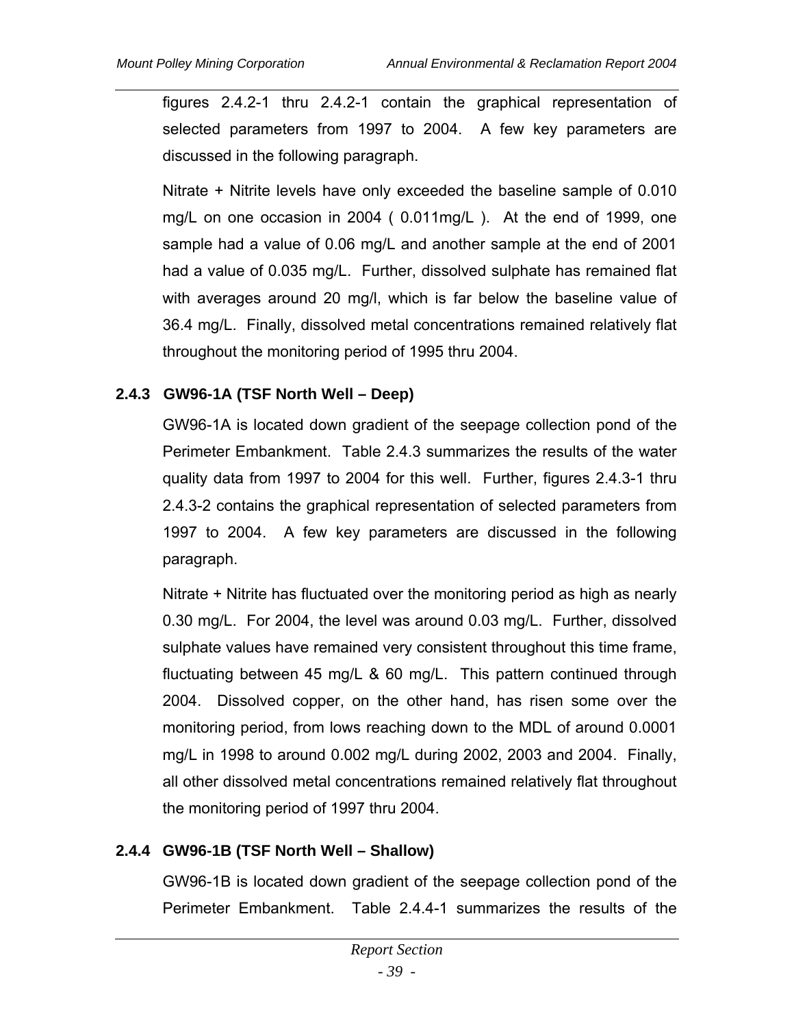figures 2.4.2-1 thru 2.4.2-1 contain the graphical representation of selected parameters from 1997 to 2004. A few key parameters are discussed in the following paragraph.

Nitrate + Nitrite levels have only exceeded the baseline sample of 0.010 mg/L on one occasion in 2004 ( 0.011mg/L ). At the end of 1999, one sample had a value of 0.06 mg/L and another sample at the end of 2001 had a value of 0.035 mg/L. Further, dissolved sulphate has remained flat with averages around 20 mg/l, which is far below the baseline value of 36.4 mg/L. Finally, dissolved metal concentrations remained relatively flat throughout the monitoring period of 1995 thru 2004.

### 2.4.3 GW96-1A (TSF North Well – Deep)

GW96-1A is located down gradient of the seepage collection pond of the Perimeter Embankment. Table 2.4.3 summarizes the results of the water quality data from 1997 to 2004 for this well. Further, figures 2.4.3-1 thru 2.4.3-2 contains the graphical representation of selected parameters from 1997 to 2004. A few key parameters are discussed in the following paragraph.

Nitrate + Nitrite has fluctuated over the monitoring period as high as nearly 0.30 mg/L. For 2004, the level was around 0.03 mg/L. Further, dissolved sulphate values have remained very consistent throughout this time frame, fluctuating between 45 mg/L & 60 mg/L. This pattern continued through 2004. Dissolved copper, on the other hand, has risen some over the monitoring period, from lows reaching down to the MDL of around 0.0001 mg/L in 1998 to around 0.002 mg/L during 2002, 2003 and 2004. Finally, all other dissolved metal concentrations remained relatively flat throughout the monitoring period of 1997 thru 2004.

### 2.4.4 GW96-1B (TSF North Well – Shallow)

GW96-1B is located down gradient of the seepage collection pond of the Perimeter Embankment. Table 2.4.4-1 summarizes the results of the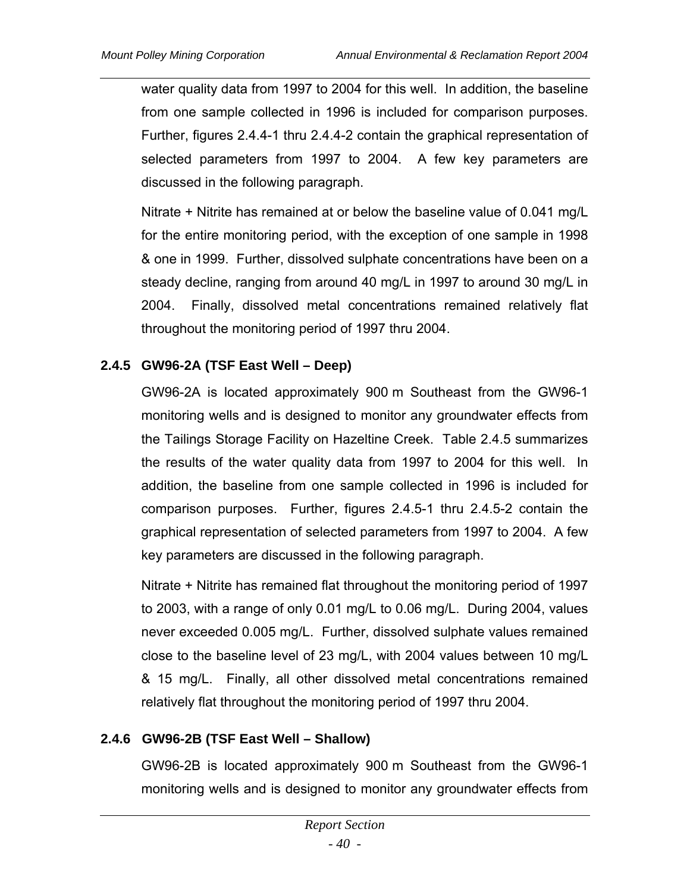water quality data from 1997 to 2004 for this well. In addition, the baseline from one sample collected in 1996 is included for comparison purposes. Further, figures 2.4.4-1 thru 2.4.4-2 contain the graphical representation of selected parameters from 1997 to 2004. A few key parameters are discussed in the following paragraph.

Nitrate + Nitrite has remained at or below the baseline value of 0.041 mg/L for the entire monitoring period, with the exception of one sample in 1998 & one in 1999. Further, dissolved sulphate concentrations have been on a steady decline, ranging from around 40 mg/L in 1997 to around 30 mg/L in 2004. Finally, dissolved metal concentrations remained relatively flat throughout the monitoring period of 1997 thru 2004.

### 2.4.5 GW96-2A (TSF East Well – Deep)

GW96-2A is located approximately 900 m Southeast from the GW96-1 monitoring wells and is designed to monitor any groundwater effects from the Tailings Storage Facility on Hazeltine Creek. Table 2.4.5 summarizes the results of the water quality data from 1997 to 2004 for this well. In addition, the baseline from one sample collected in 1996 is included for comparison purposes. Further, figures 2.4.5-1 thru 2.4.5-2 contain the graphical representation of selected parameters from 1997 to 2004. A few key parameters are discussed in the following paragraph.

Nitrate + Nitrite has remained flat throughout the monitoring period of 1997 to 2003, with a range of only 0.01 mg/L to 0.06 mg/L. During 2004, values never exceeded 0.005 mg/L. Further, dissolved sulphate values remained close to the baseline level of 23 mg/L, with 2004 values between 10 mg/L & 15 mg/L. Finally, all other dissolved metal concentrations remained relatively flat throughout the monitoring period of 1997 thru 2004.

### 2.4.6 GW96-2B (TSF East Well – Shallow)

GW96-2B is located approximately 900 m Southeast from the GW96-1 monitoring wells and is designed to monitor any groundwater effects from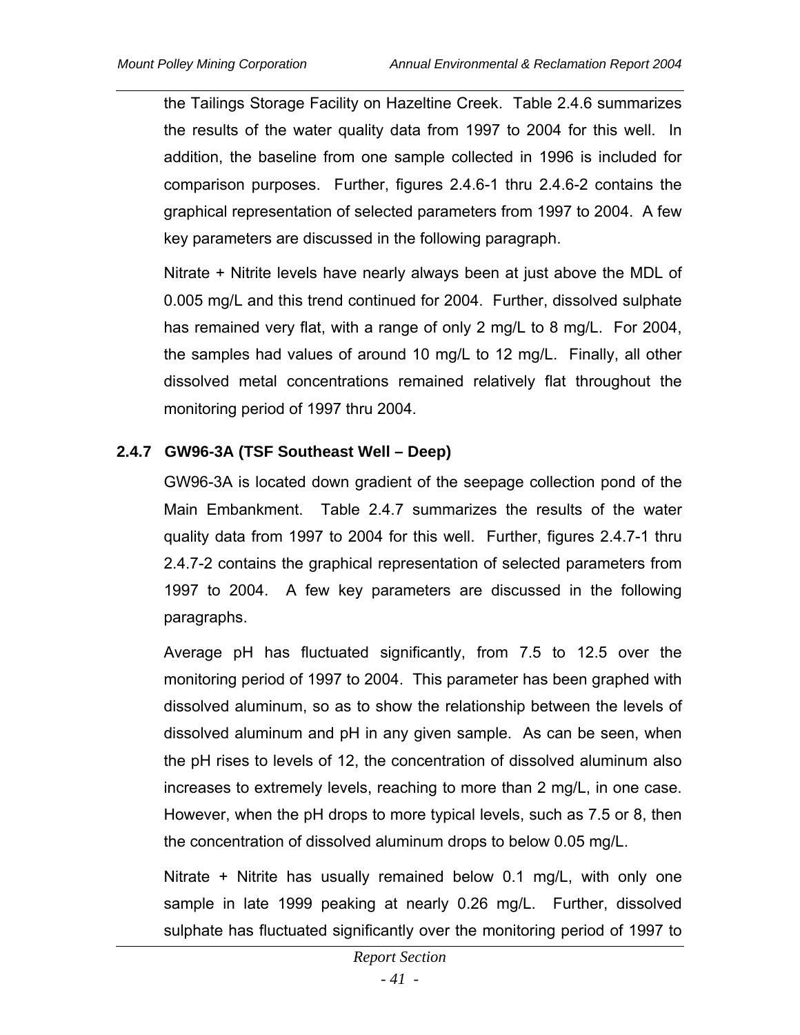the Tailings Storage Facility on Hazeltine Creek. Table 2.4.6 summarizes the results of the water quality data from 1997 to 2004 for this well. In addition, the baseline from one sample collected in 1996 is included for comparison purposes. Further, figures 2.4.6-1 thru 2.4.6-2 contains the graphical representation of selected parameters from 1997 to 2004. A few key parameters are discussed in the following paragraph.

Nitrate + Nitrite levels have nearly always been at just above the MDL of 0.005 mg/L and this trend continued for 2004. Further, dissolved sulphate has remained very flat, with a range of only 2 mg/L to 8 mg/L. For 2004, the samples had values of around 10 mg/L to 12 mg/L. Finally, all other dissolved metal concentrations remained relatively flat throughout the monitoring period of 1997 thru 2004.

### 2.4.7 GW96-3A (TSF Southeast Well – Deep)

GW96-3A is located down gradient of the seepage collection pond of the Main Embankment. Table 2.4.7 summarizes the results of the water quality data from 1997 to 2004 for this well. Further, figures 2.4.7-1 thru 2.4.7-2 contains the graphical representation of selected parameters from 1997 to 2004. A few key parameters are discussed in the following paragraphs.

Average pH has fluctuated significantly, from 7.5 to 12.5 over the monitoring period of 1997 to 2004. This parameter has been graphed with dissolved aluminum, so as to show the relationship between the levels of dissolved aluminum and pH in any given sample. As can be seen, when the pH rises to levels of 12, the concentration of dissolved aluminum also increases to extremely levels, reaching to more than 2 mg/L, in one case. However, when the pH drops to more typical levels, such as 7.5 or 8, then the concentration of dissolved aluminum drops to below 0.05 mg/L.

Nitrate + Nitrite has usually remained below 0.1 mg/L, with only one sample in late 1999 peaking at nearly 0.26 mg/L. Further, dissolved sulphate has fluctuated significantly over the monitoring period of 1997 to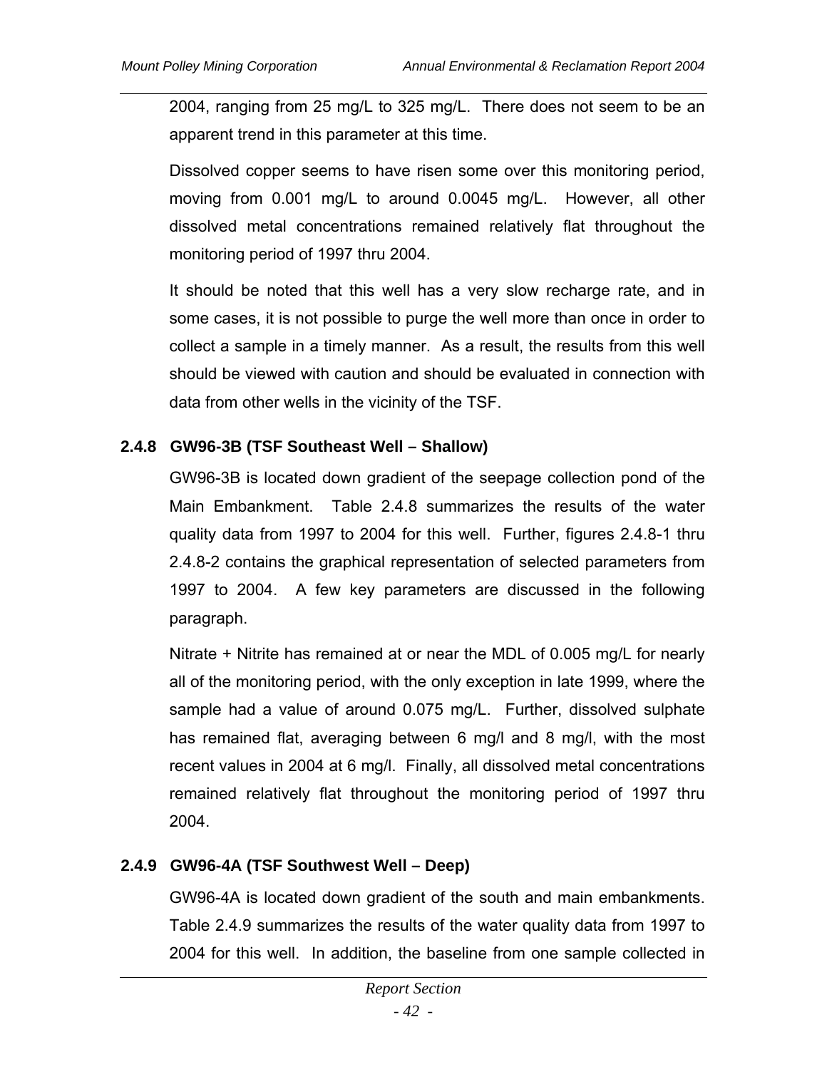2004, ranging from 25 mg/L to 325 mg/L. There does not seem to be an apparent trend in this parameter at this time.

Dissolved copper seems to have risen some over this monitoring period, moving from 0.001 mg/L to around 0.0045 mg/L. However, all other dissolved metal concentrations remained relatively flat throughout the monitoring period of 1997 thru 2004.

It should be noted that this well has a very slow recharge rate, and in some cases, it is not possible to purge the well more than once in order to collect a sample in a timely manner. As a result, the results from this well should be viewed with caution and should be evaluated in connection with data from other wells in the vicinity of the TSF.

### 2.4.8 GW96-3B (TSF Southeast Well – Shallow)

GW96-3B is located down gradient of the seepage collection pond of the Main Embankment. Table 2.4.8 summarizes the results of the water quality data from 1997 to 2004 for this well. Further, figures 2.4.8-1 thru 2.4.8-2 contains the graphical representation of selected parameters from 1997 to 2004. A few key parameters are discussed in the following paragraph.

Nitrate + Nitrite has remained at or near the MDL of 0.005 mg/L for nearly all of the monitoring period, with the only exception in late 1999, where the sample had a value of around 0.075 mg/L. Further, dissolved sulphate has remained flat, averaging between 6 mg/l and 8 mg/l, with the most recent values in 2004 at 6 mg/l. Finally, all dissolved metal concentrations remained relatively flat throughout the monitoring period of 1997 thru 2004.

### 2.4.9 GW96-4A (TSF Southwest Well – Deep)

GW96-4A is located down gradient of the south and main embankments. Table 2.4.9 summarizes the results of the water quality data from 1997 to 2004 for this well. In addition, the baseline from one sample collected in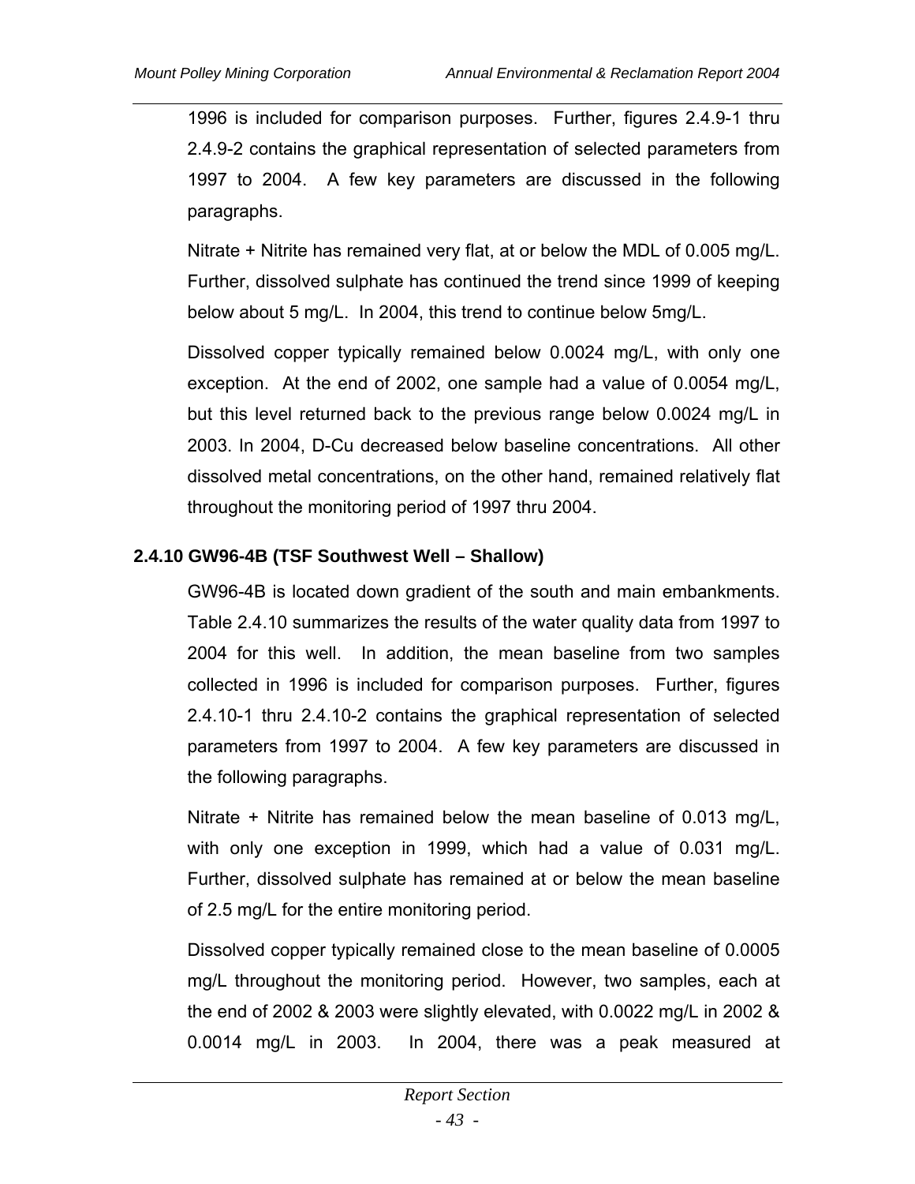1996 is included for comparison purposes. Further, figures 2.4.9-1 thru 2.4.9-2 contains the graphical representation of selected parameters from 1997 to 2004. A few key parameters are discussed in the following paragraphs.

Nitrate + Nitrite has remained very flat, at or below the MDL of 0.005 mg/L. Further, dissolved sulphate has continued the trend since 1999 of keeping below about 5 mg/L. In 2004, this trend to continue below 5mg/L.

Dissolved copper typically remained below 0.0024 mg/L, with only one exception. At the end of 2002, one sample had a value of 0.0054 mg/L, but this level returned back to the previous range below 0.0024 mg/L in 2003. In 2004, D-Cu decreased below baseline concentrations. All other dissolved metal concentrations, on the other hand, remained relatively flat throughout the monitoring period of 1997 thru 2004.

### 2.4.10 GW96-4B (TSF Southwest Well – Shallow)

GW96-4B is located down gradient of the south and main embankments. Table 2.4.10 summarizes the results of the water quality data from 1997 to 2004 for this well. In addition, the mean baseline from two samples collected in 1996 is included for comparison purposes. Further, figures 2.4.10-1 thru 2.4.10-2 contains the graphical representation of selected parameters from 1997 to 2004. A few key parameters are discussed in the following paragraphs.

Nitrate + Nitrite has remained below the mean baseline of 0.013 mg/L, with only one exception in 1999, which had a value of 0.031 mg/L. Further, dissolved sulphate has remained at or below the mean baseline of 2.5 mg/L for the entire monitoring period.

Dissolved copper typically remained close to the mean baseline of 0.0005 mg/L throughout the monitoring period. However, two samples, each at the end of 2002 & 2003 were slightly elevated, with 0.0022 mg/L in 2002 & 0.0014 mg/L in 2003. In 2004, there was a peak measured at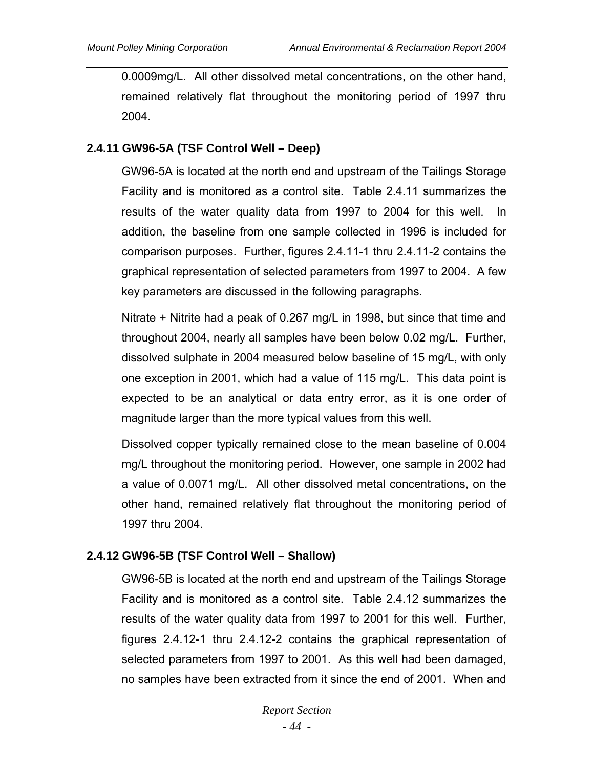0.0009mg/L. All other dissolved metal concentrations, on the other hand, remained relatively flat throughout the monitoring period of 1997 thru 2004.

### 2.4.11 GW96-5A (TSF Control Well – Deep)

GW96-5A is located at the north end and upstream of the Tailings Storage Facility and is monitored as a control site. Table 2.4.11 summarizes the results of the water quality data from 1997 to 2004 for this well. In addition, the baseline from one sample collected in 1996 is included for comparison purposes. Further, figures 2.4.11-1 thru 2.4.11-2 contains the graphical representation of selected parameters from 1997 to 2004. A few key parameters are discussed in the following paragraphs.

Nitrate + Nitrite had a peak of 0.267 mg/L in 1998, but since that time and throughout 2004, nearly all samples have been below 0.02 mg/L. Further, dissolved sulphate in 2004 measured below baseline of 15 mg/L, with only one exception in 2001, which had a value of 115 mg/L. This data point is expected to be an analytical or data entry error, as it is one order of magnitude larger than the more typical values from this well.

Dissolved copper typically remained close to the mean baseline of 0.004 mg/L throughout the monitoring period. However, one sample in 2002 had a value of 0.0071 mg/L. All other dissolved metal concentrations, on the other hand, remained relatively flat throughout the monitoring period of 1997 thru 2004.

### 2.4.12 GW96-5B (TSF Control Well – Shallow)

GW96-5B is located at the north end and upstream of the Tailings Storage Facility and is monitored as a control site. Table 2.4.12 summarizes the results of the water quality data from 1997 to 2001 for this well. Further, figures 2.4.12-1 thru 2.4.12-2 contains the graphical representation of selected parameters from 1997 to 2001. As this well had been damaged, no samples have been extracted from it since the end of 2001. When and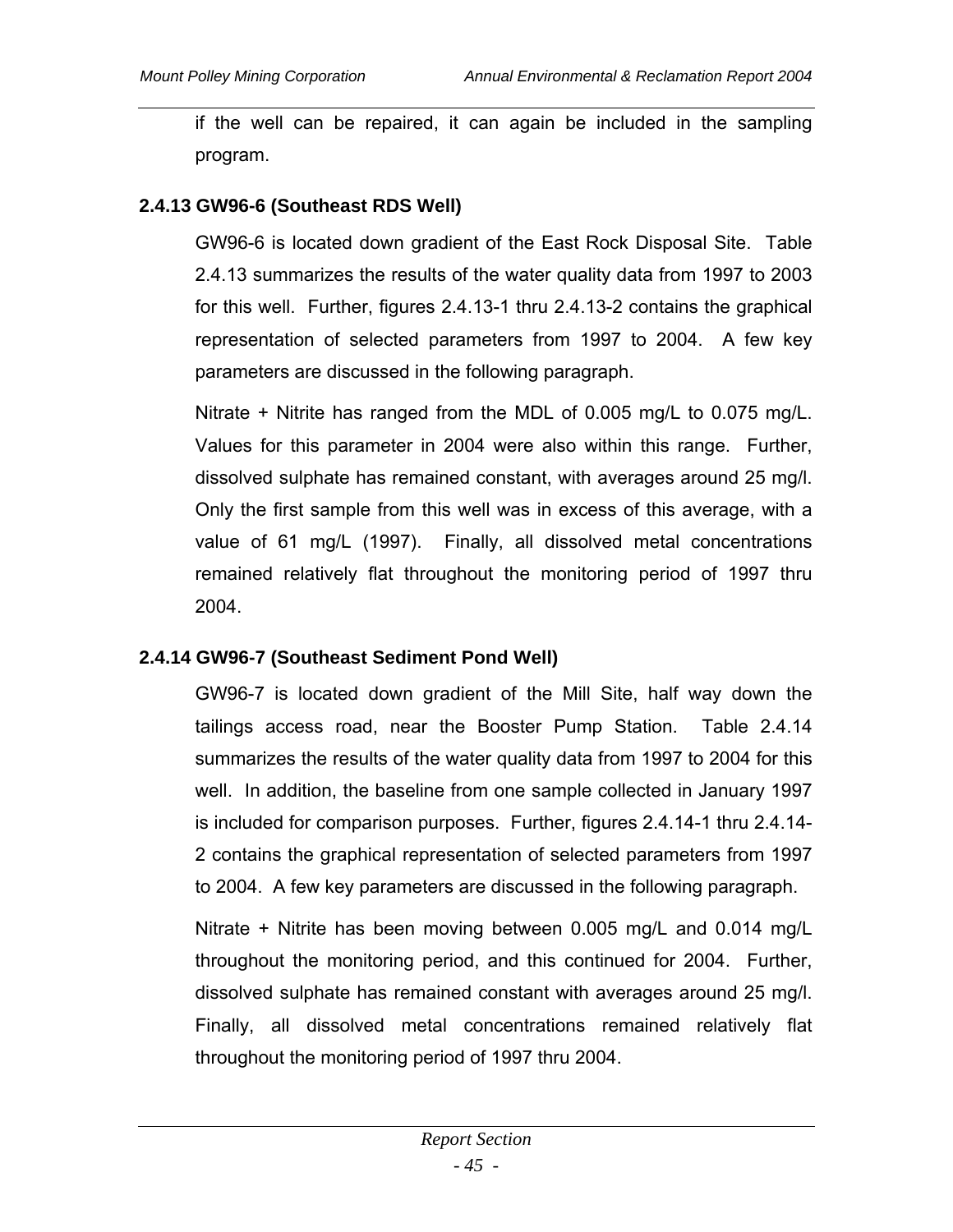if the well can be repaired, it can again be included in the sampling program.

### 2.4.13 GW96-6 (Southeast RDS Well)

GW96-6 is located down gradient of the East Rock Disposal Site. Table 2.4.13 summarizes the results of the water quality data from 1997 to 2003 for this well. Further, figures 2.4.13-1 thru 2.4.13-2 contains the graphical representation of selected parameters from 1997 to 2004. A few key parameters are discussed in the following paragraph.

Nitrate + Nitrite has ranged from the MDL of 0.005 mg/L to 0.075 mg/L. Values for this parameter in 2004 were also within this range. Further, dissolved sulphate has remained constant, with averages around 25 mg/l. Only the first sample from this well was in excess of this average, with a value of 61 mg/L (1997). Finally, all dissolved metal concentrations remained relatively flat throughout the monitoring period of 1997 thru 2004.

### 2.4.14 GW96-7 (Southeast Sediment Pond Well)

GW96-7 is located down gradient of the Mill Site, half way down the tailings access road, near the Booster Pump Station. Table 2.4.14 summarizes the results of the water quality data from 1997 to 2004 for this well. In addition, the baseline from one sample collected in January 1997 is included for comparison purposes. Further, figures 2.4.14-1 thru 2.4.14-2 contains the graphical representation of selected parameters from 1997 to 2004. A few key parameters are discussed in the following paragraph.

Nitrate + Nitrite has been moving between 0.005 mg/L and 0.014 mg/L throughout the monitoring period, and this continued for 2004. Further, dissolved sulphate has remained constant with averages around 25 mg/l. Finally, all dissolved metal concentrations remained relatively flat throughout the monitoring period of 1997 thru 2004.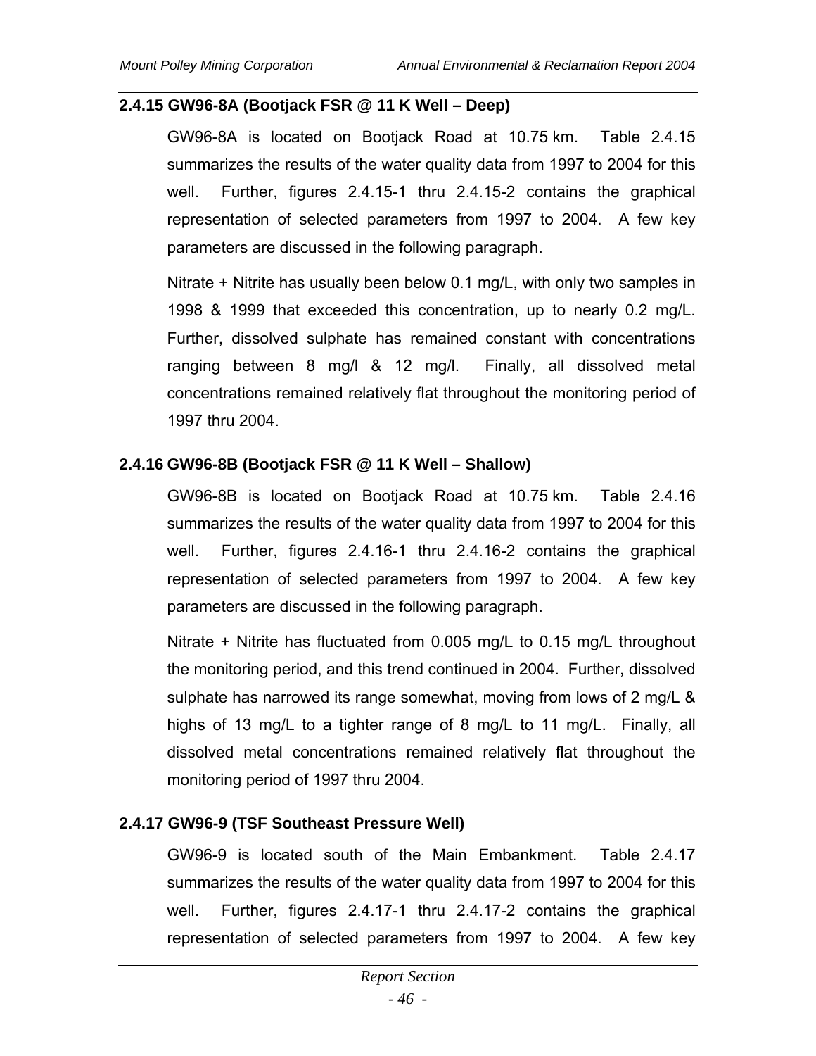### 2.4.15 GW96-8A (Bootjack FSR @ 11 K Well – Deep)

GW96-8A is located on Bootjack Road at 10.75 km. Table 2.4.15 summarizes the results of the water quality data from 1997 to 2004 for this well. Further, figures 2.4.15-1 thru 2.4.15-2 contains the graphical representation of selected parameters from 1997 to 2004. A few key parameters are discussed in the following paragraph.

Nitrate + Nitrite has usually been below 0.1 mg/L, with only two samples in 1998 & 1999 that exceeded this concentration, up to nearly 0.2 mg/L. Further, dissolved sulphate has remained constant with concentrations ranging between 8 mg/l & 12 mg/l. Finally, all dissolved metal concentrations remained relatively flat throughout the monitoring period of 1997 thru 2004.

### 2.4.16 GW96-8B (Bootjack FSR @ 11 K Well – Shallow)

GW96-8B is located on Bootjack Road at 10.75 km. Table 2.4.16 summarizes the results of the water quality data from 1997 to 2004 for this well. Further, figures 2.4.16-1 thru 2.4.16-2 contains the graphical representation of selected parameters from 1997 to 2004. A few key parameters are discussed in the following paragraph.

Nitrate + Nitrite has fluctuated from 0.005 mg/L to 0.15 mg/L throughout the monitoring period, and this trend continued in 2004. Further, dissolved sulphate has narrowed its range somewhat, moving from lows of 2 mg/L & highs of 13 mg/L to a tighter range of 8 mg/L to 11 mg/L. Finally, all dissolved metal concentrations remained relatively flat throughout the monitoring period of 1997 thru 2004.

### 2.4.17 GW96-9 (TSF Southeast Pressure Well)

GW96-9 is located south of the Main Embankment. Table 2.4.17 summarizes the results of the water quality data from 1997 to 2004 for this well. Further, figures 2.4.17-1 thru 2.4.17-2 contains the graphical representation of selected parameters from 1997 to 2004. A few key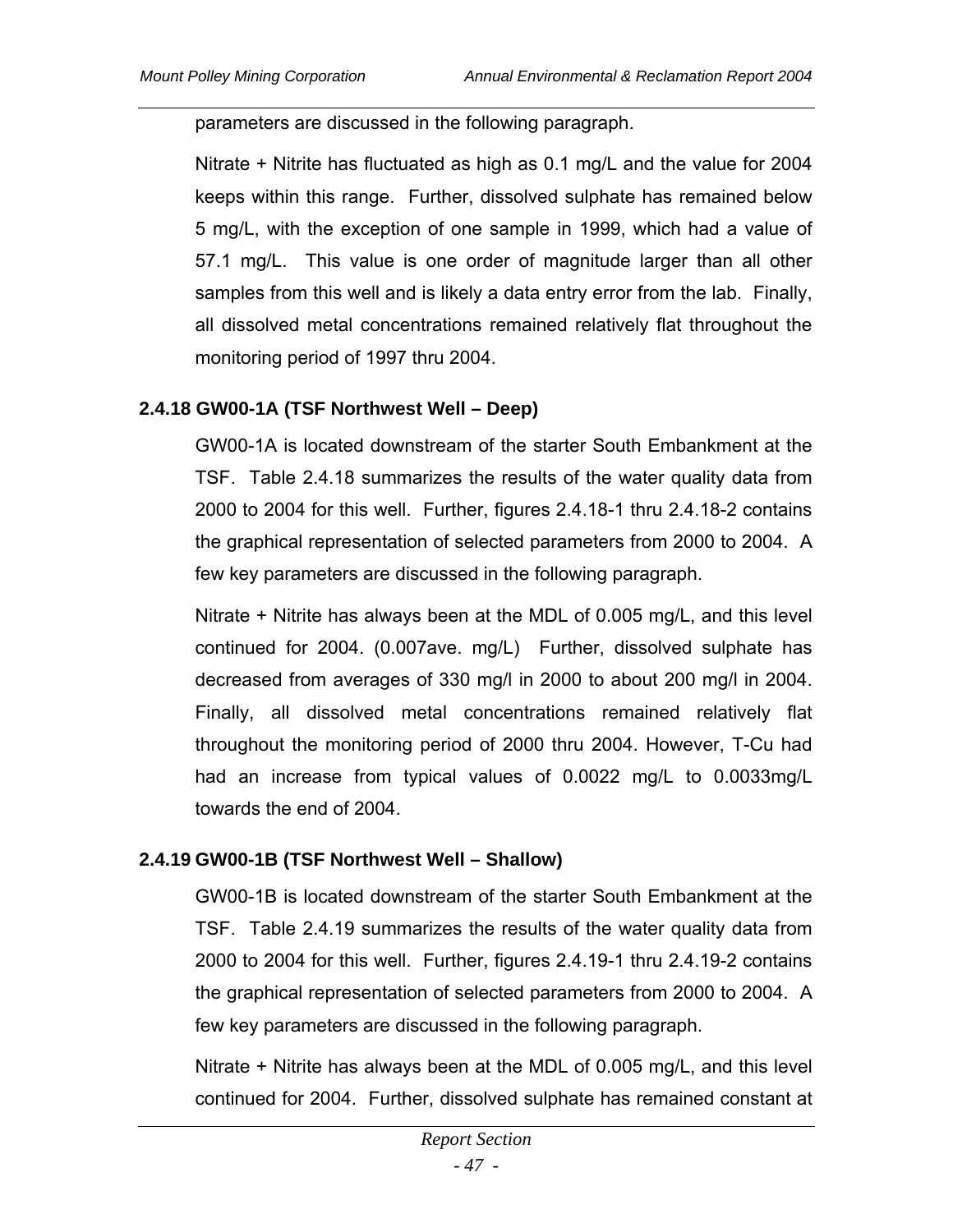parameters are discussed in the following paragraph.

Nitrate + Nitrite has fluctuated as high as 0.1 mg/L and the value for 2004 keeps within this range. Further, dissolved sulphate has remained below 5 mg/L, with the exception of one sample in 1999, which had a value of 57.1 mg/L. This value is one order of magnitude larger than all other samples from this well and is likely a data entry error from the lab. Finally, all dissolved metal concentrations remained relatively flat throughout the monitoring period of 1997 thru 2004.

### 2.4.18 GW00-1A (TSF Northwest Well – Deep)

GW00-1A is located downstream of the starter South Embankment at the TSF. Table 2.4.18 summarizes the results of the water quality data from 2000 to 2004 for this well. Further, figures 2.4.18-1 thru 2.4.18-2 contains the graphical representation of selected parameters from 2000 to 2004. A few key parameters are discussed in the following paragraph.

Nitrate + Nitrite has always been at the MDL of 0.005 mg/L, and this level continued for 2004. (0.007ave. mg/L) Further, dissolved sulphate has decreased from averages of 330 mg/l in 2000 to about 200 mg/l in 2004. Finally, all dissolved metal concentrations remained relatively flat throughout the monitoring period of 2000 thru 2004. However, T-Cu had had an increase from typical values of 0.0022 mg/L to 0.0033mg/L towards the end of 2004.

### 2.4.19 GW00-1B (TSF Northwest Well – Shallow)

GW00-1B is located downstream of the starter South Embankment at the TSF. Table 2.4.19 summarizes the results of the water quality data from 2000 to 2004 for this well. Further, figures 2.4.19-1 thru 2.4.19-2 contains the graphical representation of selected parameters from 2000 to 2004. A few key parameters are discussed in the following paragraph.

Nitrate + Nitrite has always been at the MDL of 0.005 mg/L, and this level continued for 2004. Further, dissolved sulphate has remained constant at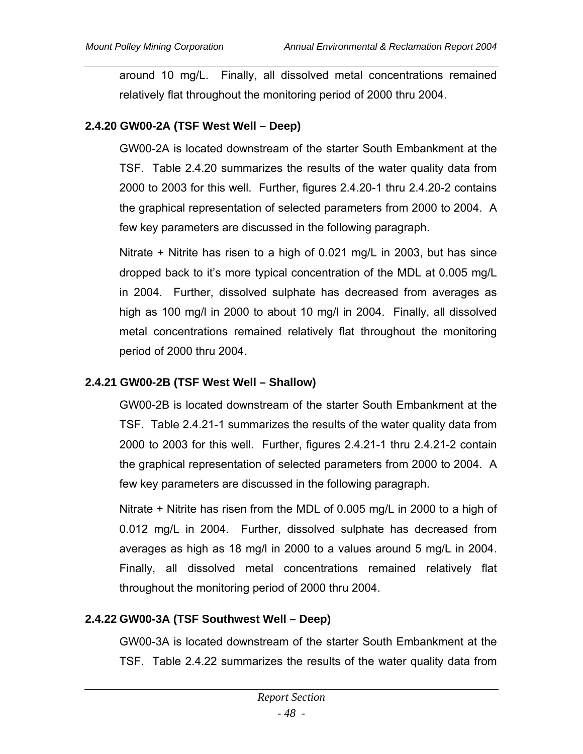around 10 mg/L. Finally, all dissolved metal concentrations remained relatively flat throughout the monitoring period of 2000 thru 2004.

### 2.4.20 GW00-2A (TSF West Well – Deep)

GW00-2A is located downstream of the starter South Embankment at the TSF. Table 2.4.20 summarizes the results of the water quality data from 2000 to 2003 for this well. Further, figures 2.4.20-1 thru 2.4.20-2 contains the graphical representation of selected parameters from 2000 to 2004. A few key parameters are discussed in the following paragraph.

Nitrate + Nitrite has risen to a high of 0.021 mg/L in 2003, but has since dropped back to it's more typical concentration of the MDL at 0.005 mg/L in 2004. Further, dissolved sulphate has decreased from averages as high as 100 mg/l in 2000 to about 10 mg/l in 2004. Finally, all dissolved metal concentrations remained relatively flat throughout the monitoring period of 2000 thru 2004.

### 2.4.21 GW00-2B (TSF West Well – Shallow)

GW00-2B is located downstream of the starter South Embankment at the TSF. Table 2.4.21-1 summarizes the results of the water quality data from 2000 to 2003 for this well. Further, figures 2.4.21-1 thru 2.4.21-2 contain the graphical representation of selected parameters from 2000 to 2004. A few key parameters are discussed in the following paragraph.

Nitrate + Nitrite has risen from the MDL of 0.005 mg/L in 2000 to a high of 0.012 mg/L in 2004. Further, dissolved sulphate has decreased from averages as high as 18 mg/l in 2000 to a values around 5 mg/L in 2004. Finally, all dissolved metal concentrations remained relatively flat throughout the monitoring period of 2000 thru 2004.

### 2.4.22 GW00-3A (TSF Southwest Well – Deep)

GW00-3A is located downstream of the starter South Embankment at the TSF. Table 2.4.22 summarizes the results of the water quality data from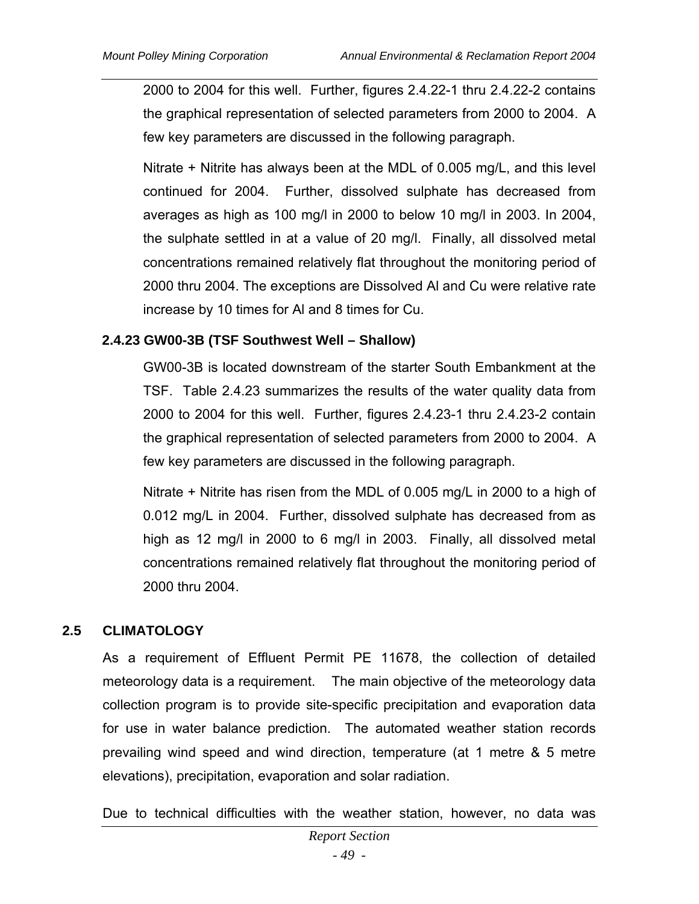2000 to 2004 for this well. Further, figures 2.4.22-1 thru 2.4.22-2 contains the graphical representation of selected parameters from 2000 to 2004. A few key parameters are discussed in the following paragraph.

Nitrate + Nitrite has always been at the MDL of 0.005 mg/L, and this level continued for 2004. Further, dissolved sulphate has decreased from averages as high as 100 mg/l in 2000 to below 10 mg/l in 2003. In 2004, the sulphate settled in at a value of 20 mg/l. Finally, all dissolved metal concentrations remained relatively flat throughout the monitoring period of 2000 thru 2004. The exceptions are Dissolved Al and Cu were relative rate increase by 10 times for Al and 8 times for Cu.

### 2.4.23 GW00-3B (TSF Southwest Well – Shallow)

GW00-3B is located downstream of the starter South Embankment at the TSF. Table 2.4.23 summarizes the results of the water quality data from 2000 to 2004 for this well. Further, figures 2.4.23-1 thru 2.4.23-2 contain the graphical representation of selected parameters from 2000 to 2004. A few key parameters are discussed in the following paragraph.

Nitrate + Nitrite has risen from the MDL of 0.005 mg/L in 2000 to a high of 0.012 mg/L in 2004. Further, dissolved sulphate has decreased from as high as 12 mg/l in 2000 to 6 mg/l in 2003. Finally, all dissolved metal concentrations remained relatively flat throughout the monitoring period of 2000 thru 2004.

## 2.5 CLIMATOLOGY

As a requirement of Effluent Permit PE 11678, the collection of detailed meteorology data is a requirement. The main objective of the meteorology data collection program is to provide site-specific precipitation and evaporation data for use in water balance prediction. The automated weather station records prevailing wind speed and wind direction, temperature (at 1 metre & 5 metre elevations), precipitation, evaporation and solar radiation.

Due to technical difficulties with the weather station, however, no data was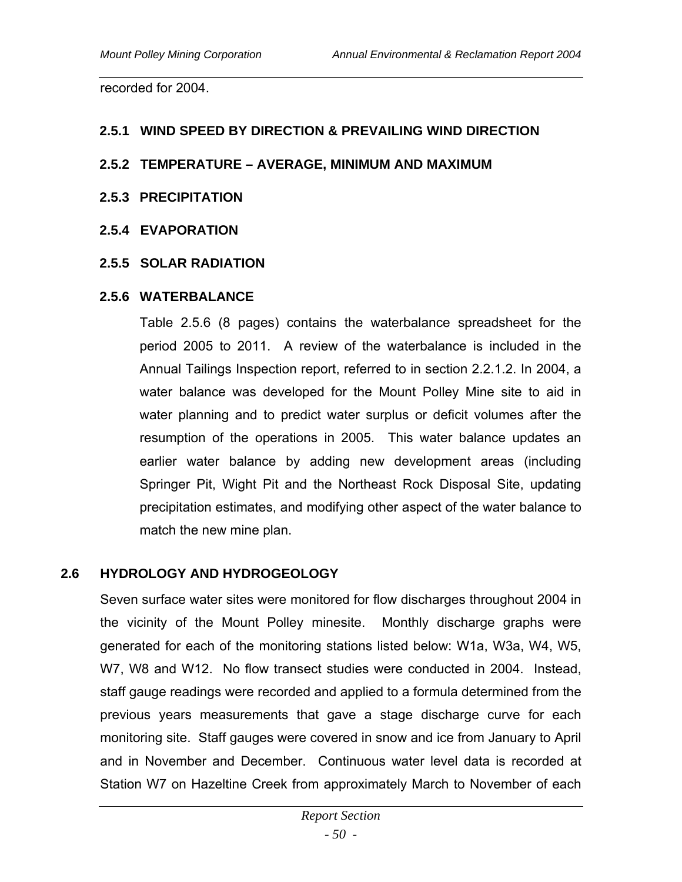recorded for 2004.

### 2.5.1 WIND SPEED BY DIRECTION & PREVAILING WIND DIRECTION

### 2.5.2 TEMPERATURE – AVERAGE, MINIMUM AND MAXIMUM

### 2.5.3 PRECIPITATION

### 2.5.4 EVAPORATION

### 2.5.5 SOLAR RADIATION

### 2.5.6 WATERBALANCE

Table 2.5.6 (8 pages) contains the waterbalance spreadsheet for the period 2005 to 2011. A review of the waterbalance is included in the Annual Tailings Inspection report, referred to in section 2.2.1.2. In 2004, a water balance was developed for the Mount Polley Mine site to aid in water planning and to predict water surplus or deficit volumes after the resumption of the operations in 2005. This water balance updates an earlier water balance by adding new development areas (including Springer Pit, Wight Pit and the Northeast Rock Disposal Site, updating precipitation estimates, and modifying other aspect of the water balance to match the new mine plan.

## 2.6 HYDROLOGY AND HYDROGEOLOGY

Seven surface water sites were monitored for flow discharges throughout 2004 in the vicinity of the Mount Polley minesite. Monthly discharge graphs were generated for each of the monitoring stations listed below: W1a, W3a, W4, W5, W7, W8 and W12. No flow transect studies were conducted in 2004. Instead, staff gauge readings were recorded and applied to a formula determined from the previous years measurements that gave a stage discharge curve for each monitoring site. Staff gauges were covered in snow and ice from January to April and in November and December. Continuous water level data is recorded at Station W7 on Hazeltine Creek from approximately March to November of each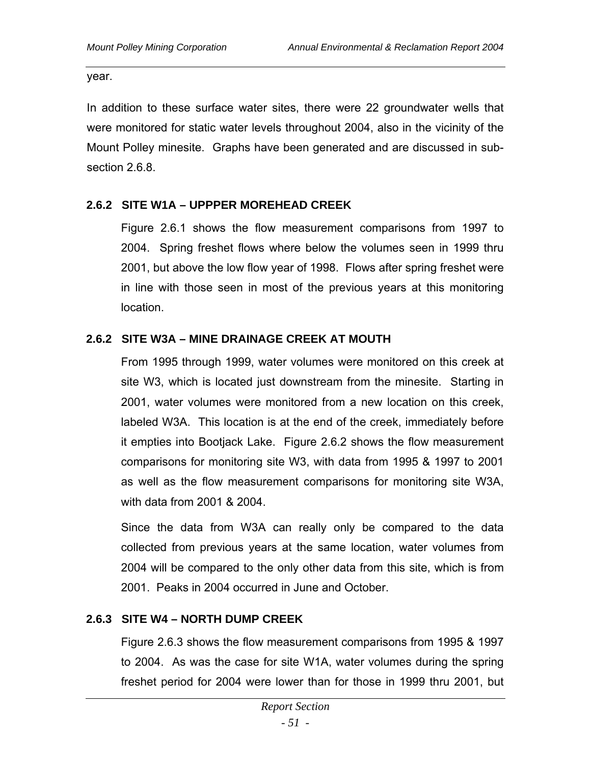year.

In addition to these surface water sites, there were 22 groundwater wells that were monitored for static water levels throughout 2004, also in the vicinity of the Mount Polley minesite. Graphs have been generated and are discussed in sub-section 2.6.8.

### 2.6.2 SITE W1A – UPPPER MOREHEAD CREEK

Figure 2.6.1 shows the flow measurement comparisons from 1997 to 2004. Spring freshet flows where below the volumes seen in 1999 thru 2001, but above the low flow year of 1998. Flows after spring freshet were in line with those seen in most of the previous years at this monitoring location.

### 2.6.2 SITE W3A – MINE DRAINAGE CREEK AT MOUTH

From 1995 through 1999, water volumes were monitored on this creek at site W3, which is located just downstream from the minesite. Starting in 2001, water volumes were monitored from a new location on this creek, labeled W3A. This location is at the end of the creek, immediately before it empties into Bootjack Lake. Figure 2.6.2 shows the flow measurement comparisons for monitoring site W3, with data from 1995 & 1997 to 2001 as well as the flow measurement comparisons for monitoring site W3A, with data from 2001 & 2004.

Since the data from W3A can really only be compared to the data collected from previous years at the same location, water volumes from 2004 will be compared to the only other data from this site, which is from 2001. Peaks in 2004 occurred in June and October.

### 2.6.3 SITE W4 – NORTH DUMP CREEK

Figure 2.6.3 shows the flow measurement comparisons from 1995 & 1997 to 2004. As was the case for site W1A, water volumes during the spring freshet period for 2004 were lower than for those in 1999 thru 2001, but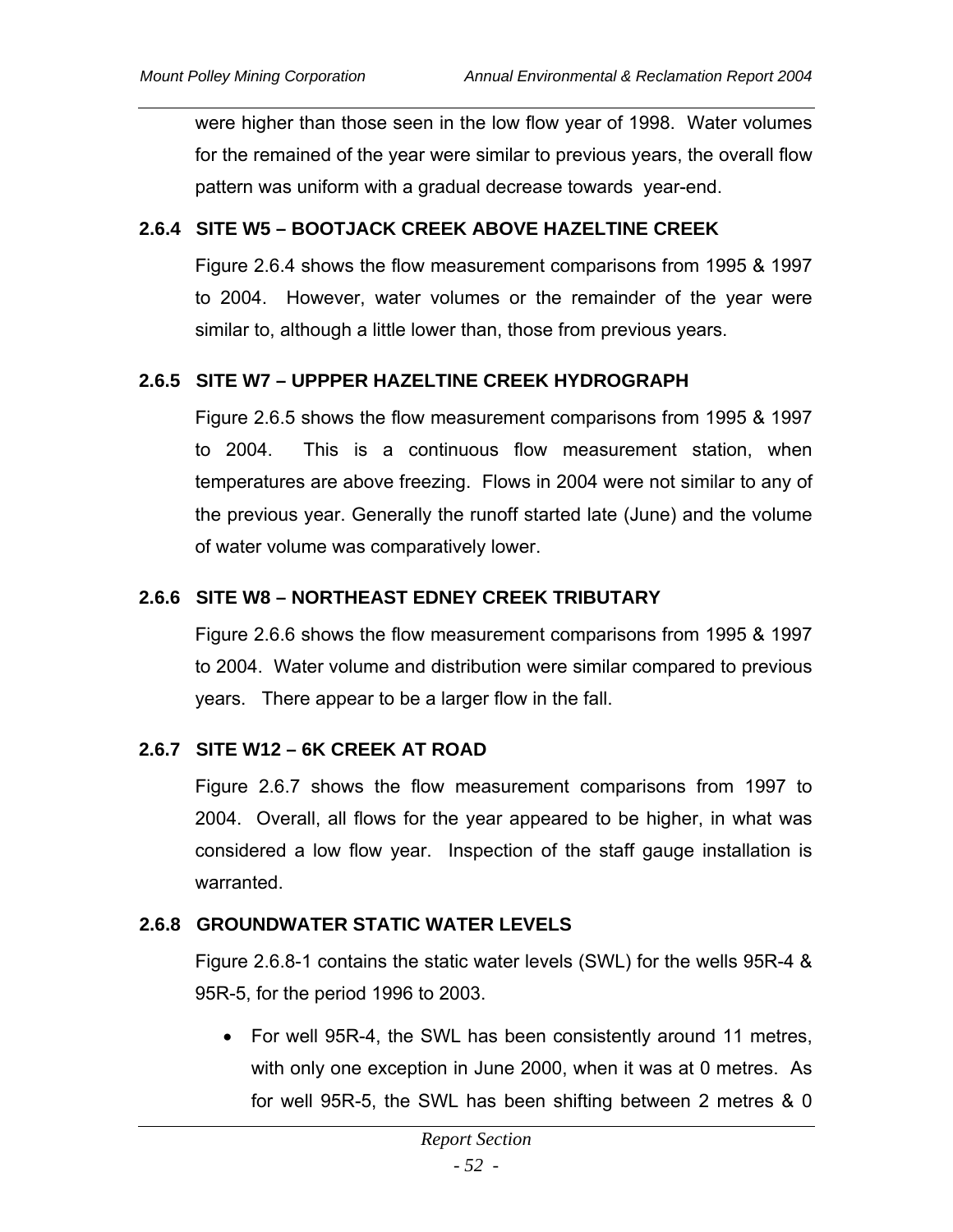were higher than those seen in the low flow year of 1998. Water volumes for the remained of the year were similar to previous years, the overall flow pattern was uniform with a gradual decrease towards year-end.

### 2.6.4 SITE W5 – BOOTJACK CREEK ABOVE HAZELTINE CREEK

Figure 2.6.4 shows the flow measurement comparisons from 1995 & 1997 to 2004. However, water volumes or the remainder of the year were similar to, although a little lower than, those from previous years.

### 2.6.5 SITE W7 – UPPPER HAZELTINE CREEK HYDROGRAPH

Figure 2.6.5 shows the flow measurement comparisons from 1995 & 1997 to 2004. This is a continuous flow measurement station, when temperatures are above freezing. Flows in 2004 were not similar to any of the previous year. Generally the runoff started late (June) and the volume of water volume was comparatively lower.

### 2.6.6 SITE W8 – NORTHEAST EDNEY CREEK TRIBUTARY

Figure 2.6.6 shows the flow measurement comparisons from 1995 & 1997 to 2004. Water volume and distribution were similar compared to previous years. There appear to be a larger flow in the fall.

### 2.6.7 SITE W12 – 6K CREEK AT ROAD

Figure 2.6.7 shows the flow measurement comparisons from 1997 to 2004. Overall, all flows for the year appeared to be higher, in what was considered a low flow year. Inspection of the staff gauge installation is warranted.

### 2.6.8 GROUNDWATER STATIC WATER LEVELS

Figure 2.6.8-1 contains the static water levels (SWL) for the wells 95R-4 & 95R-5, for the period 1996 to 2003.

- For well 95R-4, the SWL has been consistently around 11 metres, with only one exception in June 2000, when it was at 0 metres. As for well 95R-5, the SWL has been shifting between 2 metres & 0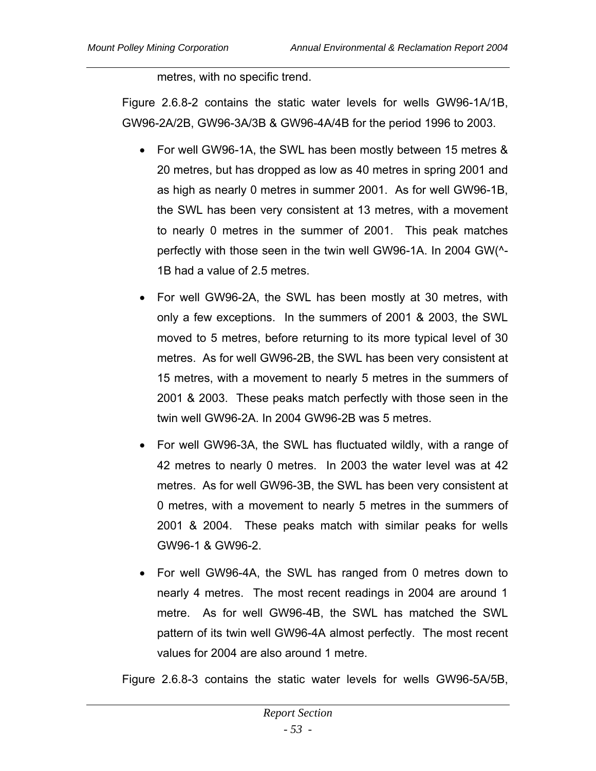metres, with no specific trend.

Figure 2.6.8-2 contains the static water levels for wells GW96-1A/1B, GW96-2A/2B, GW96-3A/3B & GW96-4A/4B for the period 1996 to 2003.

- For well GW96-1A, the SWL has been mostly between 15 metres & 20 metres, but has dropped as low as 40 metres in spring 2001 and as high as nearly 0 metres in summer 2001. As for well GW96-1B, the SWL has been very consistent at 13 metres, with a movement to nearly 0 metres in the summer of 2001. This peak matches perfectly with those seen in the twin well GW96-1A. In 2004 GW(^-1B had a value of 2.5 metres.

- For well GW96-2A, the SWL has been mostly at 30 metres, with only a few exceptions. In the summers of 2001 & 2003, the SWL moved to 5 metres, before returning to its more typical level of 30 metres. As for well GW96-2B, the SWL has been very consistent at 15 metres, with a movement to nearly 5 metres in the summers of 2001 & 2003. These peaks match perfectly with those seen in the twin well GW96-2A. In 2004 GW96-2B was 5 metres.

- For well GW96-3A, the SWL has fluctuated wildly, with a range of 42 metres to nearly 0 metres. In 2003 the water level was at 42 metres. As for well GW96-3B, the SWL has been very consistent at 0 metres, with a movement to nearly 5 metres in the summers of 2001 & 2004. These peaks match with similar peaks for wells GW96-1 & GW96-2.

- For well GW96-4A, the SWL has ranged from 0 metres down to nearly 4 metres. The most recent readings in 2004 are around 1 metre. As for well GW96-4B, the SWL has matched the SWL pattern of its twin well GW96-4A almost perfectly. The most recent values for 2004 are also around 1 metre.

Figure 2.6.8-3 contains the static water levels for wells GW96-5A/5B,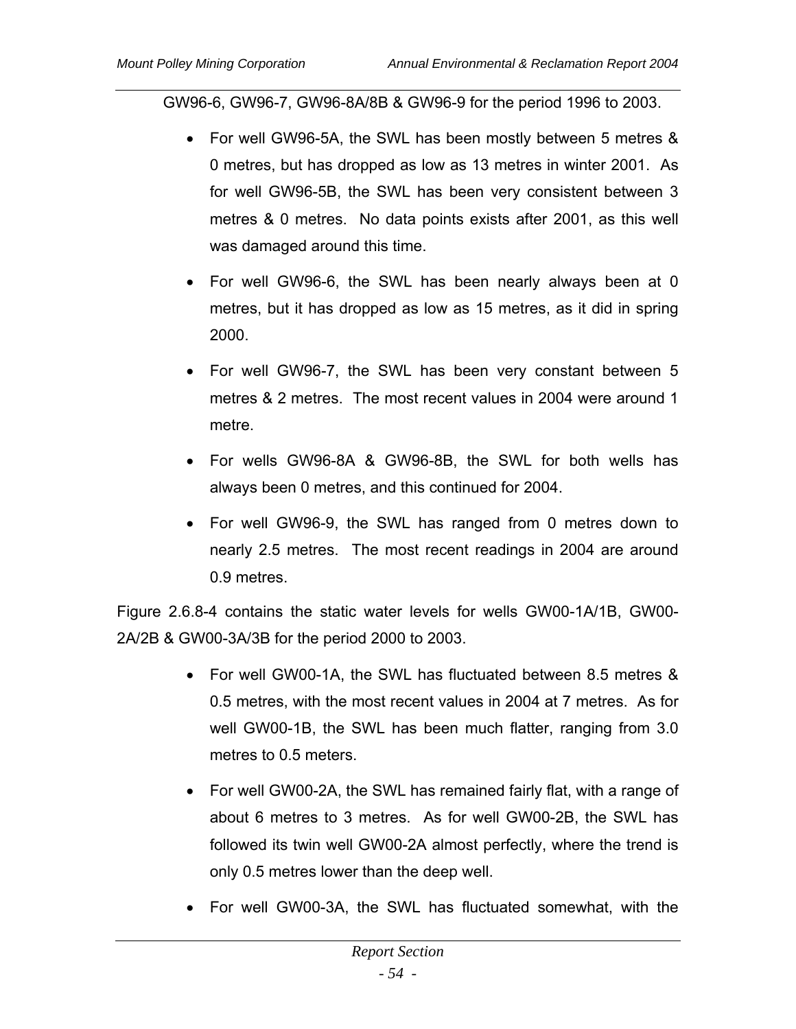GW96-6, GW96-7, GW96-8A/8B & GW96-9 for the period 1996 to 2003.

- For well GW96-5A, the SWL has been mostly between 5 metres & 0 metres, but has dropped as low as 13 metres in winter 2001. As for well GW96-5B, the SWL has been very consistent between 3 metres & 0 metres. No data points exists after 2001, as this well was damaged around this time.
- For well GW96-6, the SWL has been nearly always been at 0 metres, but it has dropped as low as 15 metres, as it did in spring 2000.
- For well GW96-7, the SWL has been very constant between 5 metres & 2 metres. The most recent values in 2004 were around 1 metre.
- For wells GW96-8A & GW96-8B, the SWL for both wells has always been 0 metres, and this continued for 2004.
- For well GW96-9, the SWL has ranged from 0 metres down to nearly 2.5 metres. The most recent readings in 2004 are around 0.9 metres.

Figure 2.6.8-4 contains the static water levels for wells GW00-1A/1B, GW00-2A/2B & GW00-3A/3B for the period 2000 to 2003.

- For well GW00-1A, the SWL has fluctuated between 8.5 metres & 0.5 metres, with the most recent values in 2004 at 7 metres. As for well GW00-1B, the SWL has been much flatter, ranging from 3.0 metres to 0.5 meters.
- For well GW00-2A, the SWL has remained fairly flat, with a range of about 6 metres to 3 metres. As for well GW00-2B, the SWL has followed its twin well GW00-2A almost perfectly, where the trend is only 0.5 metres lower than the deep well.
- For well GW00-3A, the SWL has fluctuated somewhat, with the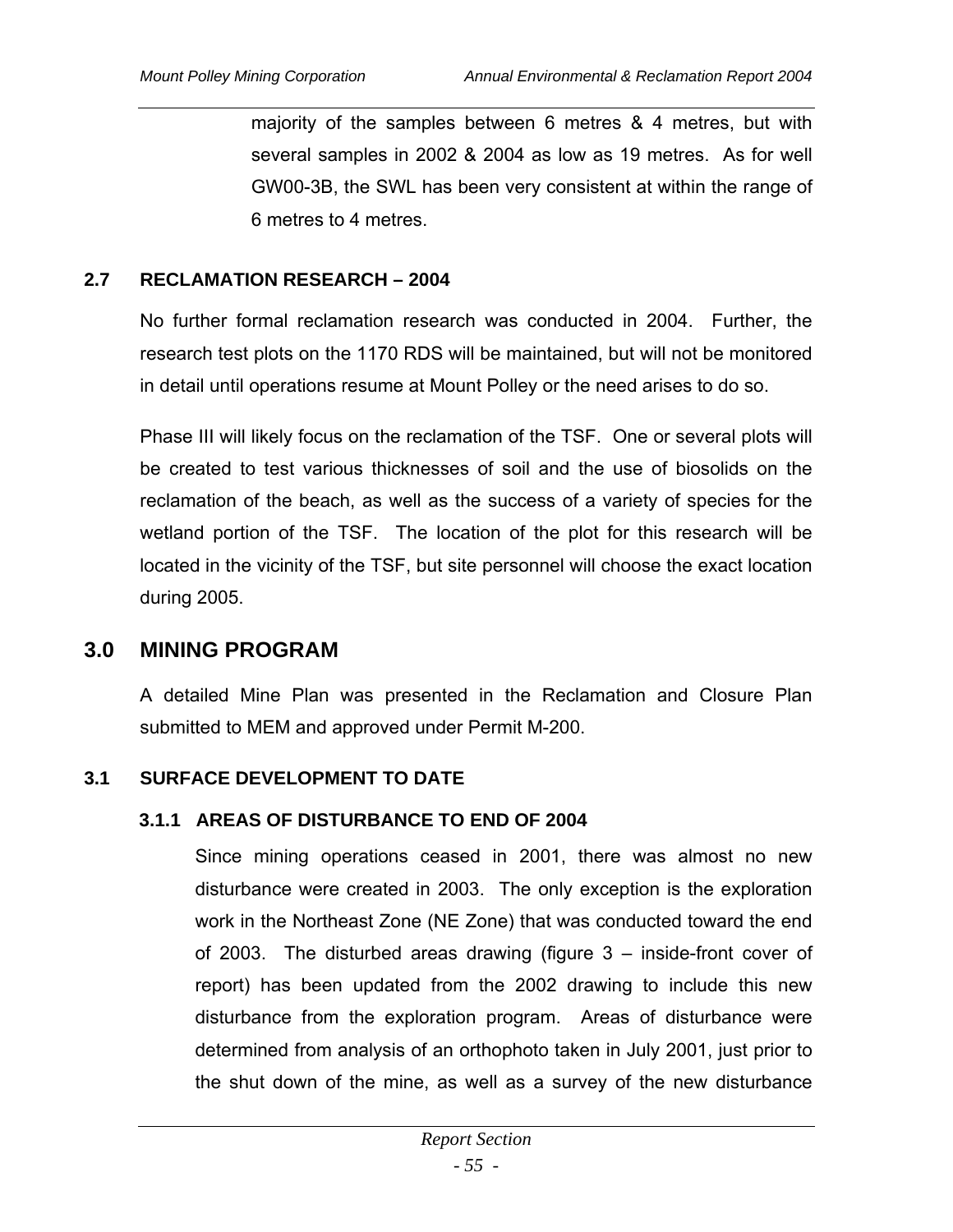majority of the samples between 6 metres & 4 metres, but with several samples in 2002 & 2004 as low as 19 metres. As for well GW00-3B, the SWL has been very consistent at within the range of 6 metres to 4 metres.

### 2.7 RECLAMATION RESEARCH – 2004

No further formal reclamation research was conducted in 2004. Further, the research test plots on the 1170 RDS will be maintained, but will not be monitored in detail until operations resume at Mount Polley or the need arises to do so.

Phase III will likely focus on the reclamation of the TSF. One or several plots will be created to test various thicknesses of soil and the use of biosolids on the reclamation of the beach, as well as the success of a variety of species for the wetland portion of the TSF. The location of the plot for this research will be located in the vicinity of the TSF, but site personnel will choose the exact location during 2005.

## 3.0 MINING PROGRAM

A detailed Mine Plan was presented in the Reclamation and Closure Plan submitted to MEM and approved under Permit M-200.

### 3.1 SURFACE DEVELOPMENT TO DATE

#### 3.1.1 AREAS OF DISTURBANCE TO END OF 2004

Since mining operations ceased in 2001, there was almost no new disturbance were created in 2003. The only exception is the exploration work in the Northeast Zone (NE Zone) that was conducted toward the end of 2003. The disturbed areas drawing (figure 3 – inside-front cover of report) has been updated from the 2002 drawing to include this new disturbance from the exploration program. Areas of disturbance were determined from analysis of an orthophoto taken in July 2001, just prior to the shut down of the mine, as well as a survey of the new disturbance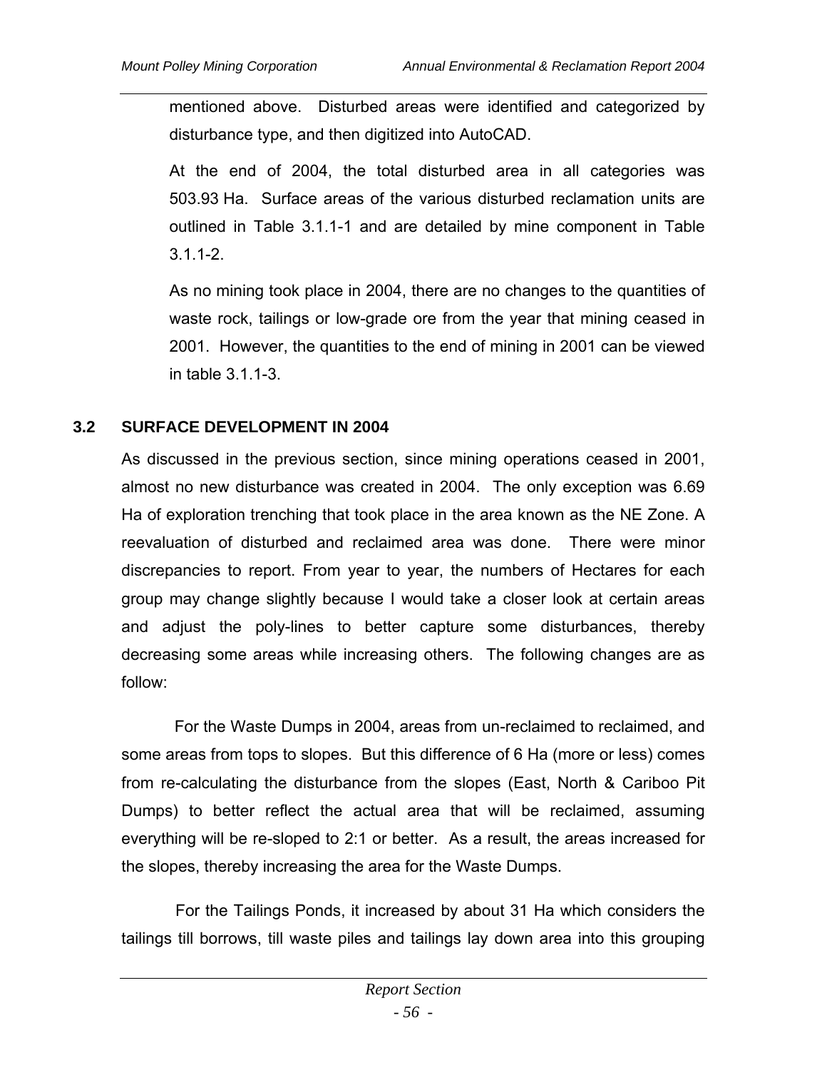mentioned above. Disturbed areas were identified and categorized by disturbance type, and then digitized into AutoCAD.

At the end of 2004, the total disturbed area in all categories was 503.93 Ha. Surface areas of the various disturbed reclamation units are outlined in Table 3.1.1-1 and are detailed by mine component in Table 3.1.1-2.

As no mining took place in 2004, there are no changes to the quantities of waste rock, tailings or low-grade ore from the year that mining ceased in 2001. However, the quantities to the end of mining in 2001 can be viewed in table 3.1.1-3.

## 3.2 SURFACE DEVELOPMENT IN 2004

As discussed in the previous section, since mining operations ceased in 2001, almost no new disturbance was created in 2004. The only exception was 6.69 Ha of exploration trenching that took place in the area known as the NE Zone. A reevaluation of disturbed and reclaimed area was done. There were minor discrepancies to report. From year to year, the numbers of Hectares for each group may change slightly because I would take a closer look at certain areas and adjust the poly-lines to better capture some disturbances, thereby decreasing some areas while increasing others. The following changes are as follow:

For the Waste Dumps in 2004, areas from un-reclaimed to reclaimed, and some areas from tops to slopes. But this difference of 6 Ha (more or less) comes from re-calculating the disturbance from the slopes (East, North & Cariboo Pit Dumps) to better reflect the actual area that will be reclaimed, assuming everything will be re-sloped to 2:1 or better. As a result, the areas increased for the slopes, thereby increasing the area for the Waste Dumps.

For the Tailings Ponds, it increased by about 31 Ha which considers the tailings till borrows, till waste piles and tailings lay down area into this grouping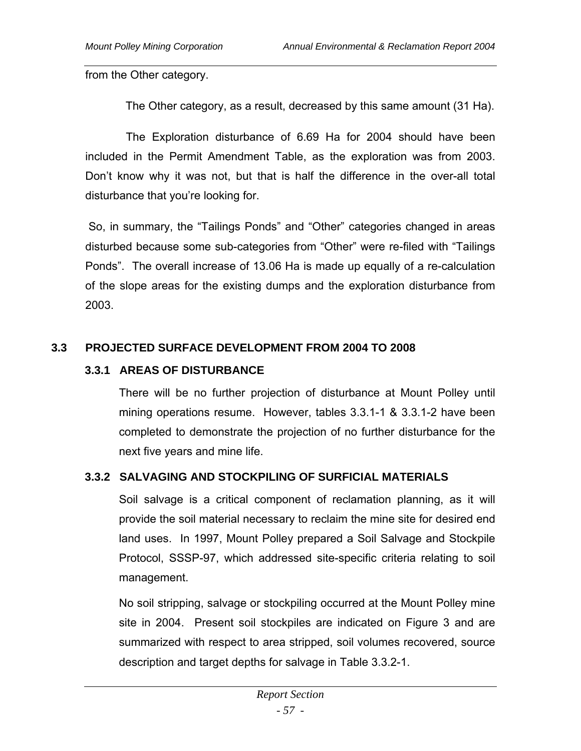from the Other category.

The Other category, as a result, decreased by this same amount (31 Ha).

The Exploration disturbance of 6.69 Ha for 2004 should have been included in the Permit Amendment Table, as the exploration was from 2003. Don't know why it was not, but that is half the difference in the over-all total disturbance that you're looking for.

So, in summary, the "Tailings Ponds" and "Other" categories changed in areas disturbed because some sub-categories from "Other" were re-filed with "Tailings Ponds". The overall increase of 13.06 Ha is made up equally of a re-calculation of the slope areas for the existing dumps and the exploration disturbance from 2003.

## 3.3 PROJECTED SURFACE DEVELOPMENT FROM 2004 TO 2008

### 3.3.1 AREAS OF DISTURBANCE

There will be no further projection of disturbance at Mount Polley until mining operations resume. However, tables 3.3.1-1 & 3.3.1-2 have been completed to demonstrate the projection of no further disturbance for the next five years and mine life.

### 3.3.2 SALVAGING AND STOCKPILING OF SURFICIAL MATERIALS

Soil salvage is a critical component of reclamation planning, as it will provide the soil material necessary to reclaim the mine site for desired end land uses. In 1997, Mount Polley prepared a Soil Salvage and Stockpile Protocol, SSSP-97, which addressed site-specific criteria relating to soil management.

No soil stripping, salvage or stockpiling occurred at the Mount Polley mine site in 2004. Present soil stockpiles are indicated on Figure 3 and are summarized with respect to area stripped, soil volumes recovered, source description and target depths for salvage in Table 3.3.2-1.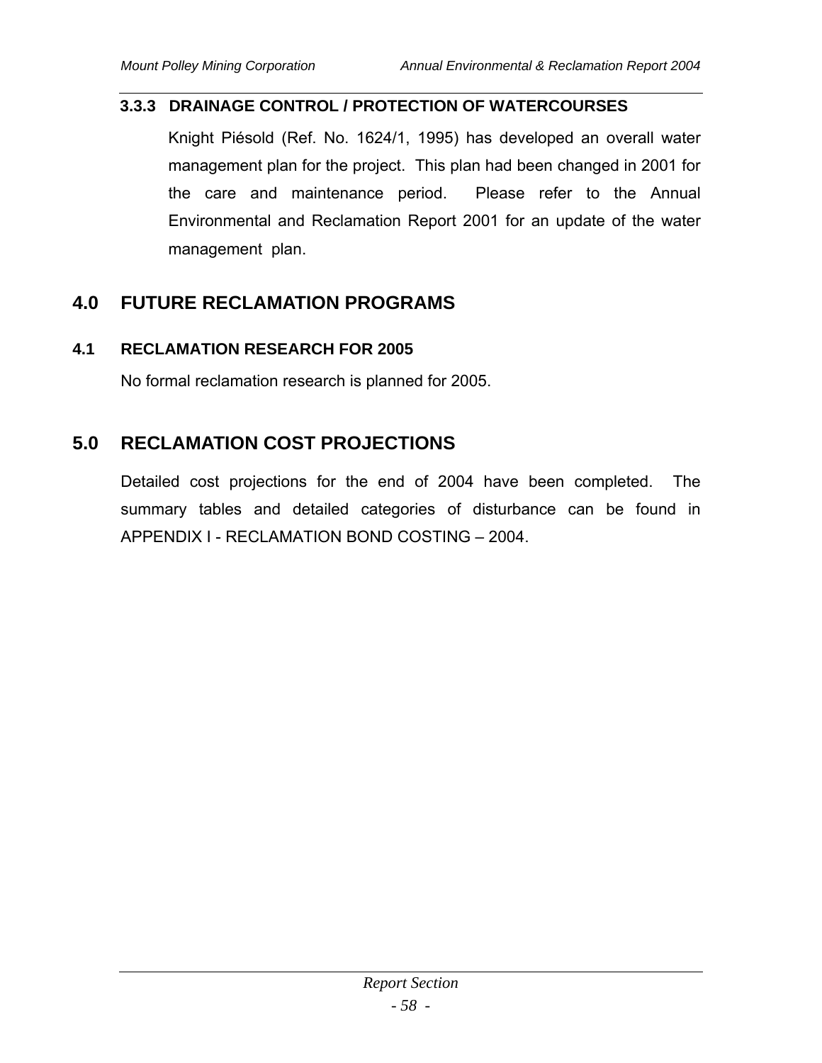### 3.3.3 DRAINAGE CONTROL / PROTECTION OF WATERCOURSES

Knight Piésold (Ref. No. 1624/1, 1995) has developed an overall water management plan for the project. This plan had been changed in 2001 for the care and maintenance period. Please refer to the Annual Environmental and Reclamation Report 2001 for an update of the water management plan.

# 4.0 FUTURE RECLAMATION PROGRAMS

## 4.1 RECLAMATION RESEARCH FOR 2005

No formal reclamation research is planned for 2005.

# 5.0 RECLAMATION COST PROJECTIONS

Detailed cost projections for the end of 2004 have been completed. The summary tables and detailed categories of disturbance can be found in APPENDIX I - RECLAMATION BOND COSTING – 2004.